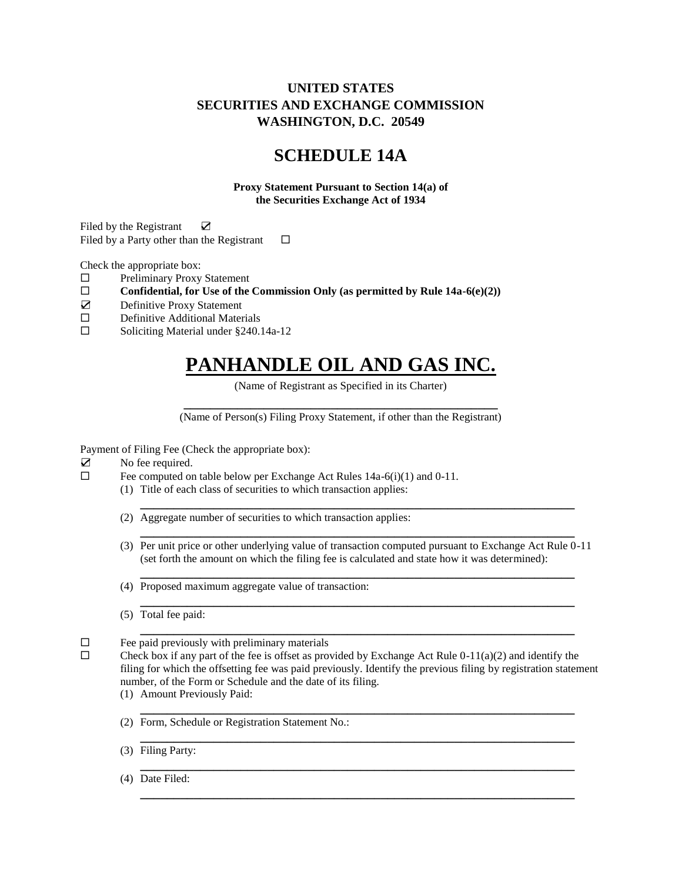**UNITED STATES**
**SECURITIES AND EXCHANGE COMMISSION**
**WASHINGTON, D.C. 20549**

# SCHEDULE 14A

**Proxy Statement Pursuant to Section 14(a) of the Securities Exchange Act of 1934**

Filed by the Registrant ☑
Filed by a Party other than the Registrant ☐

Check the appropriate box:

☐ Preliminary Proxy Statement
☐ **Confidential, for Use of the Commission Only (as permitted by Rule 14a-6(e)(2))**
☑ Definitive Proxy Statement
☐ Definitive Additional Materials
☐ Soliciting Material under §240.14a-12

# PANHANDLE OIL AND GAS INC.

(Name of Registrant as Specified in its Charter)

___________________________________________

(Name of Person(s) Filing Proxy Statement, if other than the Registrant)

Payment of Filing Fee (Check the appropriate box):

☑ No fee required.
☐ Fee computed on table below per Exchange Act Rules 14a-6(i)(1) and 0-11.

(1) Title of each class of securities to which transaction applies:
___________________________________________

(2) Aggregate number of securities to which transaction applies:
___________________________________________

(3) Per unit price or other underlying value of transaction computed pursuant to Exchange Act Rule 0-11 (set forth the amount on which the filing fee is calculated and state how it was determined):
___________________________________________

(4) Proposed maximum aggregate value of transaction:
___________________________________________

(5) Total fee paid:
___________________________________________

☐ Fee paid previously with preliminary materials
☐ Check box if any part of the fee is offset as provided by Exchange Act Rule 0-11(a)(2) and identify the filing for which the offsetting fee was paid previously. Identify the previous filing by registration statement number, of the Form or Schedule and the date of its filing.

(1) Amount Previously Paid:
___________________________________________

(2) Form, Schedule or Registration Statement No.:
___________________________________________

(3) Filing Party:
___________________________________________

(4) Date Filed:
___________________________________________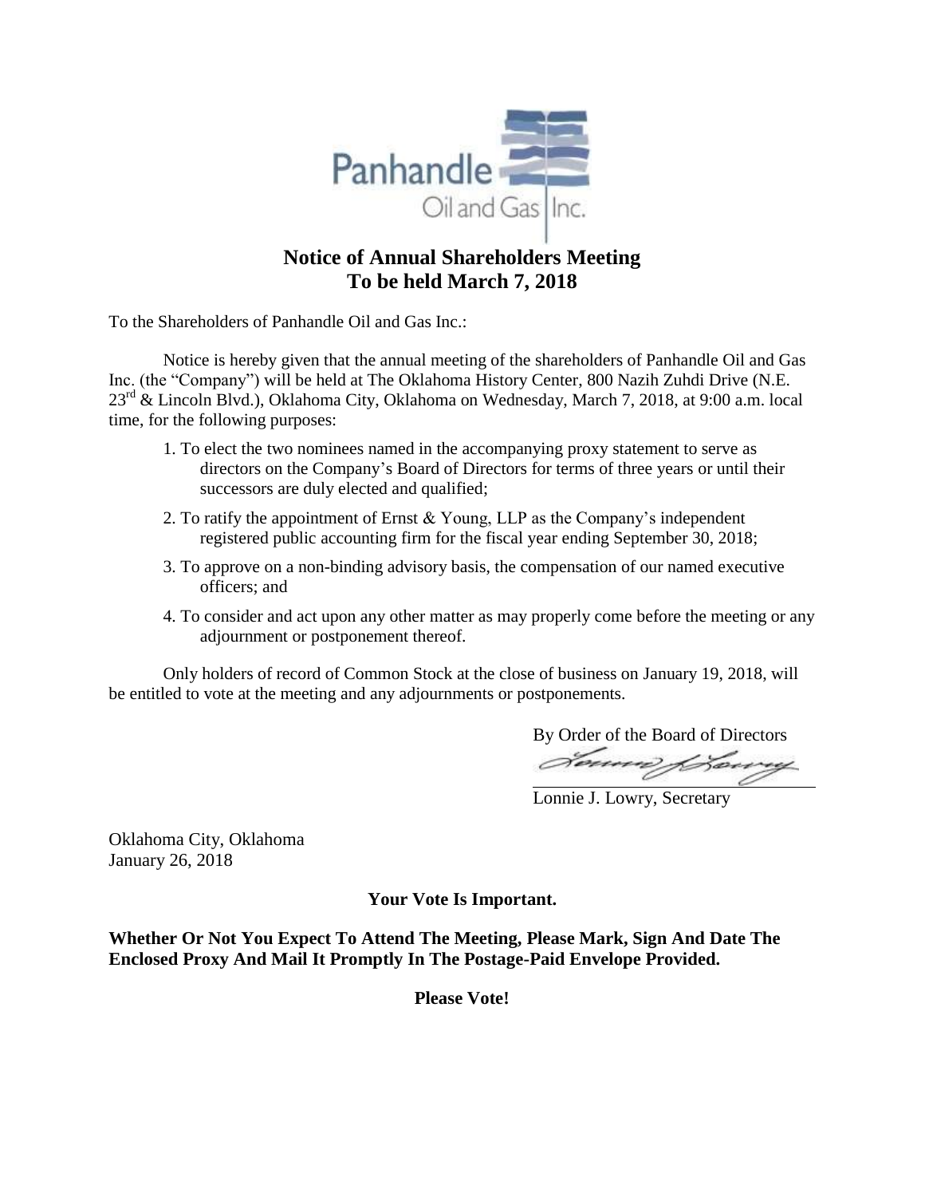# Notice of Annual Shareholders Meeting
# To be held March 7, 2018

To the Shareholders of Panhandle Oil and Gas Inc.:

Notice is hereby given that the annual meeting of the shareholders of Panhandle Oil and Gas Inc. (the "Company") will be held at The Oklahoma History Center, 800 Nazih Zuhdi Drive (N.E. 23rd & Lincoln Blvd.), Oklahoma City, Oklahoma on Wednesday, March 7, 2018, at 9:00 a.m. local time, for the following purposes:

1. To elect the two nominees named in the accompanying proxy statement to serve as directors on the Company's Board of Directors for terms of three years or until their successors are duly elected and qualified;
2. To ratify the appointment of Ernst & Young, LLP as the Company's independent registered public accounting firm for the fiscal year ending September 30, 2018;
3. To approve on a non-binding advisory basis, the compensation of our named executive officers; and
4. To consider and act upon any other matter as may properly come before the meeting or any adjournment or postponement thereof.

Only holders of record of Common Stock at the close of business on January 19, 2018, will be entitled to vote at the meeting and any adjournments or postponements.

By Order of the Board of Directors

Lonnie J. Lowry, Secretary

Oklahoma City, Oklahoma
January 26, 2018

**Your Vote Is Important.**

**Whether Or Not You Expect To Attend The Meeting, Please Mark, Sign And Date The Enclosed Proxy And Mail It Promptly In The Postage-Paid Envelope Provided.**

**Please Vote!**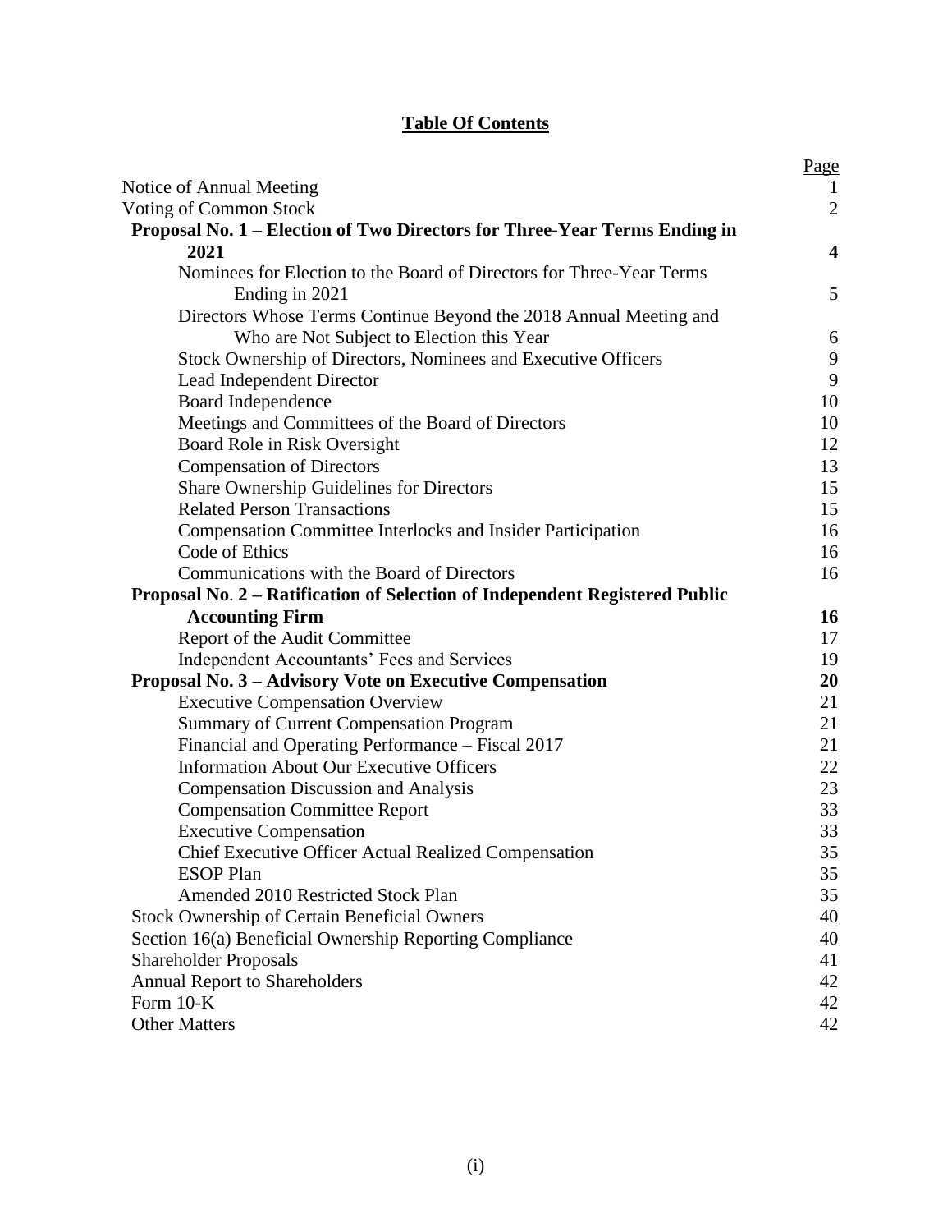## Table Of Contents

| | Page |
|---|---|
| Notice of Annual Meeting | 1 |
| Voting of Common Stock | 2 |
| **Proposal No. 1 – Election of Two Directors for Three-Year Terms Ending in 2021** | **4** |
| Nominees for Election to the Board of Directors for Three-Year Terms Ending in 2021 | 5 |
| Directors Whose Terms Continue Beyond the 2018 Annual Meeting and Who are Not Subject to Election this Year | 6 |
| Stock Ownership of Directors, Nominees and Executive Officers | 9 |
| Lead Independent Director | 9 |
| Board Independence | 10 |
| Meetings and Committees of the Board of Directors | 10 |
| Board Role in Risk Oversight | 12 |
| Compensation of Directors | 13 |
| Share Ownership Guidelines for Directors | 15 |
| Related Person Transactions | 15 |
| Compensation Committee Interlocks and Insider Participation | 16 |
| Code of Ethics | 16 |
| Communications with the Board of Directors | 16 |
| **Proposal No. 2 – Ratification of Selection of Independent Registered Public Accounting Firm** | **16** |
| Report of the Audit Committee | 17 |
| Independent Accountants' Fees and Services | 19 |
| **Proposal No. 3 – Advisory Vote on Executive Compensation** | **20** |
| Executive Compensation Overview | 21 |
| Summary of Current Compensation Program | 21 |
| Financial and Operating Performance – Fiscal 2017 | 21 |
| Information About Our Executive Officers | 22 |
| Compensation Discussion and Analysis | 23 |
| Compensation Committee Report | 33 |
| Executive Compensation | 33 |
| Chief Executive Officer Actual Realized Compensation | 35 |
| ESOP Plan | 35 |
| Amended 2010 Restricted Stock Plan | 35 |
| Stock Ownership of Certain Beneficial Owners | 40 |
| Section 16(a) Beneficial Ownership Reporting Compliance | 40 |
| Shareholder Proposals | 41 |
| Annual Report to Shareholders | 42 |
| Form 10-K | 42 |
| Other Matters | 42 |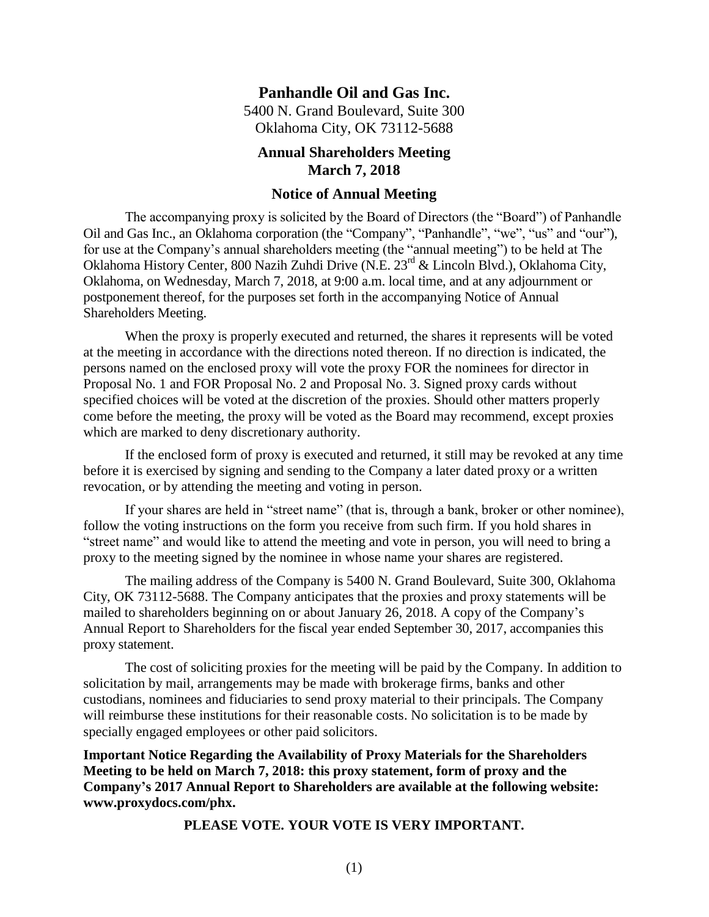# Panhandle Oil and Gas Inc.

5400 N. Grand Boulevard, Suite 300
Oklahoma City, OK 73112-5688

## Annual Shareholders Meeting
## March 7, 2018

### Notice of Annual Meeting

The accompanying proxy is solicited by the Board of Directors (the "Board") of Panhandle Oil and Gas Inc., an Oklahoma corporation (the "Company", "Panhandle", "we", "us" and "our"), for use at the Company's annual shareholders meeting (the "annual meeting") to be held at The Oklahoma History Center, 800 Nazih Zuhdi Drive (N.E. 23rd & Lincoln Blvd.), Oklahoma City, Oklahoma, on Wednesday, March 7, 2018, at 9:00 a.m. local time, and at any adjournment or postponement thereof, for the purposes set forth in the accompanying Notice of Annual Shareholders Meeting.

When the proxy is properly executed and returned, the shares it represents will be voted at the meeting in accordance with the directions noted thereon. If no direction is indicated, the persons named on the enclosed proxy will vote the proxy FOR the nominees for director in Proposal No. 1 and FOR Proposal No. 2 and Proposal No. 3. Signed proxy cards without specified choices will be voted at the discretion of the proxies. Should other matters properly come before the meeting, the proxy will be voted as the Board may recommend, except proxies which are marked to deny discretionary authority.

If the enclosed form of proxy is executed and returned, it still may be revoked at any time before it is exercised by signing and sending to the Company a later dated proxy or a written revocation, or by attending the meeting and voting in person.

If your shares are held in "street name" (that is, through a bank, broker or other nominee), follow the voting instructions on the form you receive from such firm. If you hold shares in "street name" and would like to attend the meeting and vote in person, you will need to bring a proxy to the meeting signed by the nominee in whose name your shares are registered.

The mailing address of the Company is 5400 N. Grand Boulevard, Suite 300, Oklahoma City, OK 73112-5688. The Company anticipates that the proxies and proxy statements will be mailed to shareholders beginning on or about January 26, 2018. A copy of the Company's Annual Report to Shareholders for the fiscal year ended September 30, 2017, accompanies this proxy statement.

The cost of soliciting proxies for the meeting will be paid by the Company. In addition to solicitation by mail, arrangements may be made with brokerage firms, banks and other custodians, nominees and fiduciaries to send proxy material to their principals. The Company will reimburse these institutions for their reasonable costs. No solicitation is to be made by specially engaged employees or other paid solicitors.

**Important Notice Regarding the Availability of Proxy Materials for the Shareholders Meeting to be held on March 7, 2018: this proxy statement, form of proxy and the Company's 2017 Annual Report to Shareholders are available at the following website: www.proxydocs.com/phx.**

**PLEASE VOTE. YOUR VOTE IS VERY IMPORTANT.**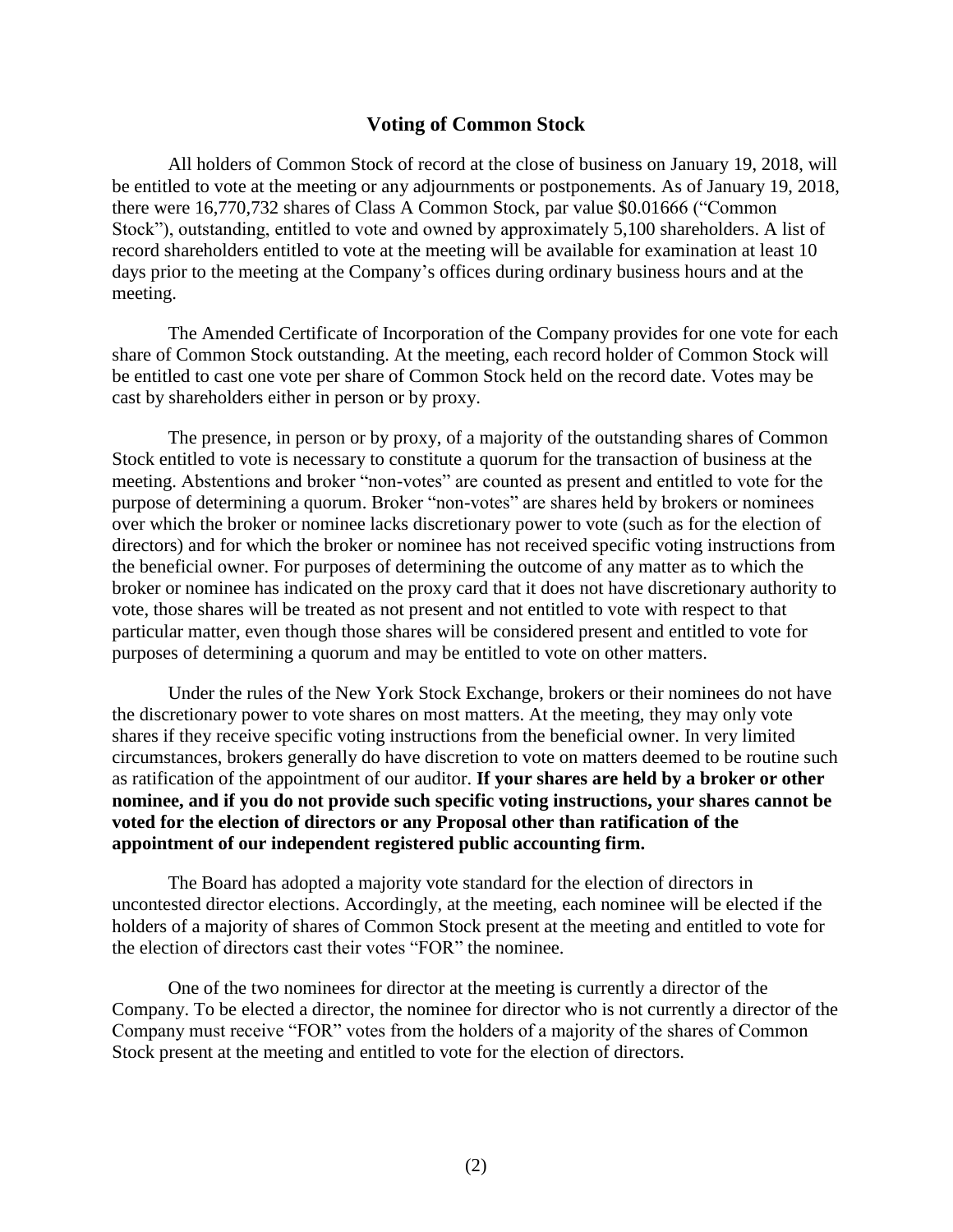## Voting of Common Stock

All holders of Common Stock of record at the close of business on January 19, 2018, will be entitled to vote at the meeting or any adjournments or postponements. As of January 19, 2018, there were 16,770,732 shares of Class A Common Stock, par value $0.01666 ("Common Stock"), outstanding, entitled to vote and owned by approximately 5,100 shareholders. A list of record shareholders entitled to vote at the meeting will be available for examination at least 10 days prior to the meeting at the Company's offices during ordinary business hours and at the meeting.

The Amended Certificate of Incorporation of the Company provides for one vote for each share of Common Stock outstanding. At the meeting, each record holder of Common Stock will be entitled to cast one vote per share of Common Stock held on the record date. Votes may be cast by shareholders either in person or by proxy.

The presence, in person or by proxy, of a majority of the outstanding shares of Common Stock entitled to vote is necessary to constitute a quorum for the transaction of business at the meeting. Abstentions and broker "non-votes" are counted as present and entitled to vote for the purpose of determining a quorum. Broker "non-votes" are shares held by brokers or nominees over which the broker or nominee lacks discretionary power to vote (such as for the election of directors) and for which the broker or nominee has not received specific voting instructions from the beneficial owner. For purposes of determining the outcome of any matter as to which the broker or nominee has indicated on the proxy card that it does not have discretionary authority to vote, those shares will be treated as not present and not entitled to vote with respect to that particular matter, even though those shares will be considered present and entitled to vote for purposes of determining a quorum and may be entitled to vote on other matters.

Under the rules of the New York Stock Exchange, brokers or their nominees do not have the discretionary power to vote shares on most matters. At the meeting, they may only vote shares if they receive specific voting instructions from the beneficial owner. In very limited circumstances, brokers generally do have discretion to vote on matters deemed to be routine such as ratification of the appointment of our auditor. **If your shares are held by a broker or other nominee, and if you do not provide such specific voting instructions, your shares cannot be voted for the election of directors or any Proposal other than ratification of the appointment of our independent registered public accounting firm.**

The Board has adopted a majority vote standard for the election of directors in uncontested director elections. Accordingly, at the meeting, each nominee will be elected if the holders of a majority of shares of Common Stock present at the meeting and entitled to vote for the election of directors cast their votes "FOR" the nominee.

One of the two nominees for director at the meeting is currently a director of the Company. To be elected a director, the nominee for director who is not currently a director of the Company must receive "FOR" votes from the holders of a majority of the shares of Common Stock present at the meeting and entitled to vote for the election of directors.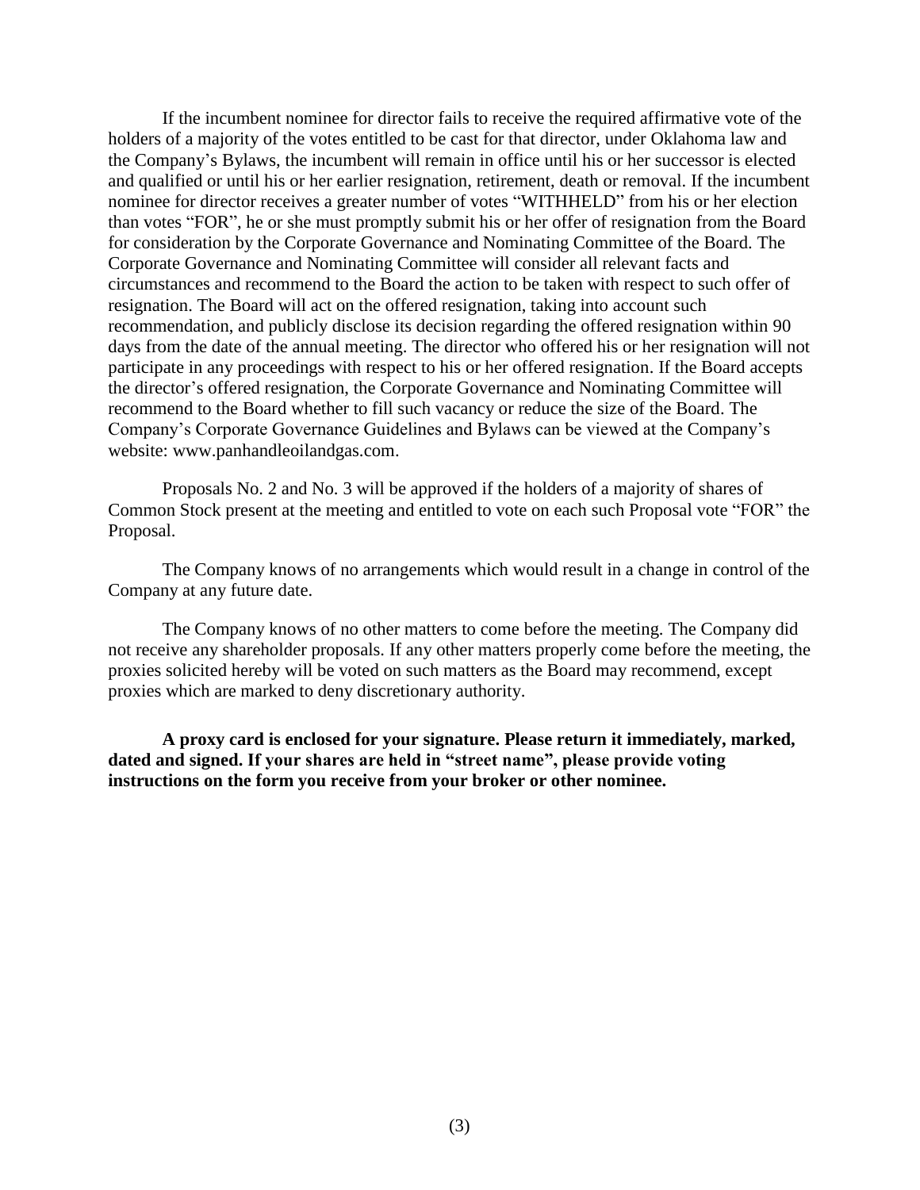If the incumbent nominee for director fails to receive the required affirmative vote of the holders of a majority of the votes entitled to be cast for that director, under Oklahoma law and the Company's Bylaws, the incumbent will remain in office until his or her successor is elected and qualified or until his or her earlier resignation, retirement, death or removal. If the incumbent nominee for director receives a greater number of votes "WITHHELD" from his or her election than votes "FOR", he or she must promptly submit his or her offer of resignation from the Board for consideration by the Corporate Governance and Nominating Committee of the Board. The Corporate Governance and Nominating Committee will consider all relevant facts and circumstances and recommend to the Board the action to be taken with respect to such offer of resignation. The Board will act on the offered resignation, taking into account such recommendation, and publicly disclose its decision regarding the offered resignation within 90 days from the date of the annual meeting. The director who offered his or her resignation will not participate in any proceedings with respect to his or her offered resignation. If the Board accepts the director's offered resignation, the Corporate Governance and Nominating Committee will recommend to the Board whether to fill such vacancy or reduce the size of the Board. The Company's Corporate Governance Guidelines and Bylaws can be viewed at the Company's website: www.panhandleoilandgas.com.

Proposals No. 2 and No. 3 will be approved if the holders of a majority of shares of Common Stock present at the meeting and entitled to vote on each such Proposal vote "FOR" the Proposal.

The Company knows of no arrangements which would result in a change in control of the Company at any future date.

The Company knows of no other matters to come before the meeting. The Company did not receive any shareholder proposals. If any other matters properly come before the meeting, the proxies solicited hereby will be voted on such matters as the Board may recommend, except proxies which are marked to deny discretionary authority.

**A proxy card is enclosed for your signature. Please return it immediately, marked, dated and signed. If your shares are held in "street name", please provide voting instructions on the form you receive from your broker or other nominee.**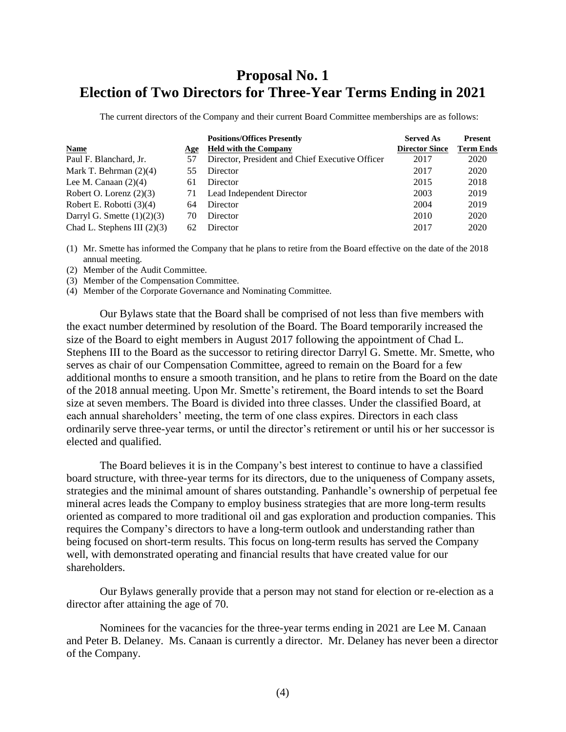# Proposal No. 1
# Election of Two Directors for Three-Year Terms Ending in 2021

The current directors of the Company and their current Board Committee memberships are as follows:

| Name | Age | Positions/Offices Presently Held with the Company | Served As Director Since | Present Term Ends |
|---|---|---|---|---|
| Paul F. Blanchard, Jr. | 57 | Director, President and Chief Executive Officer | 2017 | 2020 |
| Mark T. Behrman (2)(4) | 55 | Director | 2017 | 2020 |
| Lee M. Canaan (2)(4) | 61 | Director | 2015 | 2018 |
| Robert O. Lorenz (2)(3) | 71 | Lead Independent Director | 2003 | 2019 |
| Robert E. Robotti (3)(4) | 64 | Director | 2004 | 2019 |
| Darryl G. Smette (1)(2)(3) | 70 | Director | 2010 | 2020 |
| Chad L. Stephens III (2)(3) | 62 | Director | 2017 | 2020 |

(1) Mr. Smette has informed the Company that he plans to retire from the Board effective on the date of the 2018 annual meeting.
(2) Member of the Audit Committee.
(3) Member of the Compensation Committee.
(4) Member of the Corporate Governance and Nominating Committee.

Our Bylaws state that the Board shall be comprised of not less than five members with the exact number determined by resolution of the Board. The Board temporarily increased the size of the Board to eight members in August 2017 following the appointment of Chad L. Stephens III to the Board as the successor to retiring director Darryl G. Smette. Mr. Smette, who serves as chair of our Compensation Committee, agreed to remain on the Board for a few additional months to ensure a smooth transition, and he plans to retire from the Board on the date of the 2018 annual meeting. Upon Mr. Smette's retirement, the Board intends to set the Board size at seven members. The Board is divided into three classes. Under the classified Board, at each annual shareholders' meeting, the term of one class expires. Directors in each class ordinarily serve three-year terms, or until the director's retirement or until his or her successor is elected and qualified.

The Board believes it is in the Company's best interest to continue to have a classified board structure, with three-year terms for its directors, due to the uniqueness of Company assets, strategies and the minimal amount of shares outstanding. Panhandle's ownership of perpetual fee mineral acres leads the Company to employ business strategies that are more long-term results oriented as compared to more traditional oil and gas exploration and production companies. This requires the Company's directors to have a long-term outlook and understanding rather than being focused on short-term results. This focus on long-term results has served the Company well, with demonstrated operating and financial results that have created value for our shareholders.

Our Bylaws generally provide that a person may not stand for election or re-election as a director after attaining the age of 70.

Nominees for the vacancies for the three-year terms ending in 2021 are Lee M. Canaan and Peter B. Delaney. Ms. Canaan is currently a director. Mr. Delaney has never been a director of the Company.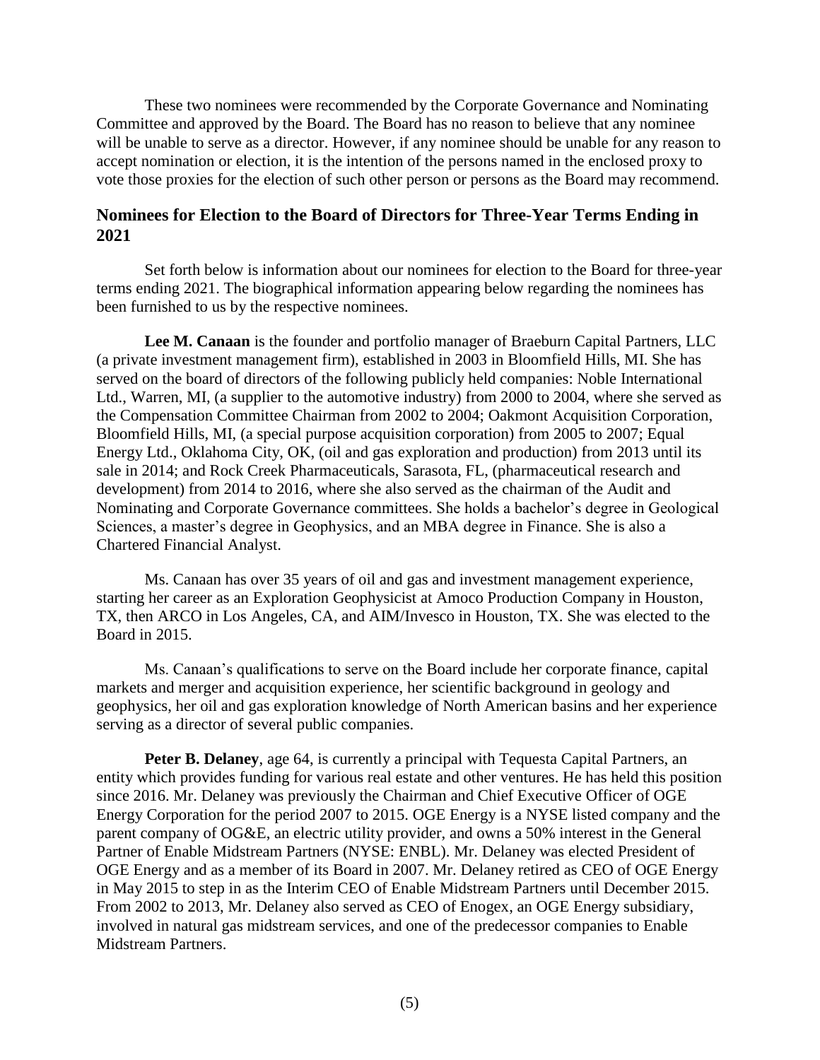These two nominees were recommended by the Corporate Governance and Nominating Committee and approved by the Board. The Board has no reason to believe that any nominee will be unable to serve as a director. However, if any nominee should be unable for any reason to accept nomination or election, it is the intention of the persons named in the enclosed proxy to vote those proxies for the election of such other person or persons as the Board may recommend.

## Nominees for Election to the Board of Directors for Three-Year Terms Ending in 2021

Set forth below is information about our nominees for election to the Board for three-year terms ending 2021. The biographical information appearing below regarding the nominees has been furnished to us by the respective nominees.

**Lee M. Canaan** is the founder and portfolio manager of Braeburn Capital Partners, LLC (a private investment management firm), established in 2003 in Bloomfield Hills, MI. She has served on the board of directors of the following publicly held companies: Noble International Ltd., Warren, MI, (a supplier to the automotive industry) from 2000 to 2004, where she served as the Compensation Committee Chairman from 2002 to 2004; Oakmont Acquisition Corporation, Bloomfield Hills, MI, (a special purpose acquisition corporation) from 2005 to 2007; Equal Energy Ltd., Oklahoma City, OK, (oil and gas exploration and production) from 2013 until its sale in 2014; and Rock Creek Pharmaceuticals, Sarasota, FL, (pharmaceutical research and development) from 2014 to 2016, where she also served as the chairman of the Audit and Nominating and Corporate Governance committees. She holds a bachelor's degree in Geological Sciences, a master's degree in Geophysics, and an MBA degree in Finance. She is also a Chartered Financial Analyst.

Ms. Canaan has over 35 years of oil and gas and investment management experience, starting her career as an Exploration Geophysicist at Amoco Production Company in Houston, TX, then ARCO in Los Angeles, CA, and AIM/Invesco in Houston, TX. She was elected to the Board in 2015.

Ms. Canaan's qualifications to serve on the Board include her corporate finance, capital markets and merger and acquisition experience, her scientific background in geology and geophysics, her oil and gas exploration knowledge of North American basins and her experience serving as a director of several public companies.

**Peter B. Delaney**, age 64, is currently a principal with Tequesta Capital Partners, an entity which provides funding for various real estate and other ventures. He has held this position since 2016. Mr. Delaney was previously the Chairman and Chief Executive Officer of OGE Energy Corporation for the period 2007 to 2015. OGE Energy is a NYSE listed company and the parent company of OG&E, an electric utility provider, and owns a 50% interest in the General Partner of Enable Midstream Partners (NYSE: ENBL). Mr. Delaney was elected President of OGE Energy and as a member of its Board in 2007. Mr. Delaney retired as CEO of OGE Energy in May 2015 to step in as the Interim CEO of Enable Midstream Partners until December 2015. From 2002 to 2013, Mr. Delaney also served as CEO of Enogex, an OGE Energy subsidiary, involved in natural gas midstream services, and one of the predecessor companies to Enable Midstream Partners.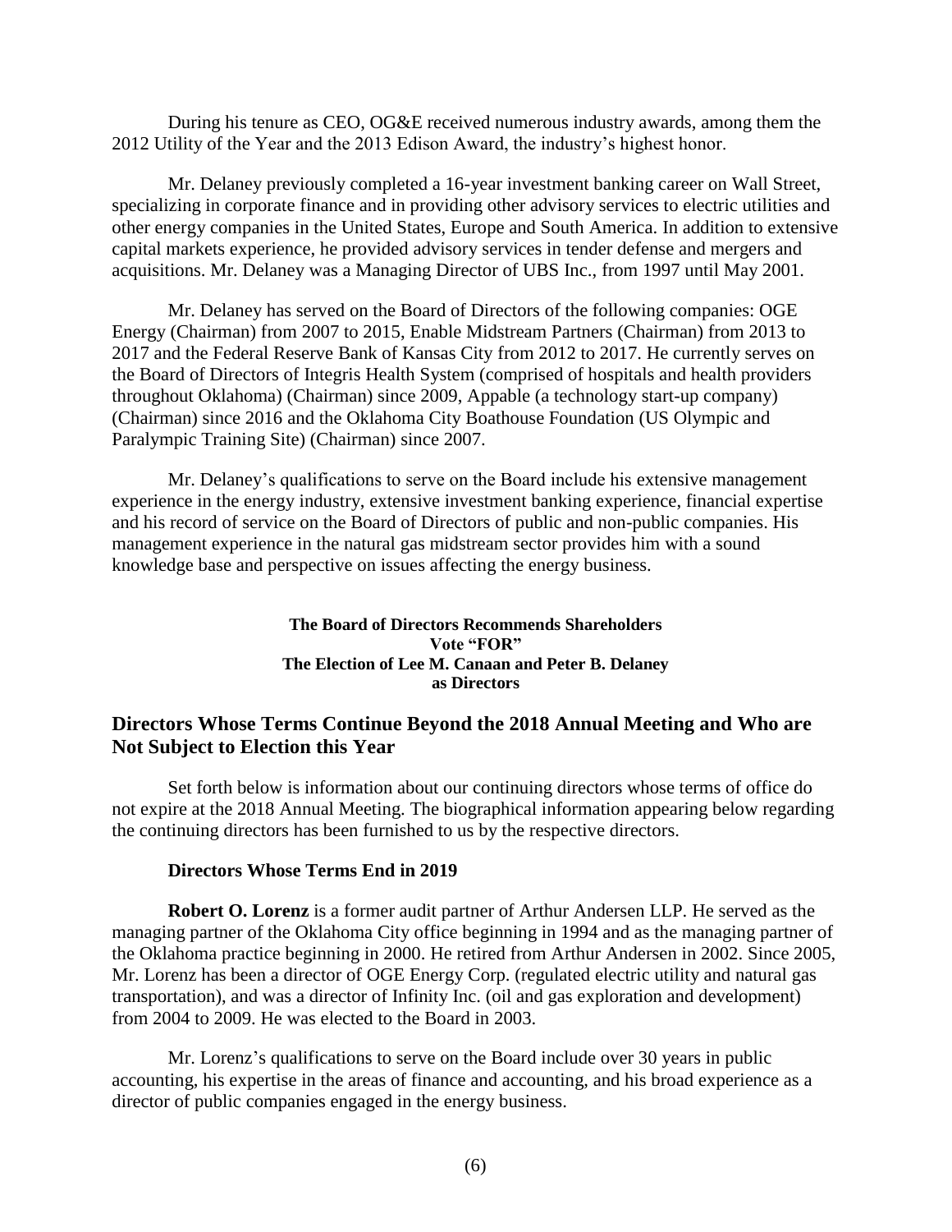During his tenure as CEO, OG&E received numerous industry awards, among them the 2012 Utility of the Year and the 2013 Edison Award, the industry's highest honor.

Mr. Delaney previously completed a 16-year investment banking career on Wall Street, specializing in corporate finance and in providing other advisory services to electric utilities and other energy companies in the United States, Europe and South America. In addition to extensive capital markets experience, he provided advisory services in tender defense and mergers and acquisitions. Mr. Delaney was a Managing Director of UBS Inc., from 1997 until May 2001.

Mr. Delaney has served on the Board of Directors of the following companies: OGE Energy (Chairman) from 2007 to 2015, Enable Midstream Partners (Chairman) from 2013 to 2017 and the Federal Reserve Bank of Kansas City from 2012 to 2017. He currently serves on the Board of Directors of Integris Health System (comprised of hospitals and health providers throughout Oklahoma) (Chairman) since 2009, Appable (a technology start-up company) (Chairman) since 2016 and the Oklahoma City Boathouse Foundation (US Olympic and Paralympic Training Site) (Chairman) since 2007.

Mr. Delaney's qualifications to serve on the Board include his extensive management experience in the energy industry, extensive investment banking experience, financial expertise and his record of service on the Board of Directors of public and non-public companies. His management experience in the natural gas midstream sector provides him with a sound knowledge base and perspective on issues affecting the energy business.

**The Board of Directors Recommends Shareholders Vote "FOR" The Election of Lee M. Canaan and Peter B. Delaney as Directors**

## Directors Whose Terms Continue Beyond the 2018 Annual Meeting and Who are Not Subject to Election this Year

Set forth below is information about our continuing directors whose terms of office do not expire at the 2018 Annual Meeting. The biographical information appearing below regarding the continuing directors has been furnished to us by the respective directors.

### Directors Whose Terms End in 2019

**Robert O. Lorenz** is a former audit partner of Arthur Andersen LLP. He served as the managing partner of the Oklahoma City office beginning in 1994 and as the managing partner of the Oklahoma practice beginning in 2000. He retired from Arthur Andersen in 2002. Since 2005, Mr. Lorenz has been a director of OGE Energy Corp. (regulated electric utility and natural gas transportation), and was a director of Infinity Inc. (oil and gas exploration and development) from 2004 to 2009. He was elected to the Board in 2003.

Mr. Lorenz's qualifications to serve on the Board include over 30 years in public accounting, his expertise in the areas of finance and accounting, and his broad experience as a director of public companies engaged in the energy business.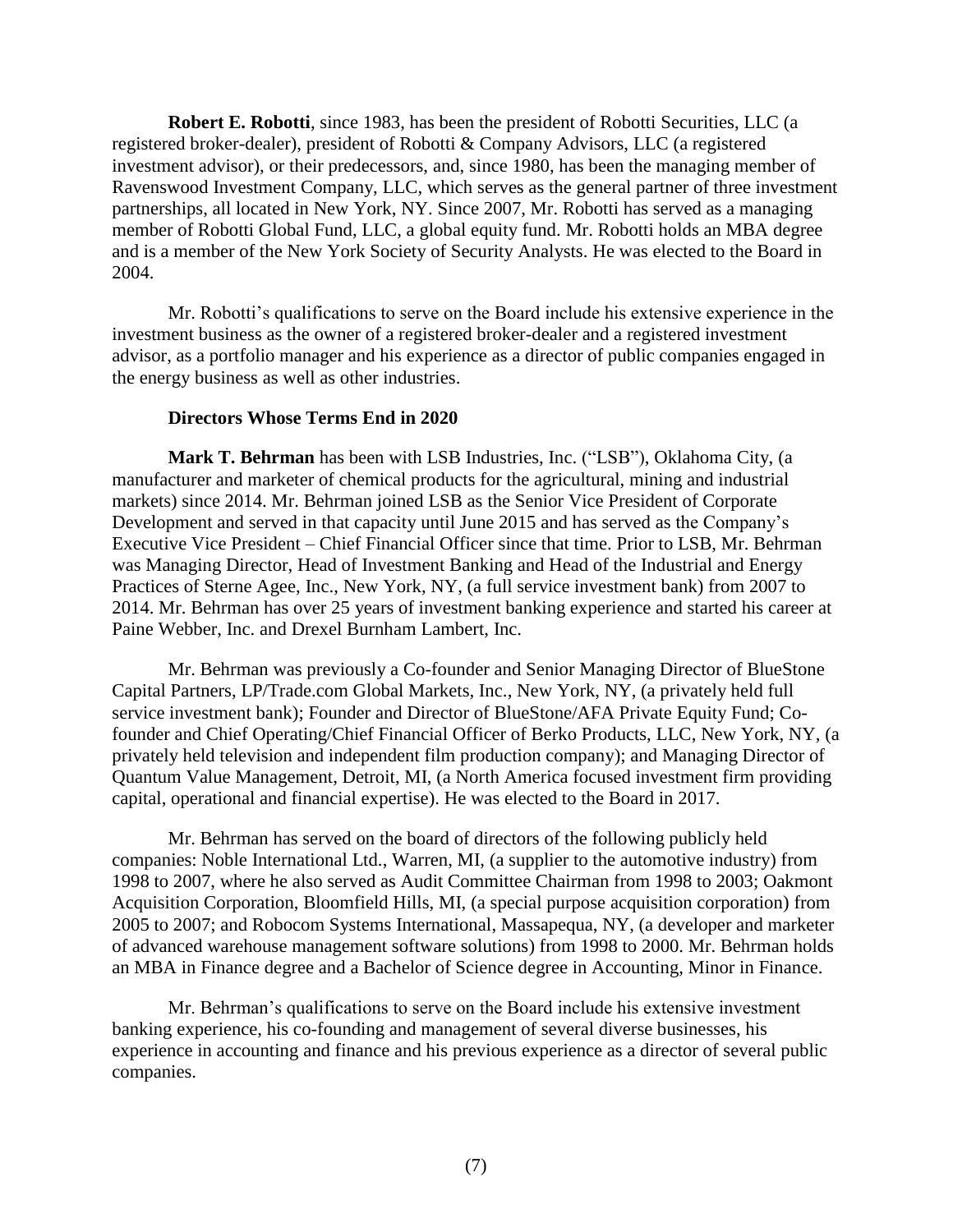**Robert E. Robotti**, since 1983, has been the president of Robotti Securities, LLC (a registered broker-dealer), president of Robotti & Company Advisors, LLC (a registered investment advisor), or their predecessors, and, since 1980, has been the managing member of Ravenswood Investment Company, LLC, which serves as the general partner of three investment partnerships, all located in New York, NY. Since 2007, Mr. Robotti has served as a managing member of Robotti Global Fund, LLC, a global equity fund. Mr. Robotti holds an MBA degree and is a member of the New York Society of Security Analysts. He was elected to the Board in 2004.

Mr. Robotti's qualifications to serve on the Board include his extensive experience in the investment business as the owner of a registered broker-dealer and a registered investment advisor, as a portfolio manager and his experience as a director of public companies engaged in the energy business as well as other industries.

**Directors Whose Terms End in 2020**

**Mark T. Behrman** has been with LSB Industries, Inc. ("LSB"), Oklahoma City, (a manufacturer and marketer of chemical products for the agricultural, mining and industrial markets) since 2014. Mr. Behrman joined LSB as the Senior Vice President of Corporate Development and served in that capacity until June 2015 and has served as the Company's Executive Vice President – Chief Financial Officer since that time. Prior to LSB, Mr. Behrman was Managing Director, Head of Investment Banking and Head of the Industrial and Energy Practices of Sterne Agee, Inc., New York, NY, (a full service investment bank) from 2007 to 2014. Mr. Behrman has over 25 years of investment banking experience and started his career at Paine Webber, Inc. and Drexel Burnham Lambert, Inc.

Mr. Behrman was previously a Co-founder and Senior Managing Director of BlueStone Capital Partners, LP/Trade.com Global Markets, Inc., New York, NY, (a privately held full service investment bank); Founder and Director of BlueStone/AFA Private Equity Fund; Co-founder and Chief Operating/Chief Financial Officer of Berko Products, LLC, New York, NY, (a privately held television and independent film production company); and Managing Director of Quantum Value Management, Detroit, MI, (a North America focused investment firm providing capital, operational and financial expertise). He was elected to the Board in 2017.

Mr. Behrman has served on the board of directors of the following publicly held companies: Noble International Ltd., Warren, MI, (a supplier to the automotive industry) from 1998 to 2007, where he also served as Audit Committee Chairman from 1998 to 2003; Oakmont Acquisition Corporation, Bloomfield Hills, MI, (a special purpose acquisition corporation) from 2005 to 2007; and Robocom Systems International, Massapequa, NY, (a developer and marketer of advanced warehouse management software solutions) from 1998 to 2000. Mr. Behrman holds an MBA in Finance degree and a Bachelor of Science degree in Accounting, Minor in Finance.

Mr. Behrman's qualifications to serve on the Board include his extensive investment banking experience, his co-founding and management of several diverse businesses, his experience in accounting and finance and his previous experience as a director of several public companies.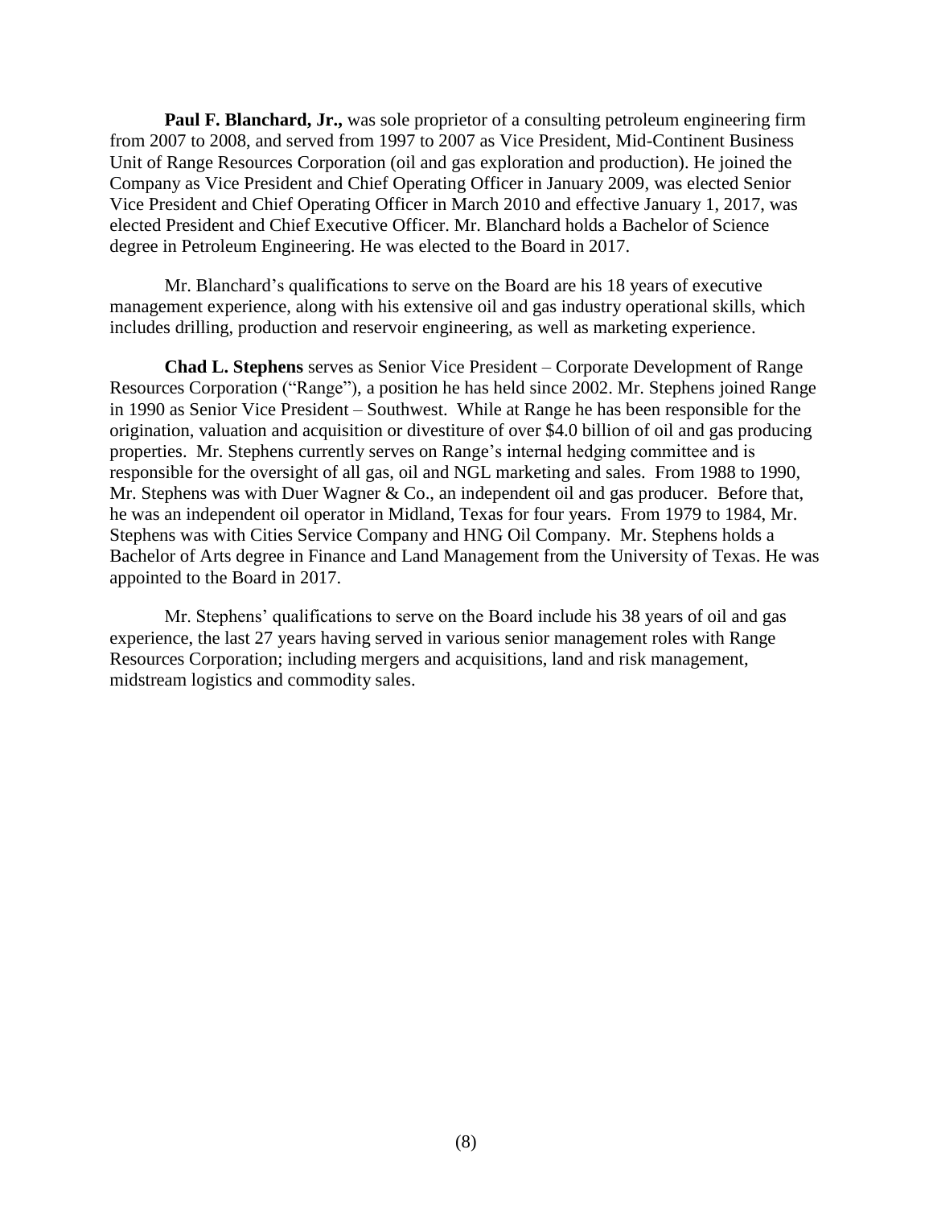**Paul F. Blanchard, Jr.,** was sole proprietor of a consulting petroleum engineering firm from 2007 to 2008, and served from 1997 to 2007 as Vice President, Mid-Continent Business Unit of Range Resources Corporation (oil and gas exploration and production). He joined the Company as Vice President and Chief Operating Officer in January 2009, was elected Senior Vice President and Chief Operating Officer in March 2010 and effective January 1, 2017, was elected President and Chief Executive Officer. Mr. Blanchard holds a Bachelor of Science degree in Petroleum Engineering. He was elected to the Board in 2017.

Mr. Blanchard's qualifications to serve on the Board are his 18 years of executive management experience, along with his extensive oil and gas industry operational skills, which includes drilling, production and reservoir engineering, as well as marketing experience.

**Chad L. Stephens** serves as Senior Vice President – Corporate Development of Range Resources Corporation ("Range"), a position he has held since 2002. Mr. Stephens joined Range in 1990 as Senior Vice President – Southwest. While at Range he has been responsible for the origination, valuation and acquisition or divestiture of over $4.0 billion of oil and gas producing properties. Mr. Stephens currently serves on Range's internal hedging committee and is responsible for the oversight of all gas, oil and NGL marketing and sales. From 1988 to 1990, Mr. Stephens was with Duer Wagner & Co., an independent oil and gas producer. Before that, he was an independent oil operator in Midland, Texas for four years. From 1979 to 1984, Mr. Stephens was with Cities Service Company and HNG Oil Company. Mr. Stephens holds a Bachelor of Arts degree in Finance and Land Management from the University of Texas. He was appointed to the Board in 2017.

Mr. Stephens' qualifications to serve on the Board include his 38 years of oil and gas experience, the last 27 years having served in various senior management roles with Range Resources Corporation; including mergers and acquisitions, land and risk management, midstream logistics and commodity sales.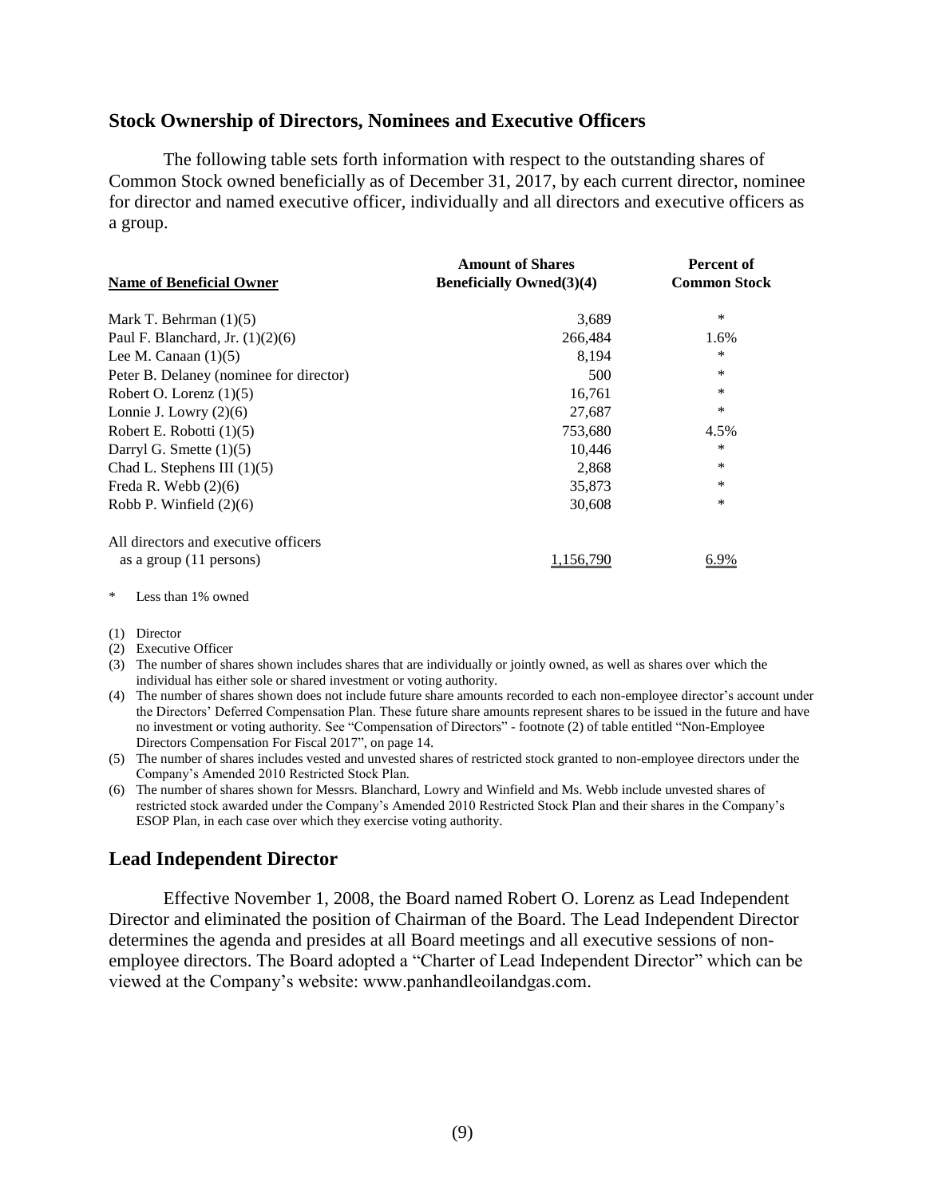## Stock Ownership of Directors, Nominees and Executive Officers

The following table sets forth information with respect to the outstanding shares of Common Stock owned beneficially as of December 31, 2017, by each current director, nominee for director and named executive officer, individually and all directors and executive officers as a group.

| Name of Beneficial Owner | Amount of Shares Beneficially Owned(3)(4) | Percent of Common Stock |
|---|---|---|
| Mark T. Behrman (1)(5) | 3,689 | * |
| Paul F. Blanchard, Jr. (1)(2)(6) | 266,484 | 1.6% |
| Lee M. Canaan (1)(5) | 8,194 | * |
| Peter B. Delaney (nominee for director) | 500 | * |
| Robert O. Lorenz (1)(5) | 16,761 | * |
| Lonnie J. Lowry (2)(6) | 27,687 | * |
| Robert E. Robotti (1)(5) | 753,680 | 4.5% |
| Darryl G. Smette (1)(5) | 10,446 | * |
| Chad L. Stephens III (1)(5) | 2,868 | * |
| Freda R. Webb (2)(6) | 35,873 | * |
| Robb P. Winfield (2)(6) | 30,608 | * |
| All directors and executive officers as a group (11 persons) | 1,156,790 | 6.9% |

\* Less than 1% owned

(1) Director
(2) Executive Officer
(3) The number of shares shown includes shares that are individually or jointly owned, as well as shares over which the individual has either sole or shared investment or voting authority.
(4) The number of shares shown does not include future share amounts recorded to each non-employee director's account under the Directors' Deferred Compensation Plan. These future share amounts represent shares to be issued in the future and have no investment or voting authority. See "Compensation of Directors" - footnote (2) of table entitled "Non-Employee Directors Compensation For Fiscal 2017", on page 14.
(5) The number of shares includes vested and unvested shares of restricted stock granted to non-employee directors under the Company's Amended 2010 Restricted Stock Plan.
(6) The number of shares shown for Messrs. Blanchard, Lowry and Winfield and Ms. Webb include unvested shares of restricted stock awarded under the Company's Amended 2010 Restricted Stock Plan and their shares in the Company's ESOP Plan, in each case over which they exercise voting authority.

## Lead Independent Director

Effective November 1, 2008, the Board named Robert O. Lorenz as Lead Independent Director and eliminated the position of Chairman of the Board. The Lead Independent Director determines the agenda and presides at all Board meetings and all executive sessions of non-employee directors. The Board adopted a "Charter of Lead Independent Director" which can be viewed at the Company's website: www.panhandleoilandgas.com.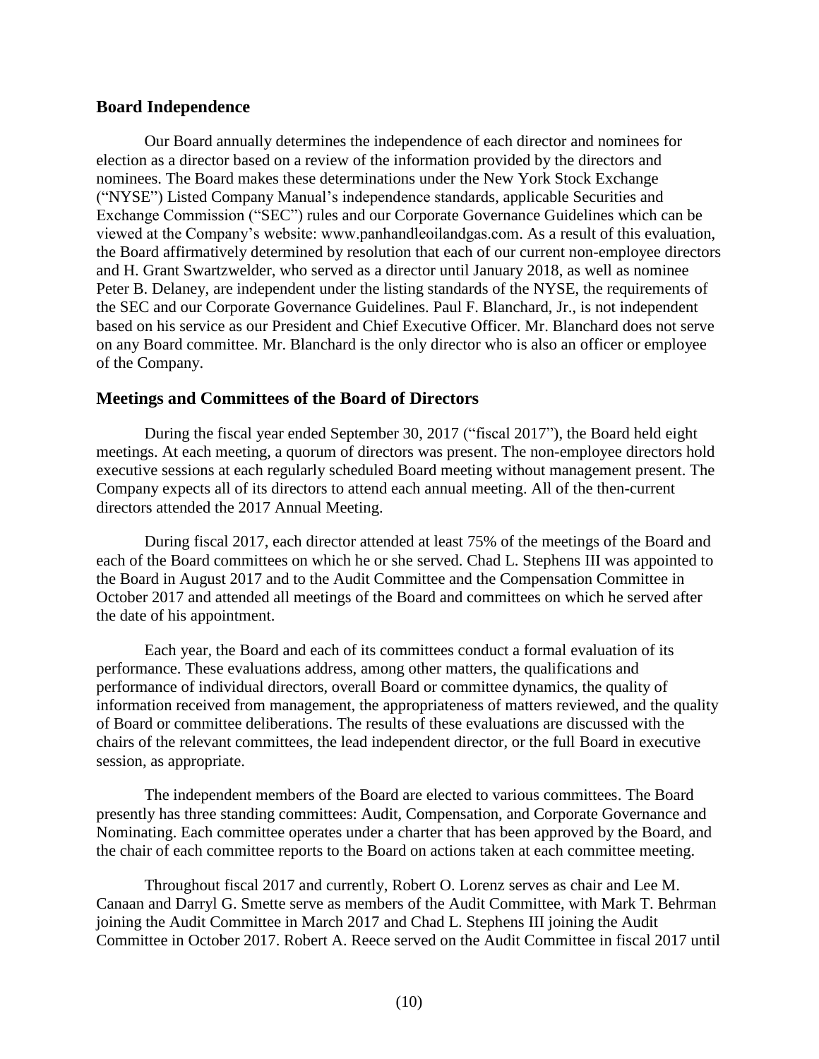## Board Independence

Our Board annually determines the independence of each director and nominees for election as a director based on a review of the information provided by the directors and nominees. The Board makes these determinations under the New York Stock Exchange ("NYSE") Listed Company Manual's independence standards, applicable Securities and Exchange Commission ("SEC") rules and our Corporate Governance Guidelines which can be viewed at the Company's website: www.panhandleoilandgas.com. As a result of this evaluation, the Board affirmatively determined by resolution that each of our current non-employee directors and H. Grant Swartzwelder, who served as a director until January 2018, as well as nominee Peter B. Delaney, are independent under the listing standards of the NYSE, the requirements of the SEC and our Corporate Governance Guidelines. Paul F. Blanchard, Jr., is not independent based on his service as our President and Chief Executive Officer. Mr. Blanchard does not serve on any Board committee. Mr. Blanchard is the only director who is also an officer or employee of the Company.

## Meetings and Committees of the Board of Directors

During the fiscal year ended September 30, 2017 ("fiscal 2017"), the Board held eight meetings. At each meeting, a quorum of directors was present. The non-employee directors hold executive sessions at each regularly scheduled Board meeting without management present. The Company expects all of its directors to attend each annual meeting. All of the then-current directors attended the 2017 Annual Meeting.

During fiscal 2017, each director attended at least 75% of the meetings of the Board and each of the Board committees on which he or she served. Chad L. Stephens III was appointed to the Board in August 2017 and to the Audit Committee and the Compensation Committee in October 2017 and attended all meetings of the Board and committees on which he served after the date of his appointment.

Each year, the Board and each of its committees conduct a formal evaluation of its performance. These evaluations address, among other matters, the qualifications and performance of individual directors, overall Board or committee dynamics, the quality of information received from management, the appropriateness of matters reviewed, and the quality of Board or committee deliberations. The results of these evaluations are discussed with the chairs of the relevant committees, the lead independent director, or the full Board in executive session, as appropriate.

The independent members of the Board are elected to various committees. The Board presently has three standing committees: Audit, Compensation, and Corporate Governance and Nominating. Each committee operates under a charter that has been approved by the Board, and the chair of each committee reports to the Board on actions taken at each committee meeting.

Throughout fiscal 2017 and currently, Robert O. Lorenz serves as chair and Lee M. Canaan and Darryl G. Smette serve as members of the Audit Committee, with Mark T. Behrman joining the Audit Committee in March 2017 and Chad L. Stephens III joining the Audit Committee in October 2017. Robert A. Reece served on the Audit Committee in fiscal 2017 until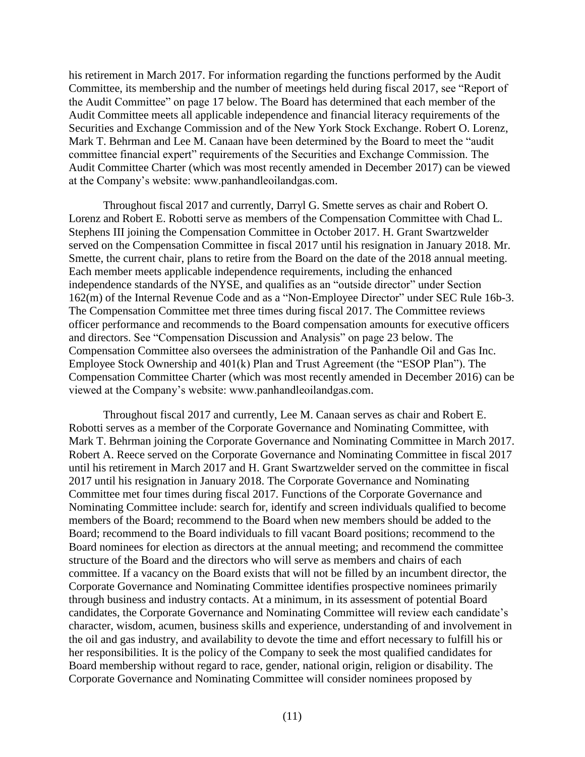his retirement in March 2017. For information regarding the functions performed by the Audit Committee, its membership and the number of meetings held during fiscal 2017, see "Report of the Audit Committee" on page 17 below. The Board has determined that each member of the Audit Committee meets all applicable independence and financial literacy requirements of the Securities and Exchange Commission and of the New York Stock Exchange. Robert O. Lorenz, Mark T. Behrman and Lee M. Canaan have been determined by the Board to meet the "audit committee financial expert" requirements of the Securities and Exchange Commission. The Audit Committee Charter (which was most recently amended in December 2017) can be viewed at the Company's website: www.panhandleoilandgas.com.

Throughout fiscal 2017 and currently, Darryl G. Smette serves as chair and Robert O. Lorenz and Robert E. Robotti serve as members of the Compensation Committee with Chad L. Stephens III joining the Compensation Committee in October 2017. H. Grant Swartzwelder served on the Compensation Committee in fiscal 2017 until his resignation in January 2018. Mr. Smette, the current chair, plans to retire from the Board on the date of the 2018 annual meeting. Each member meets applicable independence requirements, including the enhanced independence standards of the NYSE, and qualifies as an "outside director" under Section 162(m) of the Internal Revenue Code and as a "Non-Employee Director" under SEC Rule 16b-3. The Compensation Committee met three times during fiscal 2017. The Committee reviews officer performance and recommends to the Board compensation amounts for executive officers and directors. See "Compensation Discussion and Analysis" on page 23 below. The Compensation Committee also oversees the administration of the Panhandle Oil and Gas Inc. Employee Stock Ownership and 401(k) Plan and Trust Agreement (the "ESOP Plan"). The Compensation Committee Charter (which was most recently amended in December 2016) can be viewed at the Company's website: www.panhandleoilandgas.com.

Throughout fiscal 2017 and currently, Lee M. Canaan serves as chair and Robert E. Robotti serves as a member of the Corporate Governance and Nominating Committee, with Mark T. Behrman joining the Corporate Governance and Nominating Committee in March 2017. Robert A. Reece served on the Corporate Governance and Nominating Committee in fiscal 2017 until his retirement in March 2017 and H. Grant Swartzwelder served on the committee in fiscal 2017 until his resignation in January 2018. The Corporate Governance and Nominating Committee met four times during fiscal 2017. Functions of the Corporate Governance and Nominating Committee include: search for, identify and screen individuals qualified to become members of the Board; recommend to the Board when new members should be added to the Board; recommend to the Board individuals to fill vacant Board positions; recommend to the Board nominees for election as directors at the annual meeting; and recommend the committee structure of the Board and the directors who will serve as members and chairs of each committee. If a vacancy on the Board exists that will not be filled by an incumbent director, the Corporate Governance and Nominating Committee identifies prospective nominees primarily through business and industry contacts. At a minimum, in its assessment of potential Board candidates, the Corporate Governance and Nominating Committee will review each candidate's character, wisdom, acumen, business skills and experience, understanding of and involvement in the oil and gas industry, and availability to devote the time and effort necessary to fulfill his or her responsibilities. It is the policy of the Company to seek the most qualified candidates for Board membership without regard to race, gender, national origin, religion or disability. The Corporate Governance and Nominating Committee will consider nominees proposed by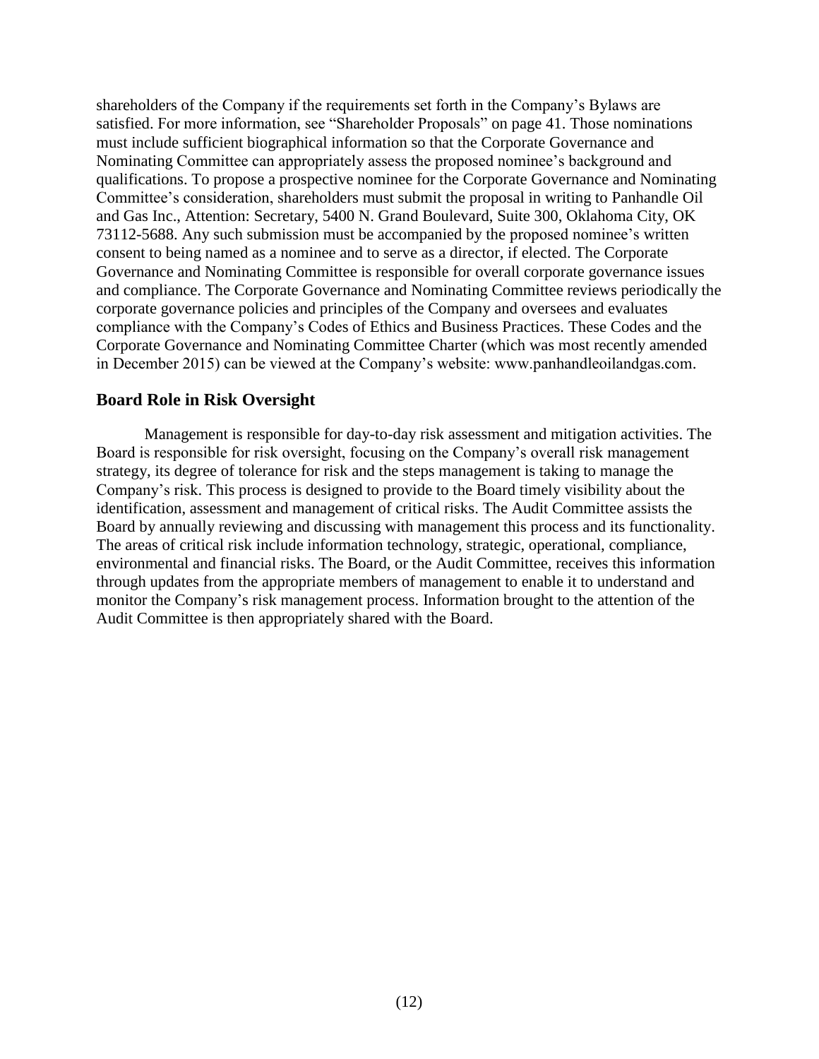shareholders of the Company if the requirements set forth in the Company's Bylaws are satisfied. For more information, see "Shareholder Proposals" on page 41. Those nominations must include sufficient biographical information so that the Corporate Governance and Nominating Committee can appropriately assess the proposed nominee's background and qualifications. To propose a prospective nominee for the Corporate Governance and Nominating Committee's consideration, shareholders must submit the proposal in writing to Panhandle Oil and Gas Inc., Attention: Secretary, 5400 N. Grand Boulevard, Suite 300, Oklahoma City, OK 73112-5688. Any such submission must be accompanied by the proposed nominee's written consent to being named as a nominee and to serve as a director, if elected. The Corporate Governance and Nominating Committee is responsible for overall corporate governance issues and compliance. The Corporate Governance and Nominating Committee reviews periodically the corporate governance policies and principles of the Company and oversees and evaluates compliance with the Company's Codes of Ethics and Business Practices. These Codes and the Corporate Governance and Nominating Committee Charter (which was most recently amended in December 2015) can be viewed at the Company's website: www.panhandleoilandgas.com.

## Board Role in Risk Oversight

Management is responsible for day-to-day risk assessment and mitigation activities. The Board is responsible for risk oversight, focusing on the Company's overall risk management strategy, its degree of tolerance for risk and the steps management is taking to manage the Company's risk. This process is designed to provide to the Board timely visibility about the identification, assessment and management of critical risks. The Audit Committee assists the Board by annually reviewing and discussing with management this process and its functionality. The areas of critical risk include information technology, strategic, operational, compliance, environmental and financial risks. The Board, or the Audit Committee, receives this information through updates from the appropriate members of management to enable it to understand and monitor the Company's risk management process. Information brought to the attention of the Audit Committee is then appropriately shared with the Board.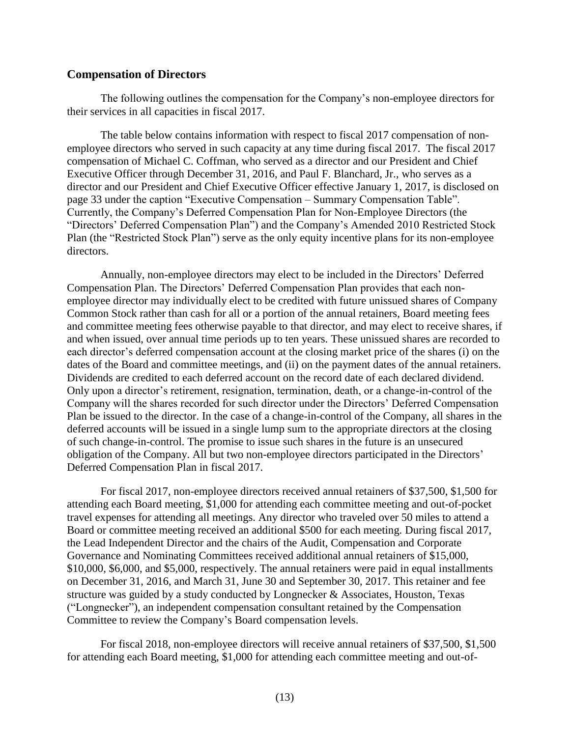## Compensation of Directors

The following outlines the compensation for the Company's non-employee directors for their services in all capacities in fiscal 2017.

The table below contains information with respect to fiscal 2017 compensation of non-employee directors who served in such capacity at any time during fiscal 2017. The fiscal 2017 compensation of Michael C. Coffman, who served as a director and our President and Chief Executive Officer through December 31, 2016, and Paul F. Blanchard, Jr., who serves as a director and our President and Chief Executive Officer effective January 1, 2017, is disclosed on page 33 under the caption "Executive Compensation – Summary Compensation Table". Currently, the Company's Deferred Compensation Plan for Non-Employee Directors (the "Directors' Deferred Compensation Plan") and the Company's Amended 2010 Restricted Stock Plan (the "Restricted Stock Plan") serve as the only equity incentive plans for its non-employee directors.

Annually, non-employee directors may elect to be included in the Directors' Deferred Compensation Plan. The Directors' Deferred Compensation Plan provides that each non-employee director may individually elect to be credited with future unissued shares of Company Common Stock rather than cash for all or a portion of the annual retainers, Board meeting fees and committee meeting fees otherwise payable to that director, and may elect to receive shares, if and when issued, over annual time periods up to ten years. These unissued shares are recorded to each director's deferred compensation account at the closing market price of the shares (i) on the dates of the Board and committee meetings, and (ii) on the payment dates of the annual retainers. Dividends are credited to each deferred account on the record date of each declared dividend. Only upon a director's retirement, resignation, termination, death, or a change-in-control of the Company will the shares recorded for such director under the Directors' Deferred Compensation Plan be issued to the director. In the case of a change-in-control of the Company, all shares in the deferred accounts will be issued in a single lump sum to the appropriate directors at the closing of such change-in-control. The promise to issue such shares in the future is an unsecured obligation of the Company. All but two non-employee directors participated in the Directors' Deferred Compensation Plan in fiscal 2017.

For fiscal 2017, non-employee directors received annual retainers of $37,500, $1,500 for attending each Board meeting, $1,000 for attending each committee meeting and out-of-pocket travel expenses for attending all meetings. Any director who traveled over 50 miles to attend a Board or committee meeting received an additional $500 for each meeting. During fiscal 2017, the Lead Independent Director and the chairs of the Audit, Compensation and Corporate Governance and Nominating Committees received additional annual retainers of $15,000, $10,000, $6,000, and $5,000, respectively. The annual retainers were paid in equal installments on December 31, 2016, and March 31, June 30 and September 30, 2017. This retainer and fee structure was guided by a study conducted by Longnecker & Associates, Houston, Texas ("Longnecker"), an independent compensation consultant retained by the Compensation Committee to review the Company's Board compensation levels.

For fiscal 2018, non-employee directors will receive annual retainers of $37,500, $1,500 for attending each Board meeting, $1,000 for attending each committee meeting and out-of-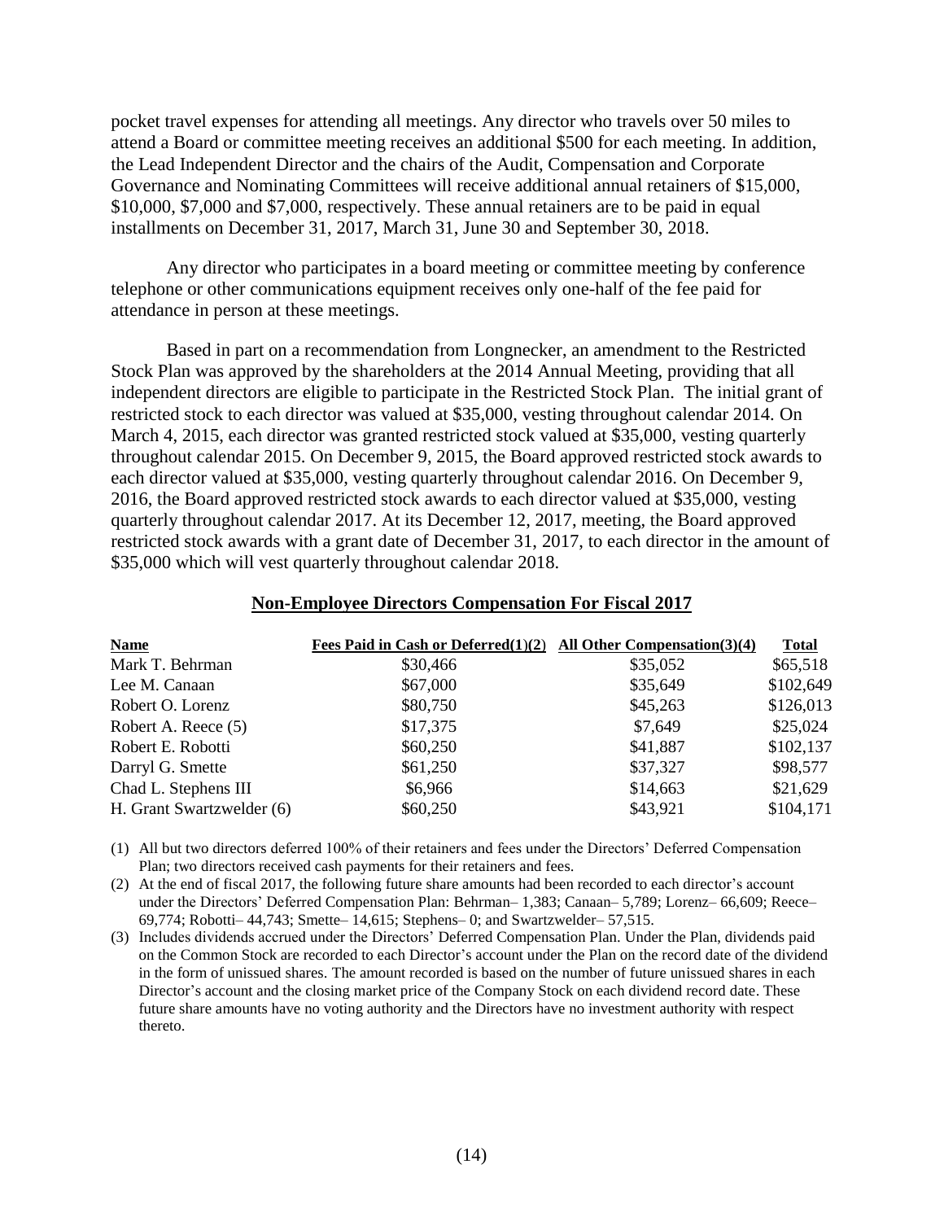pocket travel expenses for attending all meetings. Any director who travels over 50 miles to attend a Board or committee meeting receives an additional $500 for each meeting. In addition, the Lead Independent Director and the chairs of the Audit, Compensation and Corporate Governance and Nominating Committees will receive additional annual retainers of $15,000, $10,000, $7,000 and $7,000, respectively. These annual retainers are to be paid in equal installments on December 31, 2017, March 31, June 30 and September 30, 2018.

Any director who participates in a board meeting or committee meeting by conference telephone or other communications equipment receives only one-half of the fee paid for attendance in person at these meetings.

Based in part on a recommendation from Longnecker, an amendment to the Restricted Stock Plan was approved by the shareholders at the 2014 Annual Meeting, providing that all independent directors are eligible to participate in the Restricted Stock Plan. The initial grant of restricted stock to each director was valued at $35,000, vesting throughout calendar 2014. On March 4, 2015, each director was granted restricted stock valued at $35,000, vesting quarterly throughout calendar 2015. On December 9, 2015, the Board approved restricted stock awards to each director valued at $35,000, vesting quarterly throughout calendar 2016. On December 9, 2016, the Board approved restricted stock awards to each director valued at $35,000, vesting quarterly throughout calendar 2017. At its December 12, 2017, meeting, the Board approved restricted stock awards with a grant date of December 31, 2017, to each director in the amount of $35,000 which will vest quarterly throughout calendar 2018.

## Non-Employee Directors Compensation For Fiscal 2017

| Name | Fees Paid in Cash or Deferred(1)(2) | All Other Compensation(3)(4) | Total |
|---|---|---|---|
| Mark T. Behrman | $30,466 | $35,052 | $65,518 |
| Lee M. Canaan | $67,000 | $35,649 | $102,649 |
| Robert O. Lorenz | $80,750 | $45,263 | $126,013 |
| Robert A. Reece (5) | $17,375 | $7,649 | $25,024 |
| Robert E. Robotti | $60,250 | $41,887 | $102,137 |
| Darryl G. Smette | $61,250 | $37,327 | $98,577 |
| Chad L. Stephens III | $6,966 | $14,663 | $21,629 |
| H. Grant Swartzwelder (6) | $60,250 | $43,921 | $104,171 |

(1) All but two directors deferred 100% of their retainers and fees under the Directors' Deferred Compensation Plan; two directors received cash payments for their retainers and fees.

(2) At the end of fiscal 2017, the following future share amounts had been recorded to each director's account under the Directors' Deferred Compensation Plan: Behrman– 1,383; Canaan– 5,789; Lorenz– 66,609; Reece– 69,774; Robotti– 44,743; Smette– 14,615; Stephens– 0; and Swartzwelder– 57,515.

(3) Includes dividends accrued under the Directors' Deferred Compensation Plan. Under the Plan, dividends paid on the Common Stock are recorded to each Director's account under the Plan on the record date of the dividend in the form of unissued shares. The amount recorded is based on the number of future unissued shares in each Director's account and the closing market price of the Company Stock on each dividend record date. These future share amounts have no voting authority and the Directors have no investment authority with respect thereto.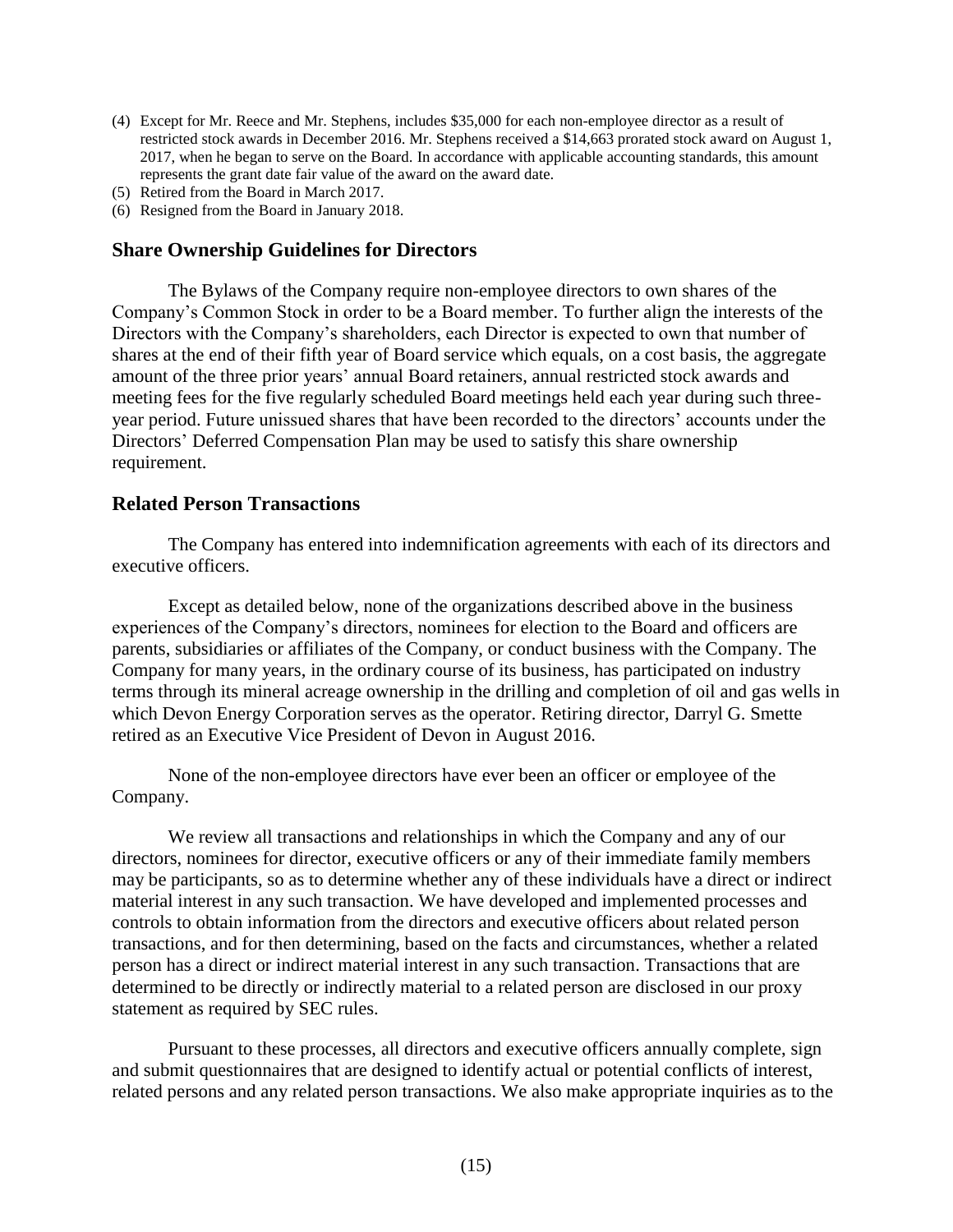(4) Except for Mr. Reece and Mr. Stephens, includes $35,000 for each non-employee director as a result of restricted stock awards in December 2016. Mr. Stephens received a $14,663 prorated stock award on August 1, 2017, when he began to serve on the Board. In accordance with applicable accounting standards, this amount represents the grant date fair value of the award on the award date.

(5) Retired from the Board in March 2017.

(6) Resigned from the Board in January 2018.

## Share Ownership Guidelines for Directors

The Bylaws of the Company require non-employee directors to own shares of the Company's Common Stock in order to be a Board member. To further align the interests of the Directors with the Company's shareholders, each Director is expected to own that number of shares at the end of their fifth year of Board service which equals, on a cost basis, the aggregate amount of the three prior years' annual Board retainers, annual restricted stock awards and meeting fees for the five regularly scheduled Board meetings held each year during such three-year period. Future unissued shares that have been recorded to the directors' accounts under the Directors' Deferred Compensation Plan may be used to satisfy this share ownership requirement.

## Related Person Transactions

The Company has entered into indemnification agreements with each of its directors and executive officers.

Except as detailed below, none of the organizations described above in the business experiences of the Company's directors, nominees for election to the Board and officers are parents, subsidiaries or affiliates of the Company, or conduct business with the Company. The Company for many years, in the ordinary course of its business, has participated on industry terms through its mineral acreage ownership in the drilling and completion of oil and gas wells in which Devon Energy Corporation serves as the operator. Retiring director, Darryl G. Smette retired as an Executive Vice President of Devon in August 2016.

None of the non-employee directors have ever been an officer or employee of the Company.

We review all transactions and relationships in which the Company and any of our directors, nominees for director, executive officers or any of their immediate family members may be participants, so as to determine whether any of these individuals have a direct or indirect material interest in any such transaction. We have developed and implemented processes and controls to obtain information from the directors and executive officers about related person transactions, and for then determining, based on the facts and circumstances, whether a related person has a direct or indirect material interest in any such transaction. Transactions that are determined to be directly or indirectly material to a related person are disclosed in our proxy statement as required by SEC rules.

Pursuant to these processes, all directors and executive officers annually complete, sign and submit questionnaires that are designed to identify actual or potential conflicts of interest, related persons and any related person transactions. We also make appropriate inquiries as to the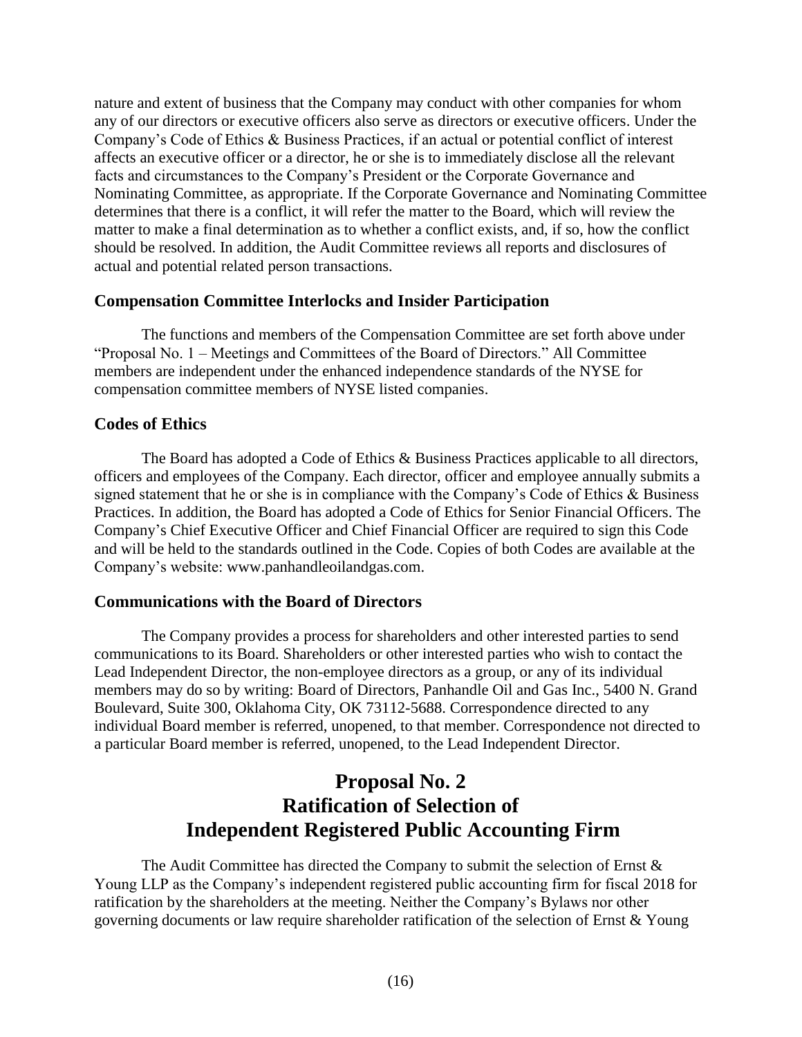nature and extent of business that the Company may conduct with other companies for whom any of our directors or executive officers also serve as directors or executive officers. Under the Company's Code of Ethics & Business Practices, if an actual or potential conflict of interest affects an executive officer or a director, he or she is to immediately disclose all the relevant facts and circumstances to the Company's President or the Corporate Governance and Nominating Committee, as appropriate. If the Corporate Governance and Nominating Committee determines that there is a conflict, it will refer the matter to the Board, which will review the matter to make a final determination as to whether a conflict exists, and, if so, how the conflict should be resolved. In addition, the Audit Committee reviews all reports and disclosures of actual and potential related person transactions.

### Compensation Committee Interlocks and Insider Participation

The functions and members of the Compensation Committee are set forth above under "Proposal No. 1 – Meetings and Committees of the Board of Directors." All Committee members are independent under the enhanced independence standards of the NYSE for compensation committee members of NYSE listed companies.

### Codes of Ethics

The Board has adopted a Code of Ethics & Business Practices applicable to all directors, officers and employees of the Company. Each director, officer and employee annually submits a signed statement that he or she is in compliance with the Company's Code of Ethics & Business Practices. In addition, the Board has adopted a Code of Ethics for Senior Financial Officers. The Company's Chief Executive Officer and Chief Financial Officer are required to sign this Code and will be held to the standards outlined in the Code. Copies of both Codes are available at the Company's website: www.panhandleoilandgas.com.

### Communications with the Board of Directors

The Company provides a process for shareholders and other interested parties to send communications to its Board. Shareholders or other interested parties who wish to contact the Lead Independent Director, the non-employee directors as a group, or any of its individual members may do so by writing: Board of Directors, Panhandle Oil and Gas Inc., 5400 N. Grand Boulevard, Suite 300, Oklahoma City, OK 73112-5688. Correspondence directed to any individual Board member is referred, unopened, to that member. Correspondence not directed to a particular Board member is referred, unopened, to the Lead Independent Director.

## Proposal No. 2
## Ratification of Selection of
## Independent Registered Public Accounting Firm

The Audit Committee has directed the Company to submit the selection of Ernst & Young LLP as the Company's independent registered public accounting firm for fiscal 2018 for ratification by the shareholders at the meeting. Neither the Company's Bylaws nor other governing documents or law require shareholder ratification of the selection of Ernst & Young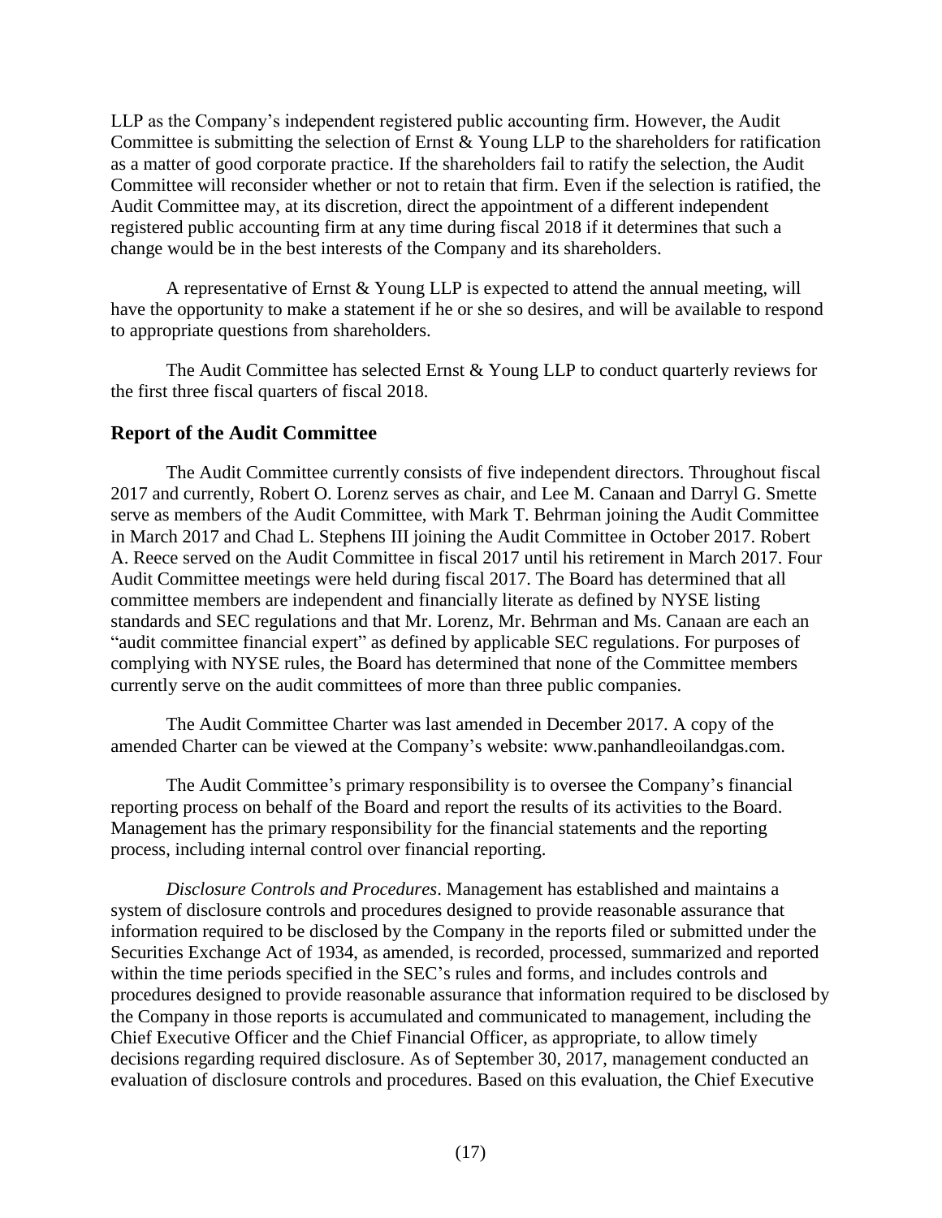LLP as the Company's independent registered public accounting firm. However, the Audit Committee is submitting the selection of Ernst & Young LLP to the shareholders for ratification as a matter of good corporate practice. If the shareholders fail to ratify the selection, the Audit Committee will reconsider whether or not to retain that firm. Even if the selection is ratified, the Audit Committee may, at its discretion, direct the appointment of a different independent registered public accounting firm at any time during fiscal 2018 if it determines that such a change would be in the best interests of the Company and its shareholders.

A representative of Ernst & Young LLP is expected to attend the annual meeting, will have the opportunity to make a statement if he or she so desires, and will be available to respond to appropriate questions from shareholders.

The Audit Committee has selected Ernst & Young LLP to conduct quarterly reviews for the first three fiscal quarters of fiscal 2018.

## Report of the Audit Committee

The Audit Committee currently consists of five independent directors. Throughout fiscal 2017 and currently, Robert O. Lorenz serves as chair, and Lee M. Canaan and Darryl G. Smette serve as members of the Audit Committee, with Mark T. Behrman joining the Audit Committee in March 2017 and Chad L. Stephens III joining the Audit Committee in October 2017. Robert A. Reece served on the Audit Committee in fiscal 2017 until his retirement in March 2017. Four Audit Committee meetings were held during fiscal 2017. The Board has determined that all committee members are independent and financially literate as defined by NYSE listing standards and SEC regulations and that Mr. Lorenz, Mr. Behrman and Ms. Canaan are each an "audit committee financial expert" as defined by applicable SEC regulations. For purposes of complying with NYSE rules, the Board has determined that none of the Committee members currently serve on the audit committees of more than three public companies.

The Audit Committee Charter was last amended in December 2017. A copy of the amended Charter can be viewed at the Company's website: www.panhandleoilandgas.com.

The Audit Committee's primary responsibility is to oversee the Company's financial reporting process on behalf of the Board and report the results of its activities to the Board. Management has the primary responsibility for the financial statements and the reporting process, including internal control over financial reporting.

*Disclosure Controls and Procedures*. Management has established and maintains a system of disclosure controls and procedures designed to provide reasonable assurance that information required to be disclosed by the Company in the reports filed or submitted under the Securities Exchange Act of 1934, as amended, is recorded, processed, summarized and reported within the time periods specified in the SEC's rules and forms, and includes controls and procedures designed to provide reasonable assurance that information required to be disclosed by the Company in those reports is accumulated and communicated to management, including the Chief Executive Officer and the Chief Financial Officer, as appropriate, to allow timely decisions regarding required disclosure. As of September 30, 2017, management conducted an evaluation of disclosure controls and procedures. Based on this evaluation, the Chief Executive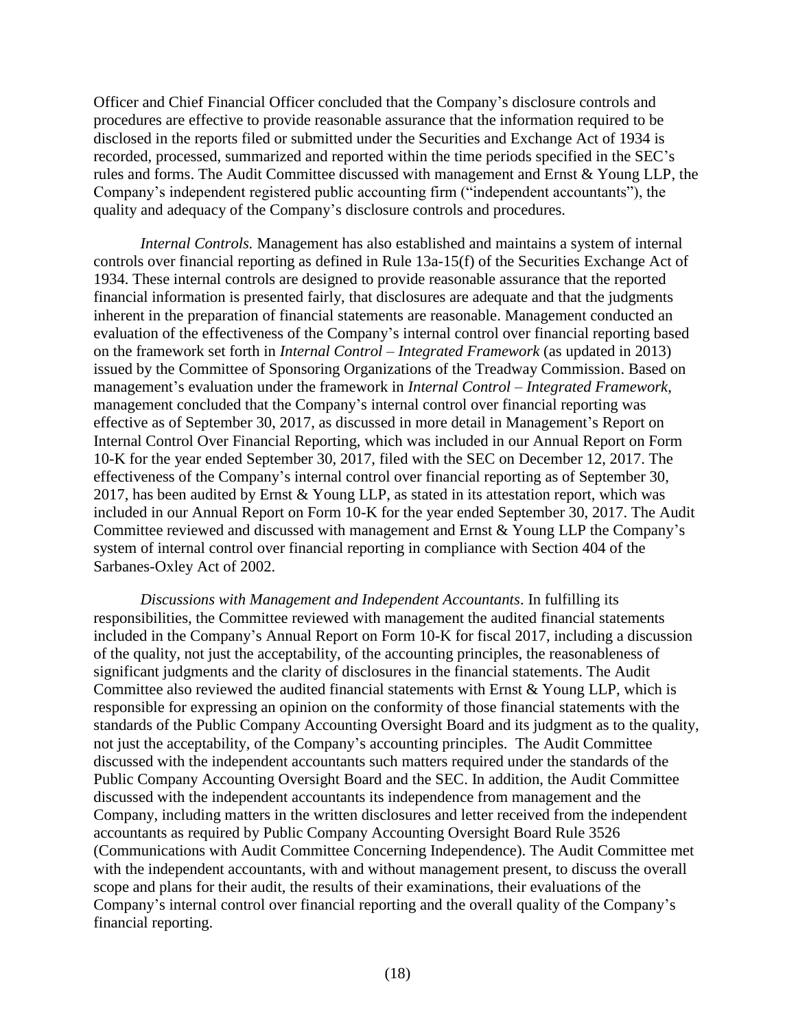Officer and Chief Financial Officer concluded that the Company's disclosure controls and procedures are effective to provide reasonable assurance that the information required to be disclosed in the reports filed or submitted under the Securities and Exchange Act of 1934 is recorded, processed, summarized and reported within the time periods specified in the SEC's rules and forms. The Audit Committee discussed with management and Ernst & Young LLP, the Company's independent registered public accounting firm ("independent accountants"), the quality and adequacy of the Company's disclosure controls and procedures.

*Internal Controls.* Management has also established and maintains a system of internal controls over financial reporting as defined in Rule 13a-15(f) of the Securities Exchange Act of 1934. These internal controls are designed to provide reasonable assurance that the reported financial information is presented fairly, that disclosures are adequate and that the judgments inherent in the preparation of financial statements are reasonable. Management conducted an evaluation of the effectiveness of the Company's internal control over financial reporting based on the framework set forth in *Internal Control – Integrated Framework* (as updated in 2013) issued by the Committee of Sponsoring Organizations of the Treadway Commission. Based on management's evaluation under the framework in *Internal Control – Integrated Framework*, management concluded that the Company's internal control over financial reporting was effective as of September 30, 2017, as discussed in more detail in Management's Report on Internal Control Over Financial Reporting, which was included in our Annual Report on Form 10-K for the year ended September 30, 2017, filed with the SEC on December 12, 2017. The effectiveness of the Company's internal control over financial reporting as of September 30, 2017, has been audited by Ernst & Young LLP, as stated in its attestation report, which was included in our Annual Report on Form 10-K for the year ended September 30, 2017. The Audit Committee reviewed and discussed with management and Ernst & Young LLP the Company's system of internal control over financial reporting in compliance with Section 404 of the Sarbanes-Oxley Act of 2002.

*Discussions with Management and Independent Accountants*. In fulfilling its responsibilities, the Committee reviewed with management the audited financial statements included in the Company's Annual Report on Form 10-K for fiscal 2017, including a discussion of the quality, not just the acceptability, of the accounting principles, the reasonableness of significant judgments and the clarity of disclosures in the financial statements. The Audit Committee also reviewed the audited financial statements with Ernst & Young LLP, which is responsible for expressing an opinion on the conformity of those financial statements with the standards of the Public Company Accounting Oversight Board and its judgment as to the quality, not just the acceptability, of the Company's accounting principles. The Audit Committee discussed with the independent accountants such matters required under the standards of the Public Company Accounting Oversight Board and the SEC. In addition, the Audit Committee discussed with the independent accountants its independence from management and the Company, including matters in the written disclosures and letter received from the independent accountants as required by Public Company Accounting Oversight Board Rule 3526 (Communications with Audit Committee Concerning Independence). The Audit Committee met with the independent accountants, with and without management present, to discuss the overall scope and plans for their audit, the results of their examinations, their evaluations of the Company's internal control over financial reporting and the overall quality of the Company's financial reporting.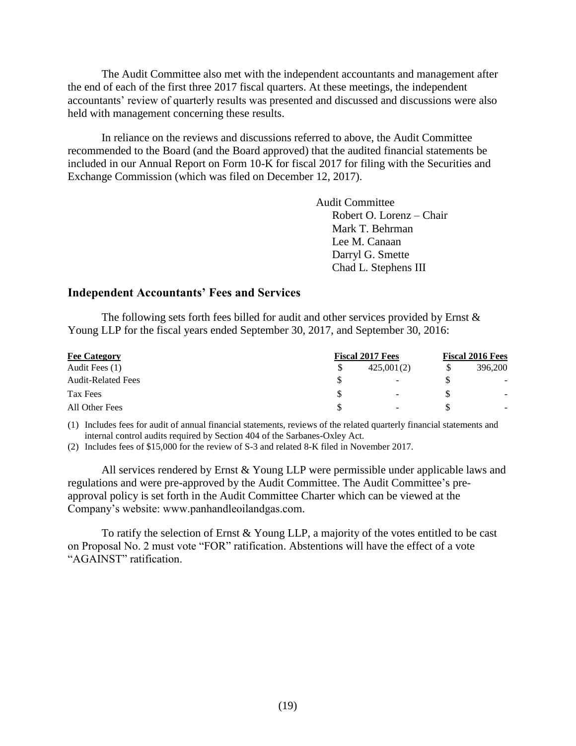The Audit Committee also met with the independent accountants and management after the end of each of the first three 2017 fiscal quarters. At these meetings, the independent accountants' review of quarterly results was presented and discussed and discussions were also held with management concerning these results.

In reliance on the reviews and discussions referred to above, the Audit Committee recommended to the Board (and the Board approved) that the audited financial statements be included in our Annual Report on Form 10-K for fiscal 2017 for filing with the Securities and Exchange Commission (which was filed on December 12, 2017).

Audit Committee
Robert O. Lorenz – Chair
Mark T. Behrman
Lee M. Canaan
Darryl G. Smette
Chad L. Stephens III

## Independent Accountants' Fees and Services

The following sets forth fees billed for audit and other services provided by Ernst & Young LLP for the fiscal years ended September 30, 2017, and September 30, 2016:

| Fee Category | Fiscal 2017 Fees | Fiscal 2016 Fees |
|---|---|---|
| Audit Fees (1) | $ 425,001(2) | $ 396,200 |
| Audit-Related Fees | $ - | $ - |
| Tax Fees | $ - | $ - |
| All Other Fees | $ - | $ - |

(1) Includes fees for audit of annual financial statements, reviews of the related quarterly financial statements and internal control audits required by Section 404 of the Sarbanes-Oxley Act.

(2) Includes fees of $15,000 for the review of S-3 and related 8-K filed in November 2017.

All services rendered by Ernst & Young LLP were permissible under applicable laws and regulations and were pre-approved by the Audit Committee. The Audit Committee's pre-approval policy is set forth in the Audit Committee Charter which can be viewed at the Company's website: www.panhandleoilandgas.com.

To ratify the selection of Ernst & Young LLP, a majority of the votes entitled to be cast on Proposal No. 2 must vote "FOR" ratification. Abstentions will have the effect of a vote "AGAINST" ratification.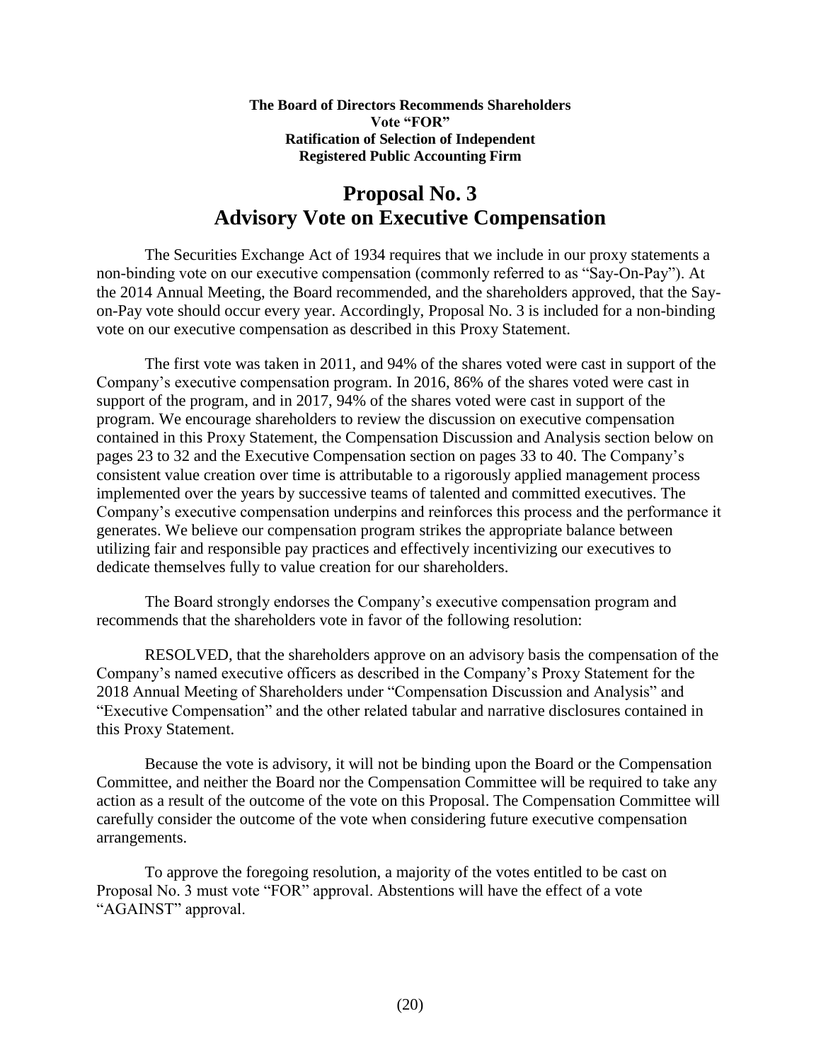**The Board of Directors Recommends Shareholders Vote "FOR" Ratification of Selection of Independent Registered Public Accounting Firm**

# Proposal No. 3
# Advisory Vote on Executive Compensation

The Securities Exchange Act of 1934 requires that we include in our proxy statements a non-binding vote on our executive compensation (commonly referred to as "Say-On-Pay"). At the 2014 Annual Meeting, the Board recommended, and the shareholders approved, that the Say-on-Pay vote should occur every year. Accordingly, Proposal No. 3 is included for a non-binding vote on our executive compensation as described in this Proxy Statement.

The first vote was taken in 2011, and 94% of the shares voted were cast in support of the Company's executive compensation program. In 2016, 86% of the shares voted were cast in support of the program, and in 2017, 94% of the shares voted were cast in support of the program. We encourage shareholders to review the discussion on executive compensation contained in this Proxy Statement, the Compensation Discussion and Analysis section below on pages 23 to 32 and the Executive Compensation section on pages 33 to 40. The Company's consistent value creation over time is attributable to a rigorously applied management process implemented over the years by successive teams of talented and committed executives. The Company's executive compensation underpins and reinforces this process and the performance it generates. We believe our compensation program strikes the appropriate balance between utilizing fair and responsible pay practices and effectively incentivizing our executives to dedicate themselves fully to value creation for our shareholders.

The Board strongly endorses the Company's executive compensation program and recommends that the shareholders vote in favor of the following resolution:

RESOLVED, that the shareholders approve on an advisory basis the compensation of the Company's named executive officers as described in the Company's Proxy Statement for the 2018 Annual Meeting of Shareholders under "Compensation Discussion and Analysis" and "Executive Compensation" and the other related tabular and narrative disclosures contained in this Proxy Statement.

Because the vote is advisory, it will not be binding upon the Board or the Compensation Committee, and neither the Board nor the Compensation Committee will be required to take any action as a result of the outcome of the vote on this Proposal. The Compensation Committee will carefully consider the outcome of the vote when considering future executive compensation arrangements.

To approve the foregoing resolution, a majority of the votes entitled to be cast on Proposal No. 3 must vote "FOR" approval. Abstentions will have the effect of a vote "AGAINST" approval.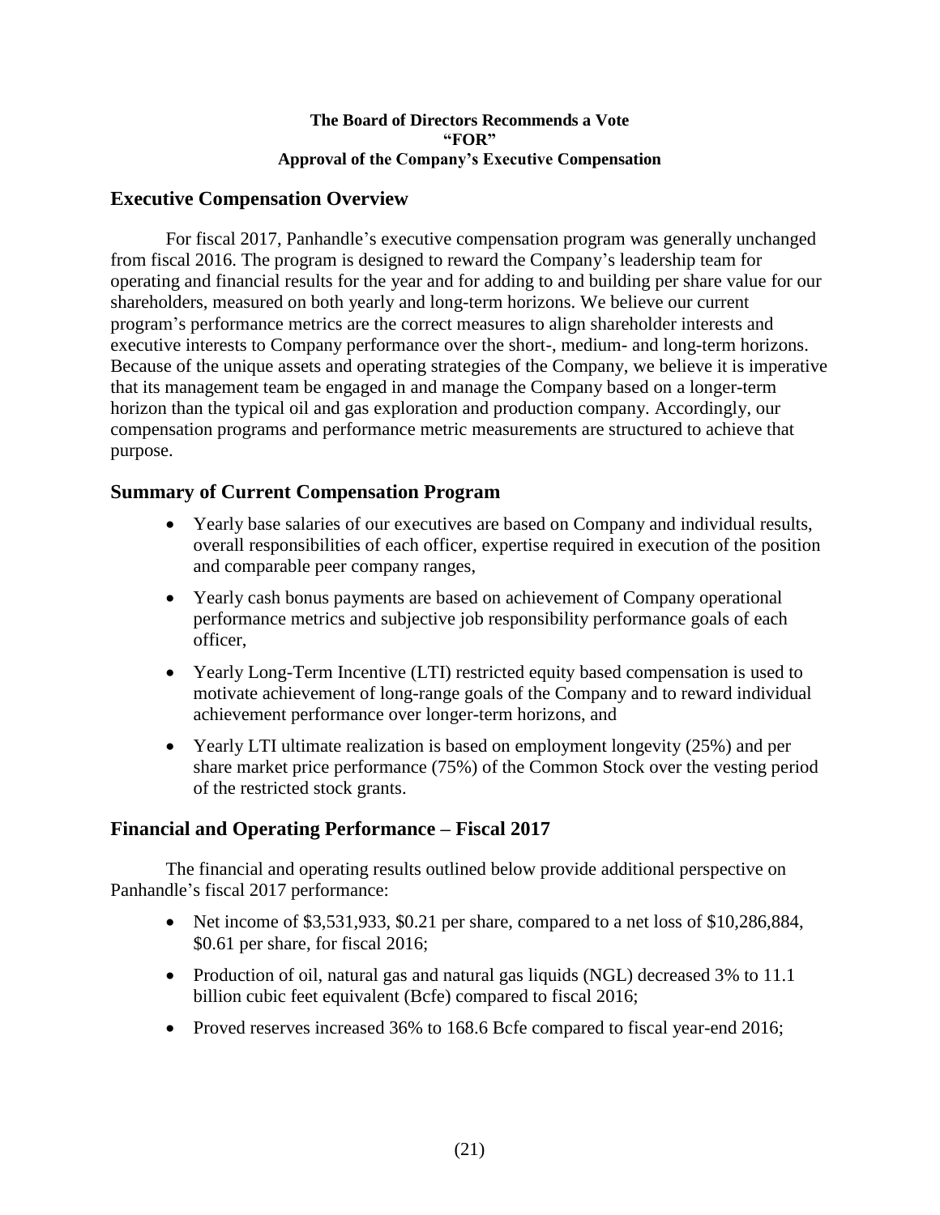**The Board of Directors Recommends a Vote**
**"FOR"**
**Approval of the Company's Executive Compensation**

## Executive Compensation Overview

For fiscal 2017, Panhandle's executive compensation program was generally unchanged from fiscal 2016. The program is designed to reward the Company's leadership team for operating and financial results for the year and for adding to and building per share value for our shareholders, measured on both yearly and long-term horizons. We believe our current program's performance metrics are the correct measures to align shareholder interests and executive interests to Company performance over the short-, medium- and long-term horizons. Because of the unique assets and operating strategies of the Company, we believe it is imperative that its management team be engaged in and manage the Company based on a longer-term horizon than the typical oil and gas exploration and production company. Accordingly, our compensation programs and performance metric measurements are structured to achieve that purpose.

## Summary of Current Compensation Program

- Yearly base salaries of our executives are based on Company and individual results, overall responsibilities of each officer, expertise required in execution of the position and comparable peer company ranges,
- Yearly cash bonus payments are based on achievement of Company operational performance metrics and subjective job responsibility performance goals of each officer,
- Yearly Long-Term Incentive (LTI) restricted equity based compensation is used to motivate achievement of long-range goals of the Company and to reward individual achievement performance over longer-term horizons, and
- Yearly LTI ultimate realization is based on employment longevity (25%) and per share market price performance (75%) of the Common Stock over the vesting period of the restricted stock grants.

## Financial and Operating Performance – Fiscal 2017

The financial and operating results outlined below provide additional perspective on Panhandle's fiscal 2017 performance:

- Net income of $3,531,933, $0.21 per share, compared to a net loss of $10,286,884, $0.61 per share, for fiscal 2016;
- Production of oil, natural gas and natural gas liquids (NGL) decreased 3% to 11.1 billion cubic feet equivalent (Bcfe) compared to fiscal 2016;
- Proved reserves increased 36% to 168.6 Bcfe compared to fiscal year-end 2016;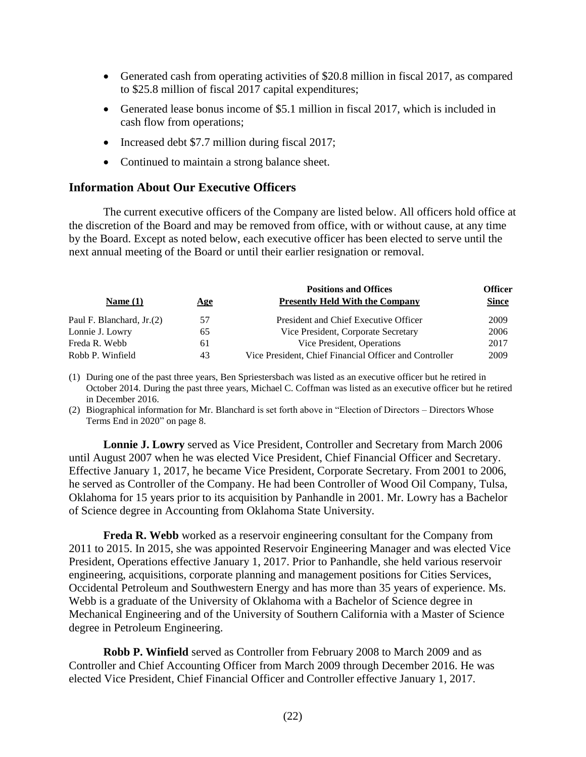- Generated cash from operating activities of $20.8 million in fiscal 2017, as compared to $25.8 million of fiscal 2017 capital expenditures;
- Generated lease bonus income of $5.1 million in fiscal 2017, which is included in cash flow from operations;
- Increased debt $7.7 million during fiscal 2017;
- Continued to maintain a strong balance sheet.

## Information About Our Executive Officers

The current executive officers of the Company are listed below. All officers hold office at the discretion of the Board and may be removed from office, with or without cause, at any time by the Board. Except as noted below, each executive officer has been elected to serve until the next annual meeting of the Board or until their earlier resignation or removal.

| Name (1) | Age | Positions and Offices Presently Held With the Company | Officer Since |
|---|---|---|---|
| Paul F. Blanchard, Jr.(2) | 57 | President and Chief Executive Officer | 2009 |
| Lonnie J. Lowry | 65 | Vice President, Corporate Secretary | 2006 |
| Freda R. Webb | 61 | Vice President, Operations | 2017 |
| Robb P. Winfield | 43 | Vice President, Chief Financial Officer and Controller | 2009 |

(1) During one of the past three years, Ben Spriestersbach was listed as an executive officer but he retired in October 2014. During the past three years, Michael C. Coffman was listed as an executive officer but he retired in December 2016.

(2) Biographical information for Mr. Blanchard is set forth above in "Election of Directors – Directors Whose Terms End in 2020" on page 8.

**Lonnie J. Lowry** served as Vice President, Controller and Secretary from March 2006 until August 2007 when he was elected Vice President, Chief Financial Officer and Secretary. Effective January 1, 2017, he became Vice President, Corporate Secretary. From 2001 to 2006, he served as Controller of the Company. He had been Controller of Wood Oil Company, Tulsa, Oklahoma for 15 years prior to its acquisition by Panhandle in 2001. Mr. Lowry has a Bachelor of Science degree in Accounting from Oklahoma State University.

**Freda R. Webb** worked as a reservoir engineering consultant for the Company from 2011 to 2015. In 2015, she was appointed Reservoir Engineering Manager and was elected Vice President, Operations effective January 1, 2017. Prior to Panhandle, she held various reservoir engineering, acquisitions, corporate planning and management positions for Cities Services, Occidental Petroleum and Southwestern Energy and has more than 35 years of experience. Ms. Webb is a graduate of the University of Oklahoma with a Bachelor of Science degree in Mechanical Engineering and of the University of Southern California with a Master of Science degree in Petroleum Engineering.

**Robb P. Winfield** served as Controller from February 2008 to March 2009 and as Controller and Chief Accounting Officer from March 2009 through December 2016. He was elected Vice President, Chief Financial Officer and Controller effective January 1, 2017.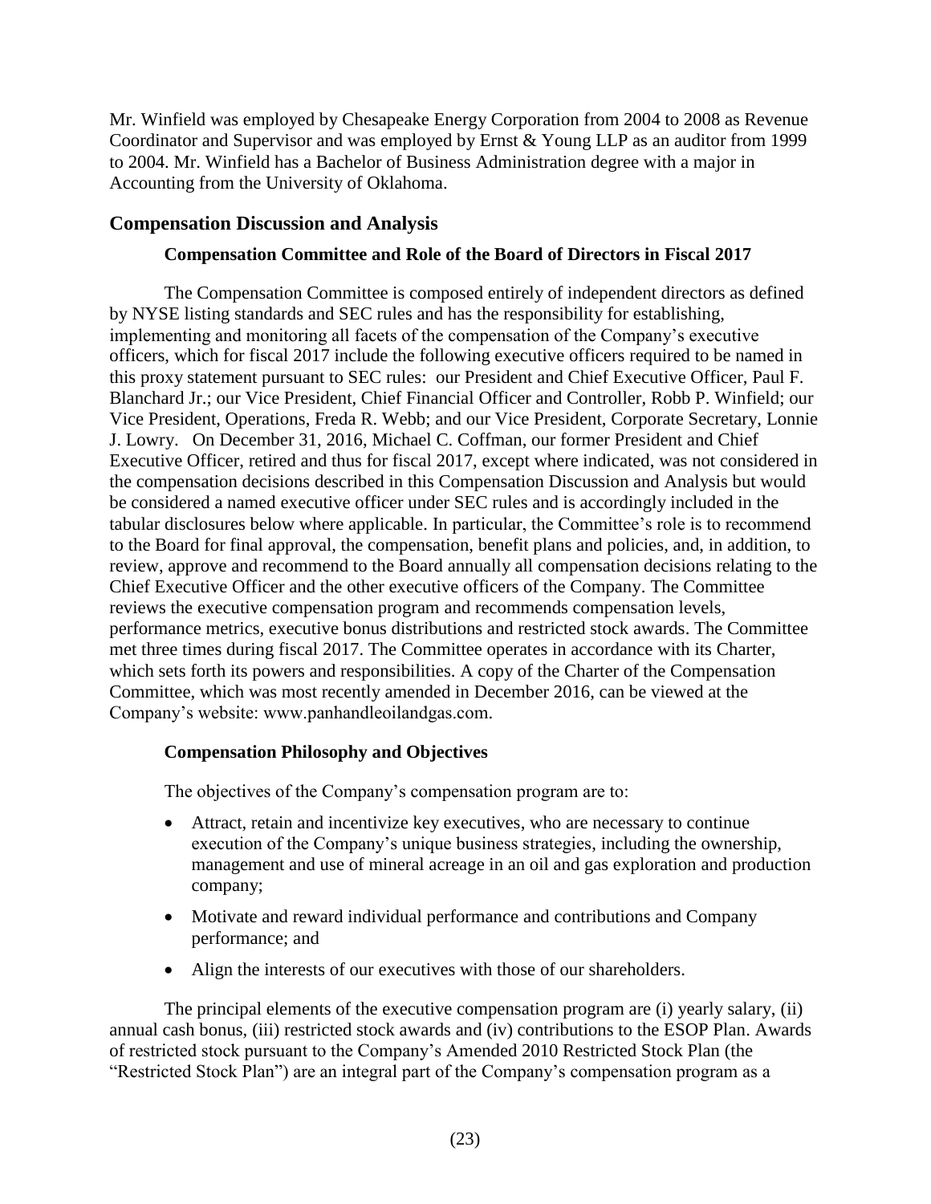Mr. Winfield was employed by Chesapeake Energy Corporation from 2004 to 2008 as Revenue Coordinator and Supervisor and was employed by Ernst & Young LLP as an auditor from 1999 to 2004. Mr. Winfield has a Bachelor of Business Administration degree with a major in Accounting from the University of Oklahoma.

## Compensation Discussion and Analysis

### Compensation Committee and Role of the Board of Directors in Fiscal 2017

The Compensation Committee is composed entirely of independent directors as defined by NYSE listing standards and SEC rules and has the responsibility for establishing, implementing and monitoring all facets of the compensation of the Company's executive officers, which for fiscal 2017 include the following executive officers required to be named in this proxy statement pursuant to SEC rules: our President and Chief Executive Officer, Paul F. Blanchard Jr.; our Vice President, Chief Financial Officer and Controller, Robb P. Winfield; our Vice President, Operations, Freda R. Webb; and our Vice President, Corporate Secretary, Lonnie J. Lowry. On December 31, 2016, Michael C. Coffman, our former President and Chief Executive Officer, retired and thus for fiscal 2017, except where indicated, was not considered in the compensation decisions described in this Compensation Discussion and Analysis but would be considered a named executive officer under SEC rules and is accordingly included in the tabular disclosures below where applicable. In particular, the Committee's role is to recommend to the Board for final approval, the compensation, benefit plans and policies, and, in addition, to review, approve and recommend to the Board annually all compensation decisions relating to the Chief Executive Officer and the other executive officers of the Company. The Committee reviews the executive compensation program and recommends compensation levels, performance metrics, executive bonus distributions and restricted stock awards. The Committee met three times during fiscal 2017. The Committee operates in accordance with its Charter, which sets forth its powers and responsibilities. A copy of the Charter of the Compensation Committee, which was most recently amended in December 2016, can be viewed at the Company's website: www.panhandleoilandgas.com.

### Compensation Philosophy and Objectives

The objectives of the Company's compensation program are to:

- Attract, retain and incentivize key executives, who are necessary to continue execution of the Company's unique business strategies, including the ownership, management and use of mineral acreage in an oil and gas exploration and production company;
- Motivate and reward individual performance and contributions and Company performance; and
- Align the interests of our executives with those of our shareholders.

The principal elements of the executive compensation program are (i) yearly salary, (ii) annual cash bonus, (iii) restricted stock awards and (iv) contributions to the ESOP Plan. Awards of restricted stock pursuant to the Company's Amended 2010 Restricted Stock Plan (the "Restricted Stock Plan") are an integral part of the Company's compensation program as a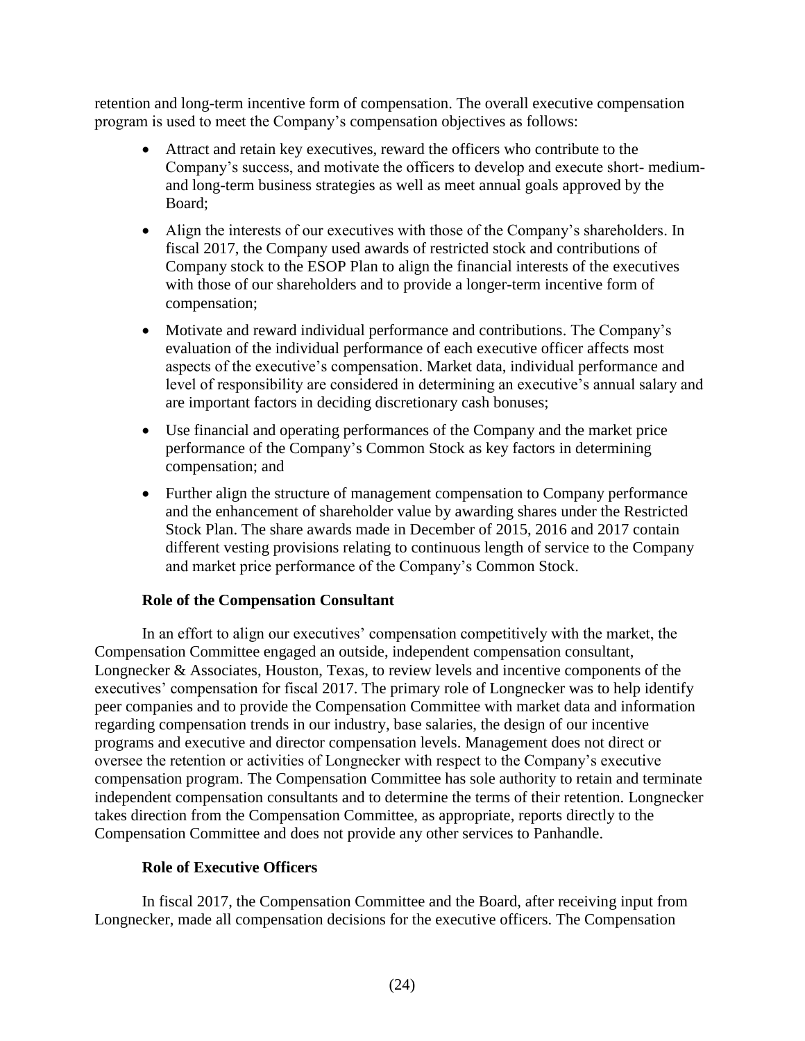retention and long-term incentive form of compensation. The overall executive compensation program is used to meet the Company's compensation objectives as follows:

- Attract and retain key executives, reward the officers who contribute to the Company's success, and motivate the officers to develop and execute short- medium- and long-term business strategies as well as meet annual goals approved by the Board;
- Align the interests of our executives with those of the Company's shareholders. In fiscal 2017, the Company used awards of restricted stock and contributions of Company stock to the ESOP Plan to align the financial interests of the executives with those of our shareholders and to provide a longer-term incentive form of compensation;
- Motivate and reward individual performance and contributions. The Company's evaluation of the individual performance of each executive officer affects most aspects of the executive's compensation. Market data, individual performance and level of responsibility are considered in determining an executive's annual salary and are important factors in deciding discretionary cash bonuses;
- Use financial and operating performances of the Company and the market price performance of the Company's Common Stock as key factors in determining compensation; and
- Further align the structure of management compensation to Company performance and the enhancement of shareholder value by awarding shares under the Restricted Stock Plan. The share awards made in December of 2015, 2016 and 2017 contain different vesting provisions relating to continuous length of service to the Company and market price performance of the Company's Common Stock.

**Role of the Compensation Consultant**

In an effort to align our executives' compensation competitively with the market, the Compensation Committee engaged an outside, independent compensation consultant, Longnecker & Associates, Houston, Texas, to review levels and incentive components of the executives' compensation for fiscal 2017. The primary role of Longnecker was to help identify peer companies and to provide the Compensation Committee with market data and information regarding compensation trends in our industry, base salaries, the design of our incentive programs and executive and director compensation levels. Management does not direct or oversee the retention or activities of Longnecker with respect to the Company's executive compensation program. The Compensation Committee has sole authority to retain and terminate independent compensation consultants and to determine the terms of their retention. Longnecker takes direction from the Compensation Committee, as appropriate, reports directly to the Compensation Committee and does not provide any other services to Panhandle.

**Role of Executive Officers**

In fiscal 2017, the Compensation Committee and the Board, after receiving input from Longnecker, made all compensation decisions for the executive officers. The Compensation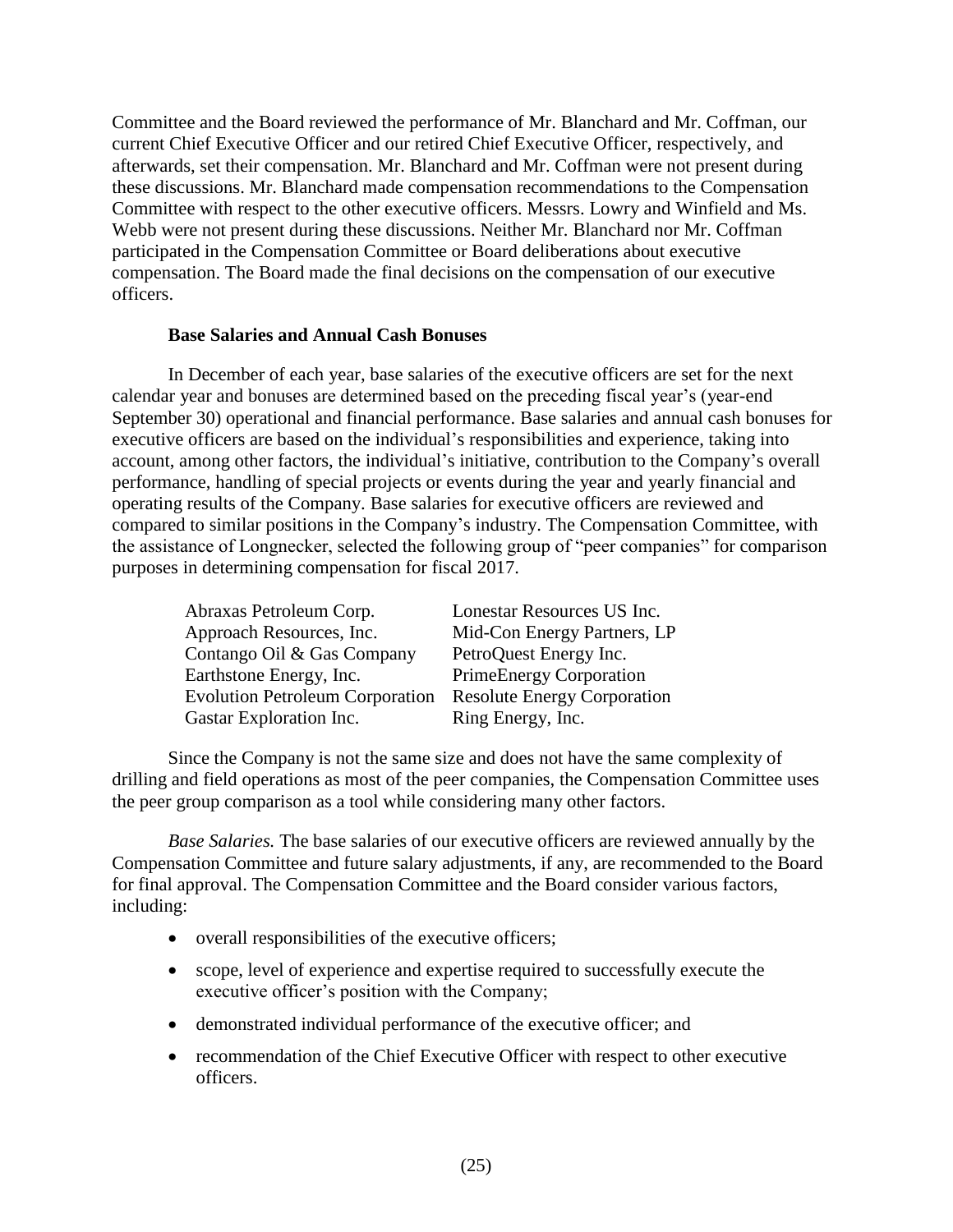Committee and the Board reviewed the performance of Mr. Blanchard and Mr. Coffman, our current Chief Executive Officer and our retired Chief Executive Officer, respectively, and afterwards, set their compensation. Mr. Blanchard and Mr. Coffman were not present during these discussions. Mr. Blanchard made compensation recommendations to the Compensation Committee with respect to the other executive officers. Messrs. Lowry and Winfield and Ms. Webb were not present during these discussions. Neither Mr. Blanchard nor Mr. Coffman participated in the Compensation Committee or Board deliberations about executive compensation. The Board made the final decisions on the compensation of our executive officers.

**Base Salaries and Annual Cash Bonuses**

In December of each year, base salaries of the executive officers are set for the next calendar year and bonuses are determined based on the preceding fiscal year's (year-end September 30) operational and financial performance. Base salaries and annual cash bonuses for executive officers are based on the individual's responsibilities and experience, taking into account, among other factors, the individual's initiative, contribution to the Company's overall performance, handling of special projects or events during the year and yearly financial and operating results of the Company. Base salaries for executive officers are reviewed and compared to similar positions in the Company's industry. The Compensation Committee, with the assistance of Longnecker, selected the following group of "peer companies" for comparison purposes in determining compensation for fiscal 2017.

| | |
|---|---|
| Abraxas Petroleum Corp. | Lonestar Resources US Inc. |
| Approach Resources, Inc. | Mid-Con Energy Partners, LP |
| Contango Oil & Gas Company | PetroQuest Energy Inc. |
| Earthstone Energy, Inc. | PrimeEnergy Corporation |
| Evolution Petroleum Corporation | Resolute Energy Corporation |
| Gastar Exploration Inc. | Ring Energy, Inc. |

Since the Company is not the same size and does not have the same complexity of drilling and field operations as most of the peer companies, the Compensation Committee uses the peer group comparison as a tool while considering many other factors.

*Base Salaries.* The base salaries of our executive officers are reviewed annually by the Compensation Committee and future salary adjustments, if any, are recommended to the Board for final approval. The Compensation Committee and the Board consider various factors, including:

- overall responsibilities of the executive officers;
- scope, level of experience and expertise required to successfully execute the executive officer's position with the Company;
- demonstrated individual performance of the executive officer; and
- recommendation of the Chief Executive Officer with respect to other executive officers.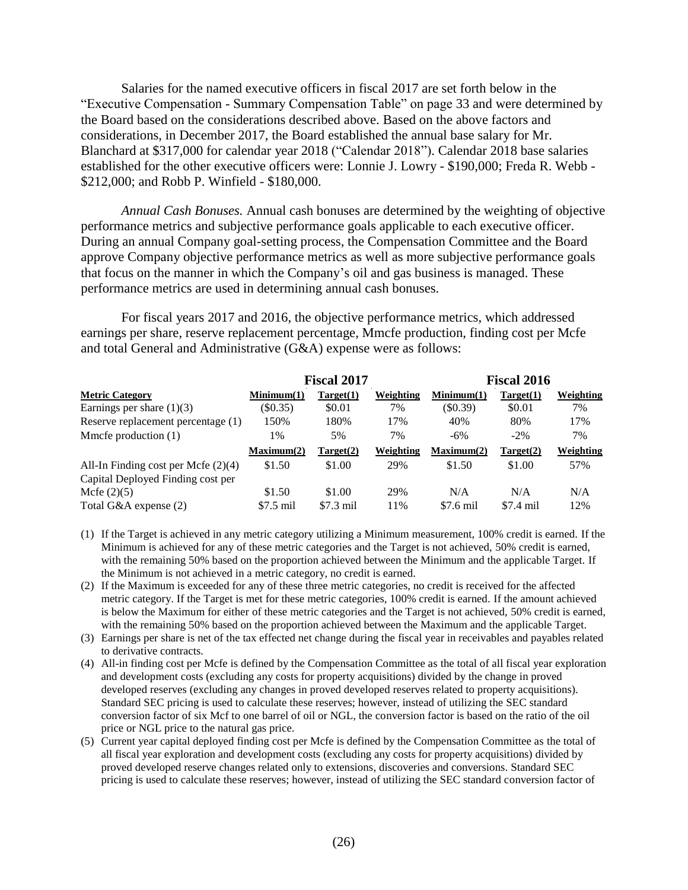Salaries for the named executive officers in fiscal 2017 are set forth below in the "Executive Compensation - Summary Compensation Table" on page 33 and were determined by the Board based on the considerations described above. Based on the above factors and considerations, in December 2017, the Board established the annual base salary for Mr. Blanchard at $317,000 for calendar year 2018 ("Calendar 2018"). Calendar 2018 base salaries established for the other executive officers were: Lonnie J. Lowry - $190,000; Freda R. Webb - $212,000; and Robb P. Winfield - $180,000.

*Annual Cash Bonuses.* Annual cash bonuses are determined by the weighting of objective performance metrics and subjective performance goals applicable to each executive officer. During an annual Company goal-setting process, the Compensation Committee and the Board approve Company objective performance metrics as well as more subjective performance goals that focus on the manner in which the Company's oil and gas business is managed. These performance metrics are used in determining annual cash bonuses.

For fiscal years 2017 and 2016, the objective performance metrics, which addressed earnings per share, reserve replacement percentage, Mmcfe production, finding cost per Mcfe and total General and Administrative (G&A) expense were as follows:

| | Fiscal 2017 | | | Fiscal 2016 | | |
|---|---|---|---|---|---|---|
| **Metric Category** | **Minimum(1)** | **Target(1)** | **Weighting** | **Minimum(1)** | **Target(1)** | **Weighting** |
| Earnings per share (1)(3) | ($0.35) | $0.01 | 7% | ($0.39) | $0.01 | 7% |
| Reserve replacement percentage (1) | 150% | 180% | 17% | 40% | 80% | 17% |
| Mmcfe production (1) | 1% | 5% | 7% | -6% | -2% | 7% |
| | **Maximum(2)** | **Target(2)** | **Weighting** | **Maximum(2)** | **Target(2)** | **Weighting** |
| All-In Finding cost per Mcfe (2)(4) | $1.50 | $1.00 | 29% | $1.50 | $1.00 | 57% |
| Capital Deployed Finding cost per Mcfe (2)(5) | $1.50 | $1.00 | 29% | N/A | N/A | N/A |
| Total G&A expense (2) | $7.5 mil | $7.3 mil | 11% | $7.6 mil | $7.4 mil | 12% |

(1) If the Target is achieved in any metric category utilizing a Minimum measurement, 100% credit is earned. If the Minimum is achieved for any of these metric categories and the Target is not achieved, 50% credit is earned, with the remaining 50% based on the proportion achieved between the Minimum and the applicable Target. If the Minimum is not achieved in a metric category, no credit is earned.

(2) If the Maximum is exceeded for any of these three metric categories, no credit is received for the affected metric category. If the Target is met for these metric categories, 100% credit is earned. If the amount achieved is below the Maximum for either of these metric categories and the Target is not achieved, 50% credit is earned, with the remaining 50% based on the proportion achieved between the Maximum and the applicable Target.

(3) Earnings per share is net of the tax effected net change during the fiscal year in receivables and payables related to derivative contracts.

(4) All-in finding cost per Mcfe is defined by the Compensation Committee as the total of all fiscal year exploration and development costs (excluding any costs for property acquisitions) divided by the change in proved developed reserves (excluding any changes in proved developed reserves related to property acquisitions). Standard SEC pricing is used to calculate these reserves; however, instead of utilizing the SEC standard conversion factor of six Mcf to one barrel of oil or NGL, the conversion factor is based on the ratio of the oil price or NGL price to the natural gas price.

(5) Current year capital deployed finding cost per Mcfe is defined by the Compensation Committee as the total of all fiscal year exploration and development costs (excluding any costs for property acquisitions) divided by proved developed reserve changes related only to extensions, discoveries and conversions. Standard SEC pricing is used to calculate these reserves; however, instead of utilizing the SEC standard conversion factor of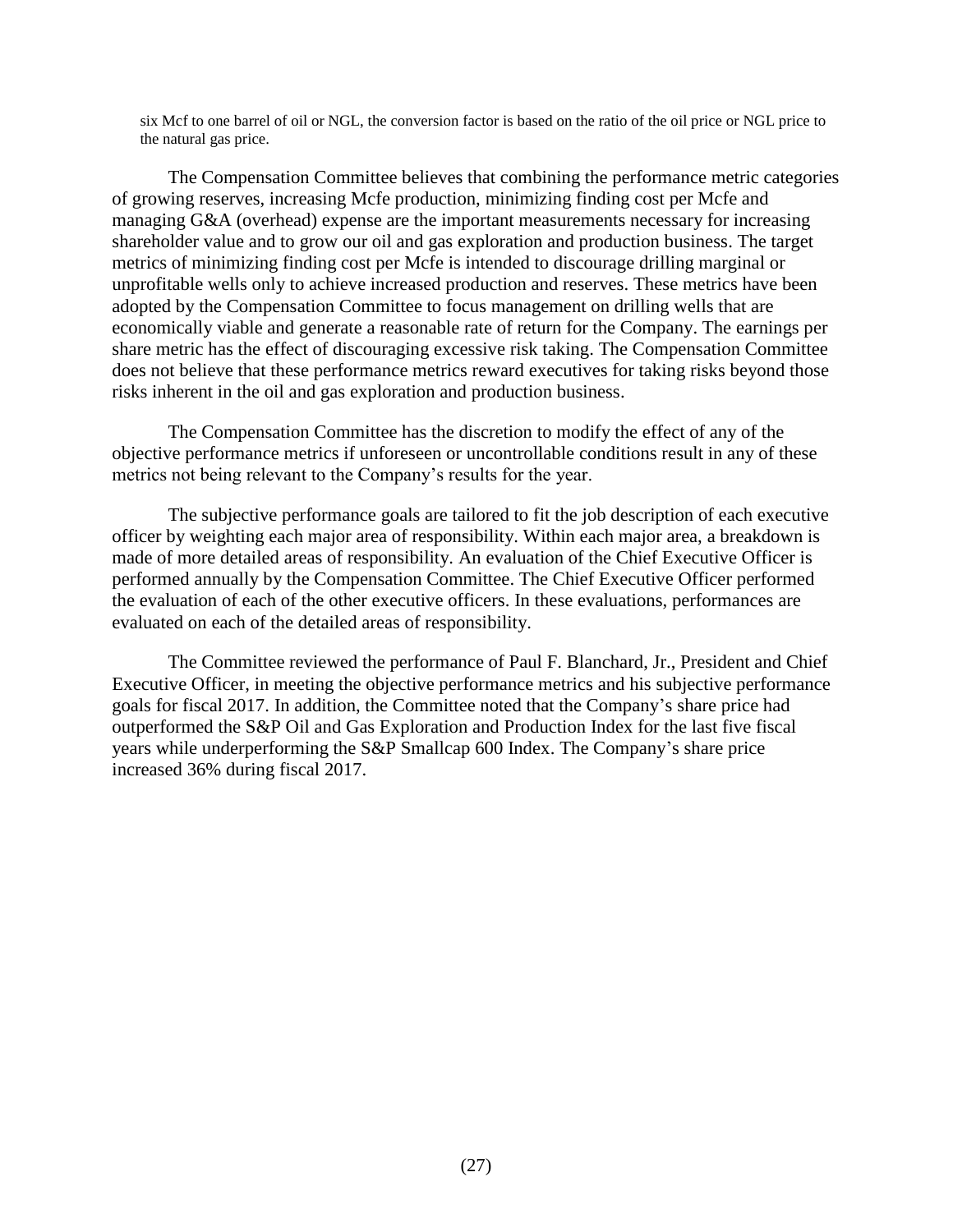six Mcf to one barrel of oil or NGL, the conversion factor is based on the ratio of the oil price or NGL price to the natural gas price.

The Compensation Committee believes that combining the performance metric categories of growing reserves, increasing Mcfe production, minimizing finding cost per Mcfe and managing G&A (overhead) expense are the important measurements necessary for increasing shareholder value and to grow our oil and gas exploration and production business. The target metrics of minimizing finding cost per Mcfe is intended to discourage drilling marginal or unprofitable wells only to achieve increased production and reserves. These metrics have been adopted by the Compensation Committee to focus management on drilling wells that are economically viable and generate a reasonable rate of return for the Company. The earnings per share metric has the effect of discouraging excessive risk taking. The Compensation Committee does not believe that these performance metrics reward executives for taking risks beyond those risks inherent in the oil and gas exploration and production business.

The Compensation Committee has the discretion to modify the effect of any of the objective performance metrics if unforeseen or uncontrollable conditions result in any of these metrics not being relevant to the Company's results for the year.

The subjective performance goals are tailored to fit the job description of each executive officer by weighting each major area of responsibility. Within each major area, a breakdown is made of more detailed areas of responsibility. An evaluation of the Chief Executive Officer is performed annually by the Compensation Committee. The Chief Executive Officer performed the evaluation of each of the other executive officers. In these evaluations, performances are evaluated on each of the detailed areas of responsibility.

The Committee reviewed the performance of Paul F. Blanchard, Jr., President and Chief Executive Officer, in meeting the objective performance metrics and his subjective performance goals for fiscal 2017. In addition, the Committee noted that the Company's share price had outperformed the S&P Oil and Gas Exploration and Production Index for the last five fiscal years while underperforming the S&P Smallcap 600 Index. The Company's share price increased 36% during fiscal 2017.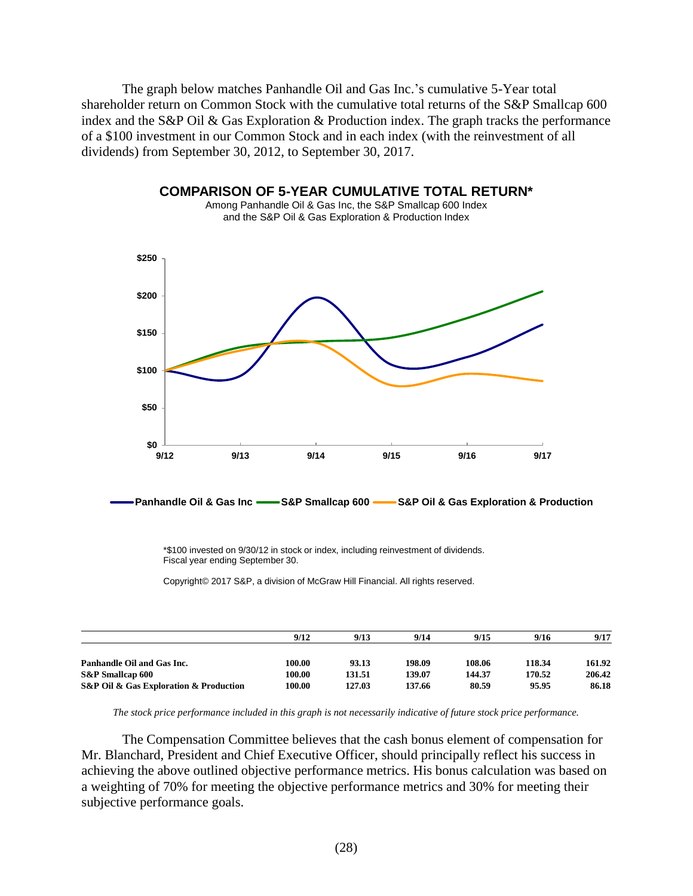The graph below matches Panhandle Oil and Gas Inc.'s cumulative 5-Year total shareholder return on Common Stock with the cumulative total returns of the S&P Smallcap 600 index and the S&P Oil & Gas Exploration & Production index. The graph tracks the performance of a $100 investment in our Common Stock and in each index (with the reinvestment of all dividends) from September 30, 2012, to September 30, 2017.

**COMPARISON OF 5-YEAR CUMULATIVE TOTAL RETURN***

Among Panhandle Oil & Gas Inc, the S&P Smallcap 600 Index and the S&P Oil & Gas Exploration & Production Index

Panhandle Oil & Gas Inc — S&P Smallcap 600 — S&P Oil & Gas Exploration & Production

*$100 invested on 9/30/12 in stock or index, including reinvestment of dividends.
Fiscal year ending September 30.

Copyright© 2017 S&P, a division of McGraw Hill Financial. All rights reserved.

| | 9/12 | 9/13 | 9/14 | 9/15 | 9/16 | 9/17 |
|---|---|---|---|---|---|---|
| **Panhandle Oil and Gas Inc.** | **100.00** | **93.13** | **198.09** | **108.06** | **118.34** | **161.92** |
| **S&P Smallcap 600** | **100.00** | **131.51** | **139.07** | **144.37** | **170.52** | **206.42** |
| **S&P Oil & Gas Exploration & Production** | **100.00** | **127.03** | **137.66** | **80.59** | **95.95** | **86.18** |

*The stock price performance included in this graph is not necessarily indicative of future stock price performance.*

The Compensation Committee believes that the cash bonus element of compensation for Mr. Blanchard, President and Chief Executive Officer, should principally reflect his success in achieving the above outlined objective performance metrics. His bonus calculation was based on a weighting of 70% for meeting the objective performance metrics and 30% for meeting their subjective performance goals.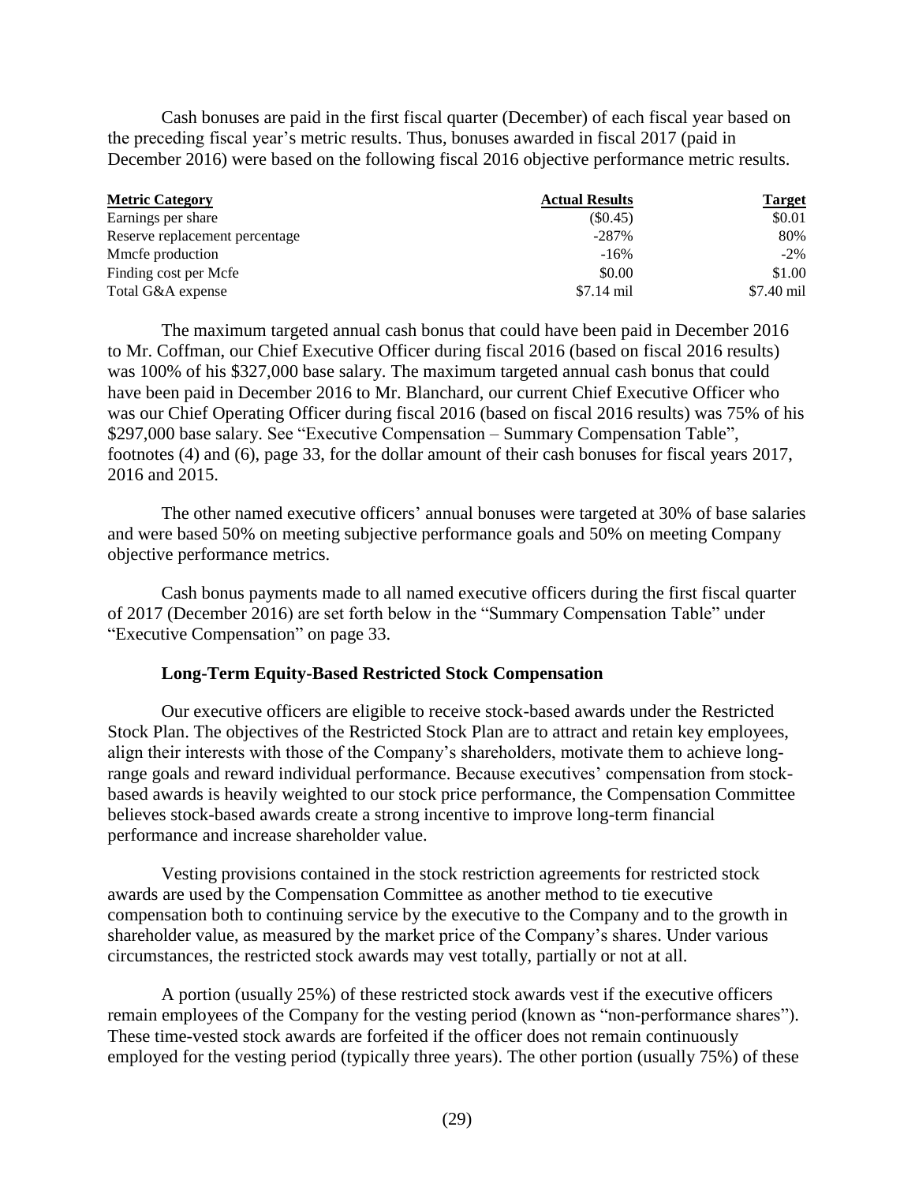Cash bonuses are paid in the first fiscal quarter (December) of each fiscal year based on the preceding fiscal year's metric results. Thus, bonuses awarded in fiscal 2017 (paid in December 2016) were based on the following fiscal 2016 objective performance metric results.

| Metric Category | Actual Results | Target |
|---|---|---|
| Earnings per share | ($0.45) | $0.01 |
| Reserve replacement percentage | -287% | 80% |
| Mmcfe production | -16% | -2% |
| Finding cost per Mcfe | $0.00 | $1.00 |
| Total G&A expense | $7.14 mil | $7.40 mil |

The maximum targeted annual cash bonus that could have been paid in December 2016 to Mr. Coffman, our Chief Executive Officer during fiscal 2016 (based on fiscal 2016 results) was 100% of his $327,000 base salary. The maximum targeted annual cash bonus that could have been paid in December 2016 to Mr. Blanchard, our current Chief Executive Officer who was our Chief Operating Officer during fiscal 2016 (based on fiscal 2016 results) was 75% of his $297,000 base salary. See "Executive Compensation – Summary Compensation Table", footnotes (4) and (6), page 33, for the dollar amount of their cash bonuses for fiscal years 2017, 2016 and 2015.

The other named executive officers' annual bonuses were targeted at 30% of base salaries and were based 50% on meeting subjective performance goals and 50% on meeting Company objective performance metrics.

Cash bonus payments made to all named executive officers during the first fiscal quarter of 2017 (December 2016) are set forth below in the "Summary Compensation Table" under "Executive Compensation" on page 33.

### Long-Term Equity-Based Restricted Stock Compensation

Our executive officers are eligible to receive stock-based awards under the Restricted Stock Plan. The objectives of the Restricted Stock Plan are to attract and retain key employees, align their interests with those of the Company's shareholders, motivate them to achieve long-range goals and reward individual performance. Because executives' compensation from stock-based awards is heavily weighted to our stock price performance, the Compensation Committee believes stock-based awards create a strong incentive to improve long-term financial performance and increase shareholder value.

Vesting provisions contained in the stock restriction agreements for restricted stock awards are used by the Compensation Committee as another method to tie executive compensation both to continuing service by the executive to the Company and to the growth in shareholder value, as measured by the market price of the Company's shares. Under various circumstances, the restricted stock awards may vest totally, partially or not at all.

A portion (usually 25%) of these restricted stock awards vest if the executive officers remain employees of the Company for the vesting period (known as "non-performance shares"). These time-vested stock awards are forfeited if the officer does not remain continuously employed for the vesting period (typically three years). The other portion (usually 75%) of these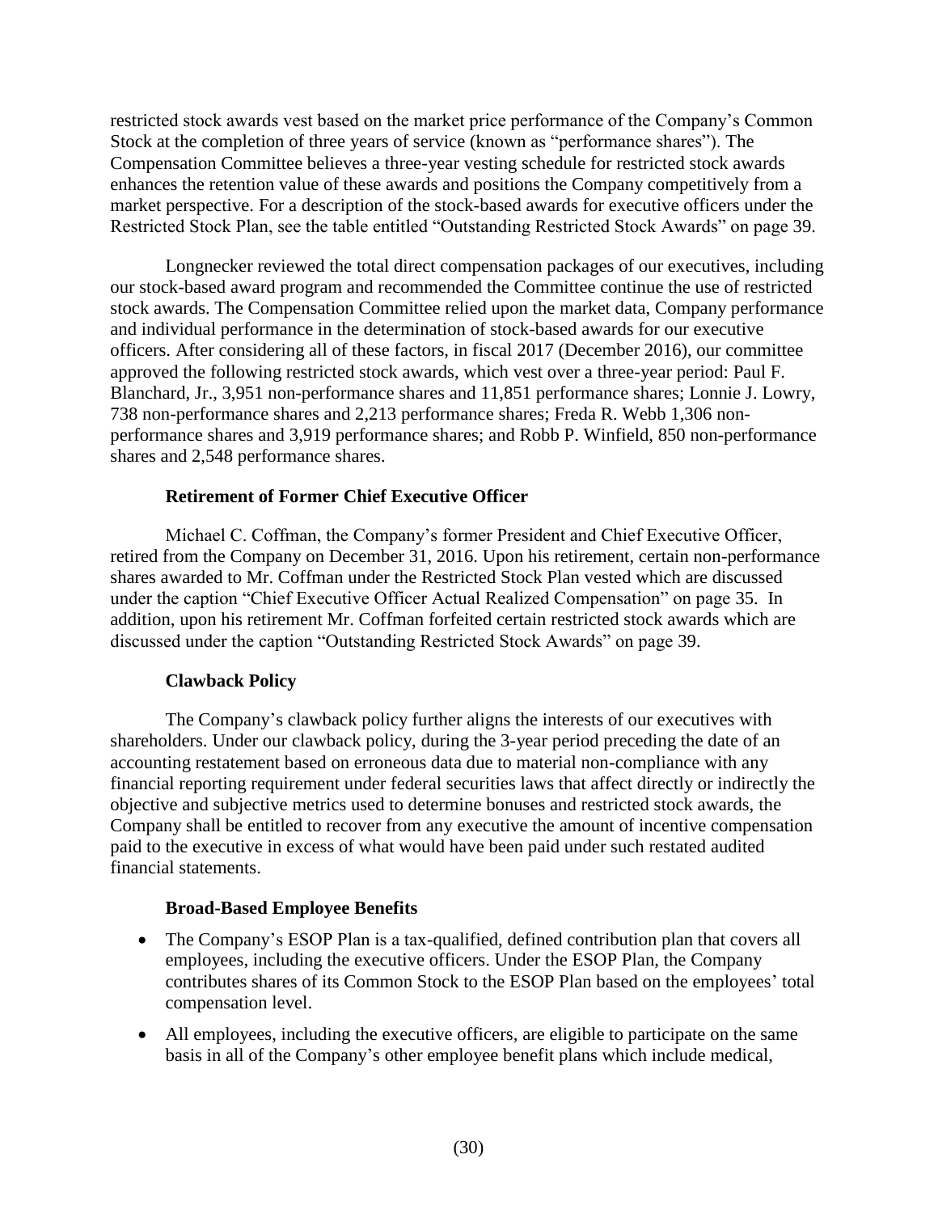restricted stock awards vest based on the market price performance of the Company's Common Stock at the completion of three years of service (known as "performance shares"). The Compensation Committee believes a three-year vesting schedule for restricted stock awards enhances the retention value of these awards and positions the Company competitively from a market perspective. For a description of the stock-based awards for executive officers under the Restricted Stock Plan, see the table entitled "Outstanding Restricted Stock Awards" on page 39.

Longnecker reviewed the total direct compensation packages of our executives, including our stock-based award program and recommended the Committee continue the use of restricted stock awards. The Compensation Committee relied upon the market data, Company performance and individual performance in the determination of stock-based awards for our executive officers. After considering all of these factors, in fiscal 2017 (December 2016), our committee approved the following restricted stock awards, which vest over a three-year period: Paul F. Blanchard, Jr., 3,951 non-performance shares and 11,851 performance shares; Lonnie J. Lowry, 738 non-performance shares and 2,213 performance shares; Freda R. Webb 1,306 non-performance shares and 3,919 performance shares; and Robb P. Winfield, 850 non-performance shares and 2,548 performance shares.

### Retirement of Former Chief Executive Officer

Michael C. Coffman, the Company's former President and Chief Executive Officer, retired from the Company on December 31, 2016. Upon his retirement, certain non-performance shares awarded to Mr. Coffman under the Restricted Stock Plan vested which are discussed under the caption "Chief Executive Officer Actual Realized Compensation" on page 35. In addition, upon his retirement Mr. Coffman forfeited certain restricted stock awards which are discussed under the caption "Outstanding Restricted Stock Awards" on page 39.

### Clawback Policy

The Company's clawback policy further aligns the interests of our executives with shareholders. Under our clawback policy, during the 3-year period preceding the date of an accounting restatement based on erroneous data due to material non-compliance with any financial reporting requirement under federal securities laws that affect directly or indirectly the objective and subjective metrics used to determine bonuses and restricted stock awards, the Company shall be entitled to recover from any executive the amount of incentive compensation paid to the executive in excess of what would have been paid under such restated audited financial statements.

### Broad-Based Employee Benefits

- The Company's ESOP Plan is a tax-qualified, defined contribution plan that covers all employees, including the executive officers. Under the ESOP Plan, the Company contributes shares of its Common Stock to the ESOP Plan based on the employees' total compensation level.
- All employees, including the executive officers, are eligible to participate on the same basis in all of the Company's other employee benefit plans which include medical,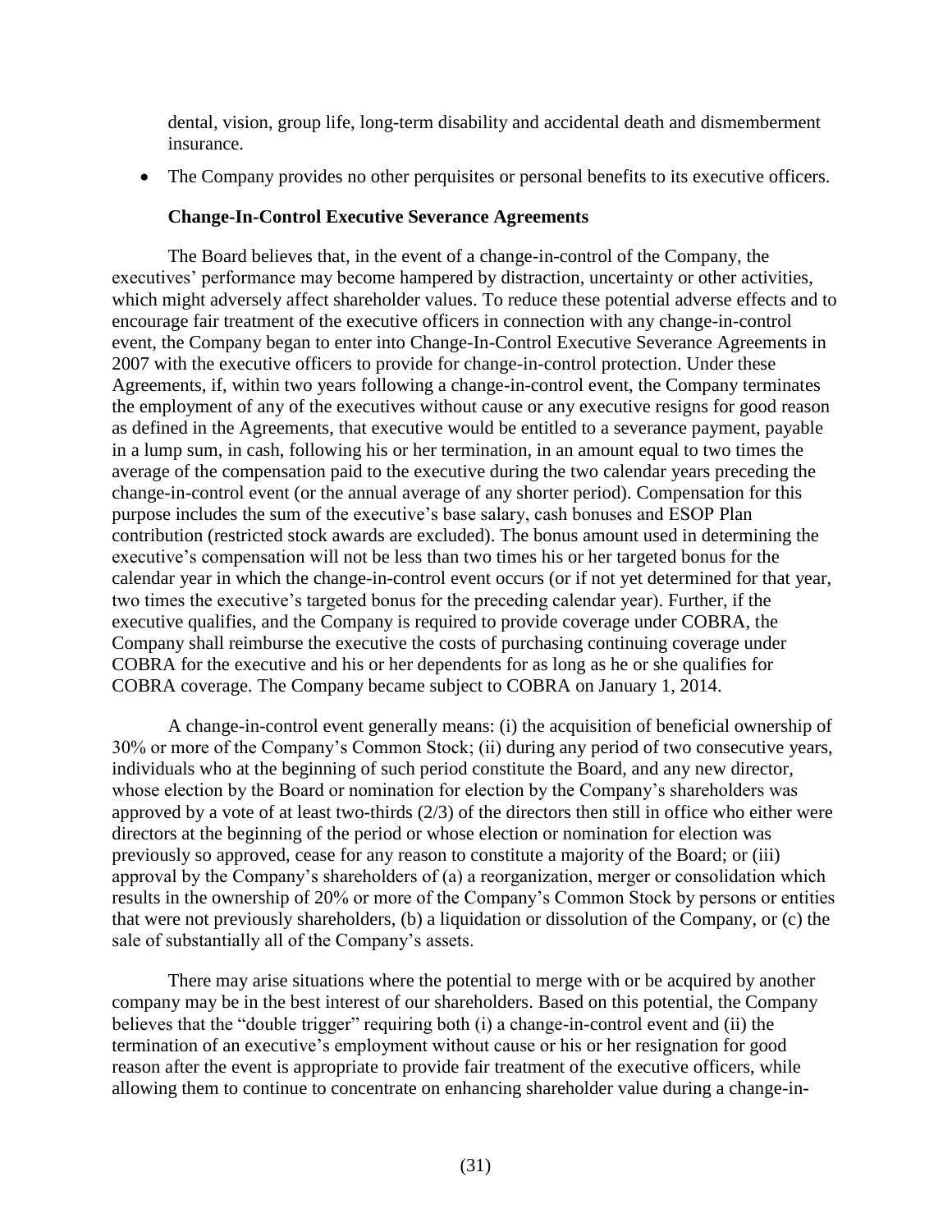dental, vision, group life, long-term disability and accidental death and dismemberment insurance.

- The Company provides no other perquisites or personal benefits to its executive officers.

**Change-In-Control Executive Severance Agreements**

The Board believes that, in the event of a change-in-control of the Company, the executives' performance may become hampered by distraction, uncertainty or other activities, which might adversely affect shareholder values. To reduce these potential adverse effects and to encourage fair treatment of the executive officers in connection with any change-in-control event, the Company began to enter into Change-In-Control Executive Severance Agreements in 2007 with the executive officers to provide for change-in-control protection. Under these Agreements, if, within two years following a change-in-control event, the Company terminates the employment of any of the executives without cause or any executive resigns for good reason as defined in the Agreements, that executive would be entitled to a severance payment, payable in a lump sum, in cash, following his or her termination, in an amount equal to two times the average of the compensation paid to the executive during the two calendar years preceding the change-in-control event (or the annual average of any shorter period). Compensation for this purpose includes the sum of the executive's base salary, cash bonuses and ESOP Plan contribution (restricted stock awards are excluded). The bonus amount used in determining the executive's compensation will not be less than two times his or her targeted bonus for the calendar year in which the change-in-control event occurs (or if not yet determined for that year, two times the executive's targeted bonus for the preceding calendar year). Further, if the executive qualifies, and the Company is required to provide coverage under COBRA, the Company shall reimburse the executive the costs of purchasing continuing coverage under COBRA for the executive and his or her dependents for as long as he or she qualifies for COBRA coverage. The Company became subject to COBRA on January 1, 2014.

A change-in-control event generally means: (i) the acquisition of beneficial ownership of 30% or more of the Company's Common Stock; (ii) during any period of two consecutive years, individuals who at the beginning of such period constitute the Board, and any new director, whose election by the Board or nomination for election by the Company's shareholders was approved by a vote of at least two-thirds (2/3) of the directors then still in office who either were directors at the beginning of the period or whose election or nomination for election was previously so approved, cease for any reason to constitute a majority of the Board; or (iii) approval by the Company's shareholders of (a) a reorganization, merger or consolidation which results in the ownership of 20% or more of the Company's Common Stock by persons or entities that were not previously shareholders, (b) a liquidation or dissolution of the Company, or (c) the sale of substantially all of the Company's assets.

There may arise situations where the potential to merge with or be acquired by another company may be in the best interest of our shareholders. Based on this potential, the Company believes that the "double trigger" requiring both (i) a change-in-control event and (ii) the termination of an executive's employment without cause or his or her resignation for good reason after the event is appropriate to provide fair treatment of the executive officers, while allowing them to continue to concentrate on enhancing shareholder value during a change-in-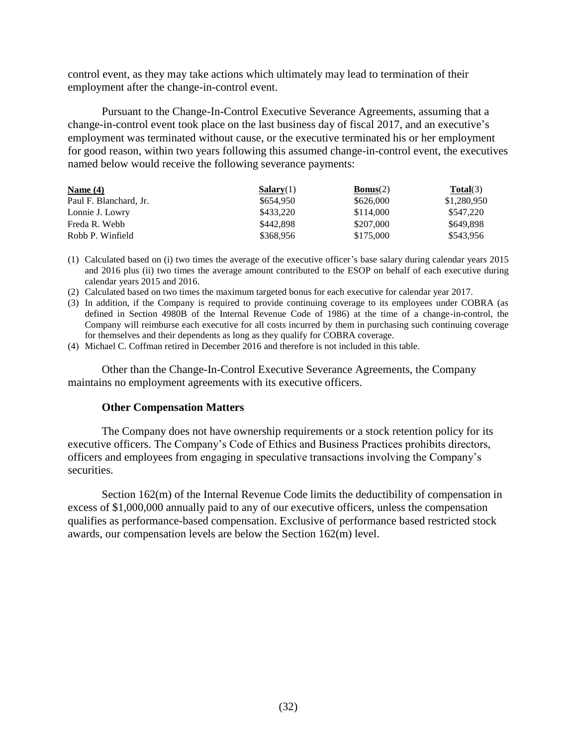control event, as they may take actions which ultimately may lead to termination of their employment after the change-in-control event.

Pursuant to the Change-In-Control Executive Severance Agreements, assuming that a change-in-control event took place on the last business day of fiscal 2017, and an executive's employment was terminated without cause, or the executive terminated his or her employment for good reason, within two years following this assumed change-in-control event, the executives named below would receive the following severance payments:

| Name (4) | Salary(1) | Bonus(2) | Total(3) |
|---|---|---|---|
| Paul F. Blanchard, Jr. | $654,950 | $626,000 | $1,280,950 |
| Lonnie J. Lowry | $433,220 | $114,000 | $547,220 |
| Freda R. Webb | $442,898 | $207,000 | $649,898 |
| Robb P. Winfield | $368,956 | $175,000 | $543,956 |

(1) Calculated based on (i) two times the average of the executive officer's base salary during calendar years 2015 and 2016 plus (ii) two times the average amount contributed to the ESOP on behalf of each executive during calendar years 2015 and 2016.

(2) Calculated based on two times the maximum targeted bonus for each executive for calendar year 2017.

(3) In addition, if the Company is required to provide continuing coverage to its employees under COBRA (as defined in Section 4980B of the Internal Revenue Code of 1986) at the time of a change-in-control, the Company will reimburse each executive for all costs incurred by them in purchasing such continuing coverage for themselves and their dependents as long as they qualify for COBRA coverage.

(4) Michael C. Coffman retired in December 2016 and therefore is not included in this table.

Other than the Change-In-Control Executive Severance Agreements, the Company maintains no employment agreements with its executive officers.

### Other Compensation Matters

The Company does not have ownership requirements or a stock retention policy for its executive officers. The Company's Code of Ethics and Business Practices prohibits directors, officers and employees from engaging in speculative transactions involving the Company's securities.

Section 162(m) of the Internal Revenue Code limits the deductibility of compensation in excess of $1,000,000 annually paid to any of our executive officers, unless the compensation qualifies as performance-based compensation. Exclusive of performance based restricted stock awards, our compensation levels are below the Section 162(m) level.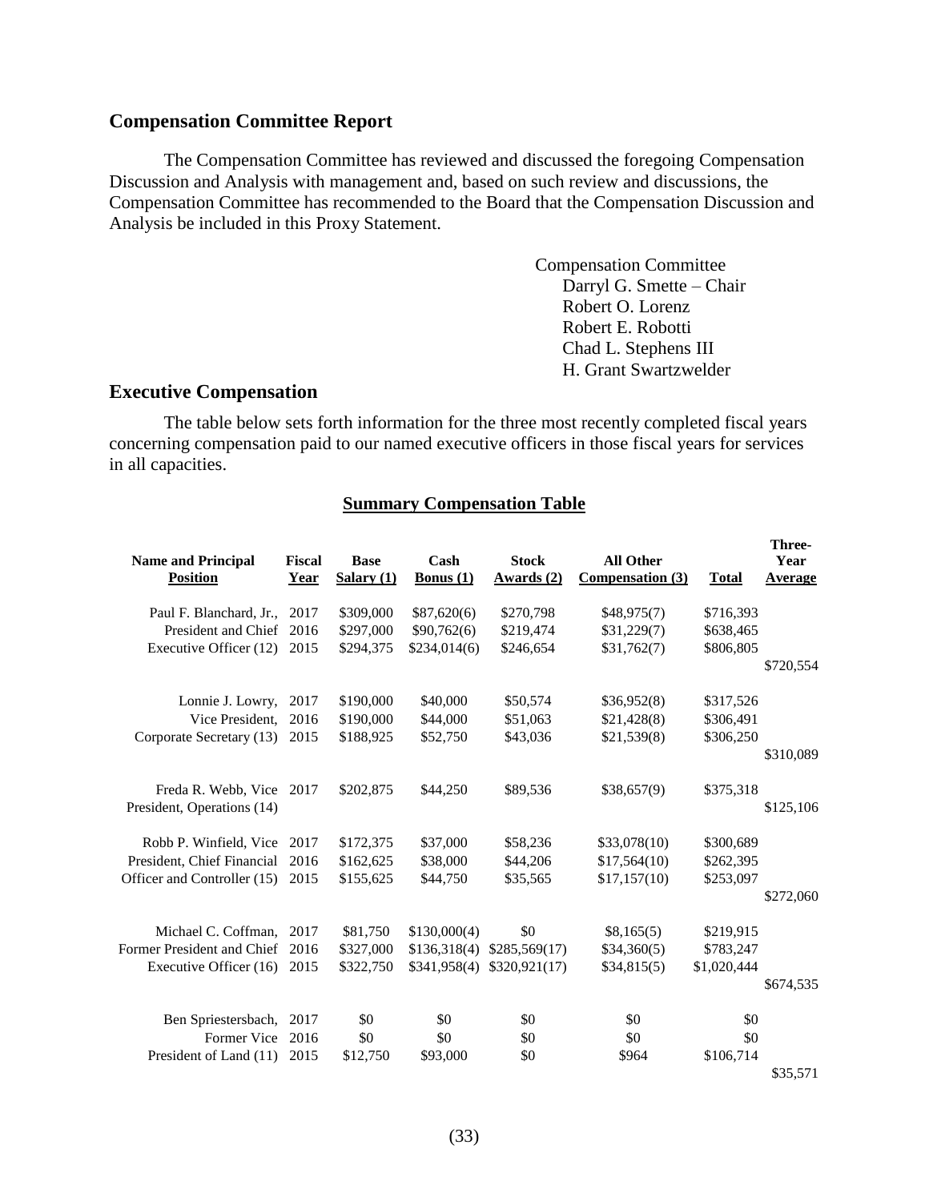## Compensation Committee Report

The Compensation Committee has reviewed and discussed the foregoing Compensation Discussion and Analysis with management and, based on such review and discussions, the Compensation Committee has recommended to the Board that the Compensation Discussion and Analysis be included in this Proxy Statement.

Compensation Committee
Darryl G. Smette – Chair
Robert O. Lorenz
Robert E. Robotti
Chad L. Stephens III
H. Grant Swartzwelder

## Executive Compensation

The table below sets forth information for the three most recently completed fiscal years concerning compensation paid to our named executive officers in those fiscal years for services in all capacities.

**Summary Compensation Table**

| Name and Principal Position | Fiscal Year | Base Salary (1) | Cash Bonus (1) | Stock Awards (2) | All Other Compensation (3) | Total | Three-Year Average |
|---|---|---|---|---|---|---|---|
| Paul F. Blanchard, Jr., | 2017 | $309,000 | $87,620(6) | $270,798 | $48,975(7) | $716,393 | |
| President and Chief | 2016 | $297,000 | $90,762(6) | $219,474 | $31,229(7) | $638,465 | |
| Executive Officer (12) | 2015 | $294,375 | $234,014(6) | $246,654 | $31,762(7) | $806,805 | |
| | | | | | | | $720,554 |
| Lonnie J. Lowry, | 2017 | $190,000 | $40,000 | $50,574 | $36,952(8) | $317,526 | |
| Vice President, | 2016 | $190,000 | $44,000 | $51,063 | $21,428(8) | $306,491 | |
| Corporate Secretary (13) | 2015 | $188,925 | $52,750 | $43,036 | $21,539(8) | $306,250 | |
| | | | | | | | $310,089 |
| Freda R. Webb, Vice | 2017 | $202,875 | $44,250 | $89,536 | $38,657(9) | $375,318 | |
| President, Operations (14) | | | | | | | $125,106 |
| Robb P. Winfield, Vice | 2017 | $172,375 | $37,000 | $58,236 | $33,078(10) | $300,689 | |
| President, Chief Financial | 2016 | $162,625 | $38,000 | $44,206 | $17,564(10) | $262,395 | |
| Officer and Controller (15) | 2015 | $155,625 | $44,750 | $35,565 | $17,157(10) | $253,097 | |
| | | | | | | | $272,060 |
| Michael C. Coffman, | 2017 | $81,750 | $130,000(4) | $0 | $8,165(5) | $219,915 | |
| Former President and Chief | 2016 | $327,000 | $136,318(4) | $285,569(17) | $34,360(5) | $783,247 | |
| Executive Officer (16) | 2015 | $322,750 | $341,958(4) | $320,921(17) | $34,815(5) | $1,020,444 | |
| | | | | | | | $674,535 |
| Ben Spriestersbach, | 2017 | $0 | $0 | $0 | $0 | $0 | |
| Former Vice | 2016 | $0 | $0 | $0 | $0 | $0 | |
| President of Land (11) | 2015 | $12,750 | $93,000 | $0 | $964 | $106,714 | |
| | | | | | | | $35,571 |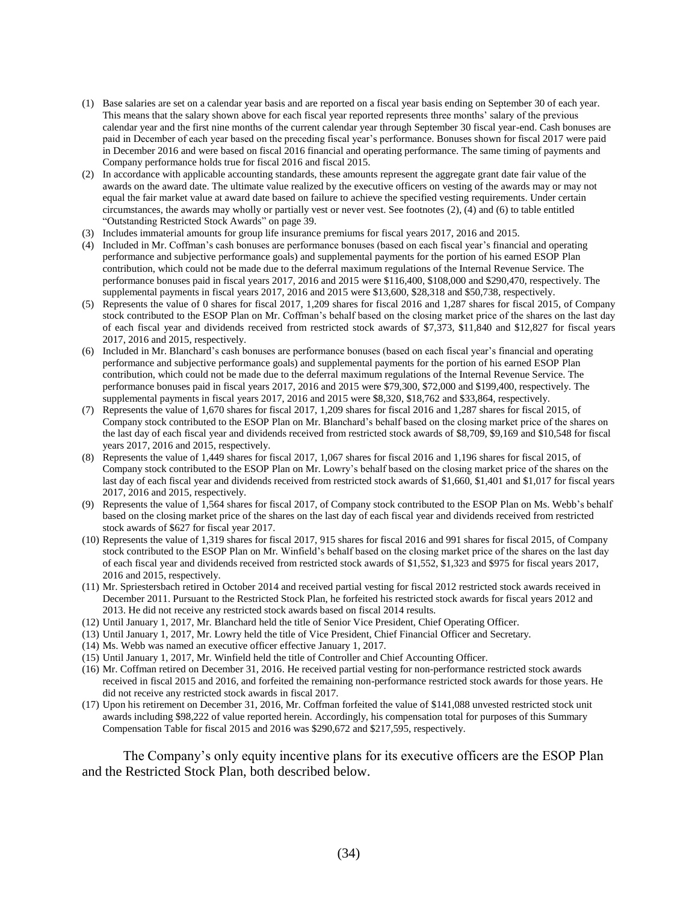(1) Base salaries are set on a calendar year basis and are reported on a fiscal year basis ending on September 30 of each year. This means that the salary shown above for each fiscal year reported represents three months' salary of the previous calendar year and the first nine months of the current calendar year through September 30 fiscal year-end. Cash bonuses are paid in December of each year based on the preceding fiscal year's performance. Bonuses shown for fiscal 2017 were paid in December 2016 and were based on fiscal 2016 financial and operating performance. The same timing of payments and Company performance holds true for fiscal 2016 and fiscal 2015.

(2) In accordance with applicable accounting standards, these amounts represent the aggregate grant date fair value of the awards on the award date. The ultimate value realized by the executive officers on vesting of the awards may or may not equal the fair market value at award date based on failure to achieve the specified vesting requirements. Under certain circumstances, the awards may wholly or partially vest or never vest. See footnotes (2), (4) and (6) to table entitled "Outstanding Restricted Stock Awards" on page 39.

(3) Includes immaterial amounts for group life insurance premiums for fiscal years 2017, 2016 and 2015.

(4) Included in Mr. Coffman's cash bonuses are performance bonuses (based on each fiscal year's financial and operating performance and subjective performance goals) and supplemental payments for the portion of his earned ESOP Plan contribution, which could not be made due to the deferral maximum regulations of the Internal Revenue Service. The performance bonuses paid in fiscal years 2017, 2016 and 2015 were $116,400, $108,000 and $290,470, respectively. The supplemental payments in fiscal years 2017, 2016 and 2015 were $13,600, $28,318 and $50,738, respectively.

(5) Represents the value of 0 shares for fiscal 2017, 1,209 shares for fiscal 2016 and 1,287 shares for fiscal 2015, of Company stock contributed to the ESOP Plan on Mr. Coffman's behalf based on the closing market price of the shares on the last day of each fiscal year and dividends received from restricted stock awards of $7,373, $11,840 and $12,827 for fiscal years 2017, 2016 and 2015, respectively.

(6) Included in Mr. Blanchard's cash bonuses are performance bonuses (based on each fiscal year's financial and operating performance and subjective performance goals) and supplemental payments for the portion of his earned ESOP Plan contribution, which could not be made due to the deferral maximum regulations of the Internal Revenue Service. The performance bonuses paid in fiscal years 2017, 2016 and 2015 were $79,300, $72,000 and $199,400, respectively. The supplemental payments in fiscal years 2017, 2016 and 2015 were $8,320, $18,762 and $33,864, respectively.

(7) Represents the value of 1,670 shares for fiscal 2017, 1,209 shares for fiscal 2016 and 1,287 shares for fiscal 2015, of Company stock contributed to the ESOP Plan on Mr. Blanchard's behalf based on the closing market price of the shares on the last day of each fiscal year and dividends received from restricted stock awards of $8,709, $9,169 and $10,548 for fiscal years 2017, 2016 and 2015, respectively.

(8) Represents the value of 1,449 shares for fiscal 2017, 1,067 shares for fiscal 2016 and 1,196 shares for fiscal 2015, of Company stock contributed to the ESOP Plan on Mr. Lowry's behalf based on the closing market price of the shares on the last day of each fiscal year and dividends received from restricted stock awards of $1,660, $1,401 and $1,017 for fiscal years 2017, 2016 and 2015, respectively.

(9) Represents the value of 1,564 shares for fiscal 2017, of Company stock contributed to the ESOP Plan on Ms. Webb's behalf based on the closing market price of the shares on the last day of each fiscal year and dividends received from restricted stock awards of $627 for fiscal year 2017.

(10) Represents the value of 1,319 shares for fiscal 2017, 915 shares for fiscal 2016 and 991 shares for fiscal 2015, of Company stock contributed to the ESOP Plan on Mr. Winfield's behalf based on the closing market price of the shares on the last day of each fiscal year and dividends received from restricted stock awards of $1,552, $1,323 and $975 for fiscal years 2017, 2016 and 2015, respectively.

(11) Mr. Spriestersbach retired in October 2014 and received partial vesting for fiscal 2012 restricted stock awards received in December 2011. Pursuant to the Restricted Stock Plan, he forfeited his restricted stock awards for fiscal years 2012 and 2013. He did not receive any restricted stock awards based on fiscal 2014 results.

(12) Until January 1, 2017, Mr. Blanchard held the title of Senior Vice President, Chief Operating Officer.

(13) Until January 1, 2017, Mr. Lowry held the title of Vice President, Chief Financial Officer and Secretary.

(14) Ms. Webb was named an executive officer effective January 1, 2017.

(15) Until January 1, 2017, Mr. Winfield held the title of Controller and Chief Accounting Officer.

(16) Mr. Coffman retired on December 31, 2016. He received partial vesting for non-performance restricted stock awards received in fiscal 2015 and 2016, and forfeited the remaining non-performance restricted stock awards for those years. He did not receive any restricted stock awards in fiscal 2017.

(17) Upon his retirement on December 31, 2016, Mr. Coffman forfeited the value of $141,088 unvested restricted stock unit awards including $98,222 of value reported herein. Accordingly, his compensation total for purposes of this Summary Compensation Table for fiscal 2015 and 2016 was $290,672 and $217,595, respectively.

The Company's only equity incentive plans for its executive officers are the ESOP Plan and the Restricted Stock Plan, both described below.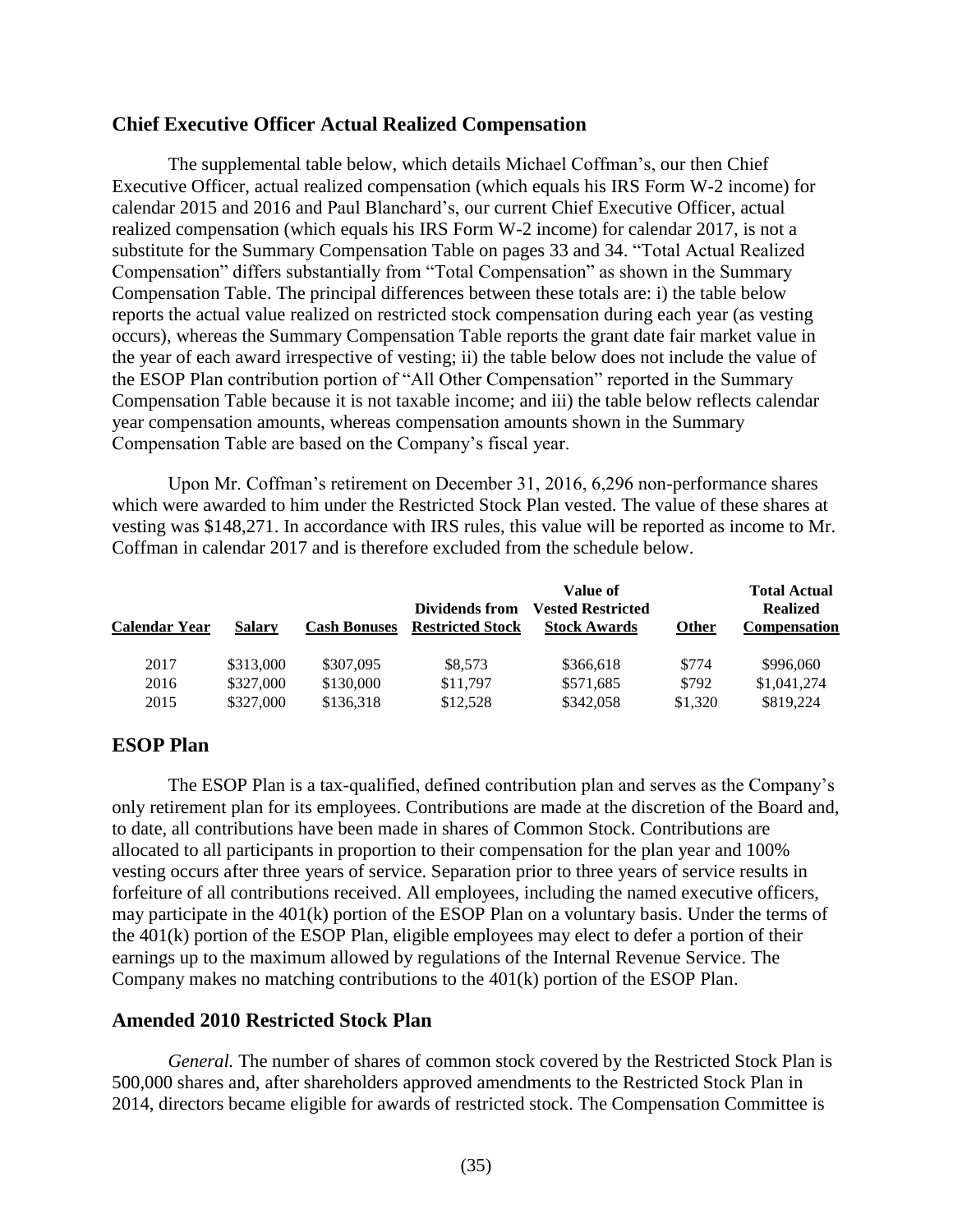## Chief Executive Officer Actual Realized Compensation

The supplemental table below, which details Michael Coffman's, our then Chief Executive Officer, actual realized compensation (which equals his IRS Form W-2 income) for calendar 2015 and 2016 and Paul Blanchard's, our current Chief Executive Officer, actual realized compensation (which equals his IRS Form W-2 income) for calendar 2017, is not a substitute for the Summary Compensation Table on pages 33 and 34. "Total Actual Realized Compensation" differs substantially from "Total Compensation" as shown in the Summary Compensation Table. The principal differences between these totals are: i) the table below reports the actual value realized on restricted stock compensation during each year (as vesting occurs), whereas the Summary Compensation Table reports the grant date fair market value in the year of each award irrespective of vesting; ii) the table below does not include the value of the ESOP Plan contribution portion of "All Other Compensation" reported in the Summary Compensation Table because it is not taxable income; and iii) the table below reflects calendar year compensation amounts, whereas compensation amounts shown in the Summary Compensation Table are based on the Company's fiscal year.

Upon Mr. Coffman's retirement on December 31, 2016, 6,296 non-performance shares which were awarded to him under the Restricted Stock Plan vested. The value of these shares at vesting was $148,271. In accordance with IRS rules, this value will be reported as income to Mr. Coffman in calendar 2017 and is therefore excluded from the schedule below.

| Calendar Year | Salary | Cash Bonuses | Dividends from Restricted Stock | Value of Vested Restricted Stock Awards | Other | Total Actual Realized Compensation |
|---|---|---|---|---|---|---|
| 2017 | $313,000 | $307,095 | $8,573 | $366,618 | $774 | $996,060 |
| 2016 | $327,000 | $130,000 | $11,797 | $571,685 | $792 | $1,041,274 |
| 2015 | $327,000 | $136,318 | $12,528 | $342,058 | $1,320 | $819,224 |

## ESOP Plan

The ESOP Plan is a tax-qualified, defined contribution plan and serves as the Company's only retirement plan for its employees. Contributions are made at the discretion of the Board and, to date, all contributions have been made in shares of Common Stock. Contributions are allocated to all participants in proportion to their compensation for the plan year and 100% vesting occurs after three years of service. Separation prior to three years of service results in forfeiture of all contributions received. All employees, including the named executive officers, may participate in the 401(k) portion of the ESOP Plan on a voluntary basis. Under the terms of the 401(k) portion of the ESOP Plan, eligible employees may elect to defer a portion of their earnings up to the maximum allowed by regulations of the Internal Revenue Service. The Company makes no matching contributions to the 401(k) portion of the ESOP Plan.

## Amended 2010 Restricted Stock Plan

*General.* The number of shares of common stock covered by the Restricted Stock Plan is 500,000 shares and, after shareholders approved amendments to the Restricted Stock Plan in 2014, directors became eligible for awards of restricted stock. The Compensation Committee is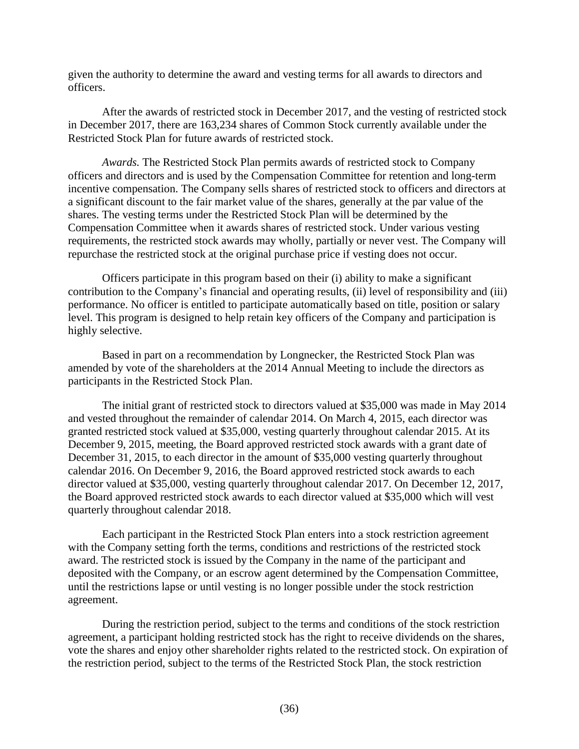given the authority to determine the award and vesting terms for all awards to directors and officers.

After the awards of restricted stock in December 2017, and the vesting of restricted stock in December 2017, there are 163,234 shares of Common Stock currently available under the Restricted Stock Plan for future awards of restricted stock.

*Awards.* The Restricted Stock Plan permits awards of restricted stock to Company officers and directors and is used by the Compensation Committee for retention and long-term incentive compensation. The Company sells shares of restricted stock to officers and directors at a significant discount to the fair market value of the shares, generally at the par value of the shares. The vesting terms under the Restricted Stock Plan will be determined by the Compensation Committee when it awards shares of restricted stock. Under various vesting requirements, the restricted stock awards may wholly, partially or never vest. The Company will repurchase the restricted stock at the original purchase price if vesting does not occur.

Officers participate in this program based on their (i) ability to make a significant contribution to the Company's financial and operating results, (ii) level of responsibility and (iii) performance. No officer is entitled to participate automatically based on title, position or salary level. This program is designed to help retain key officers of the Company and participation is highly selective.

Based in part on a recommendation by Longnecker, the Restricted Stock Plan was amended by vote of the shareholders at the 2014 Annual Meeting to include the directors as participants in the Restricted Stock Plan.

The initial grant of restricted stock to directors valued at $35,000 was made in May 2014 and vested throughout the remainder of calendar 2014. On March 4, 2015, each director was granted restricted stock valued at $35,000, vesting quarterly throughout calendar 2015. At its December 9, 2015, meeting, the Board approved restricted stock awards with a grant date of December 31, 2015, to each director in the amount of $35,000 vesting quarterly throughout calendar 2016. On December 9, 2016, the Board approved restricted stock awards to each director valued at $35,000, vesting quarterly throughout calendar 2017. On December 12, 2017, the Board approved restricted stock awards to each director valued at $35,000 which will vest quarterly throughout calendar 2018.

Each participant in the Restricted Stock Plan enters into a stock restriction agreement with the Company setting forth the terms, conditions and restrictions of the restricted stock award. The restricted stock is issued by the Company in the name of the participant and deposited with the Company, or an escrow agent determined by the Compensation Committee, until the restrictions lapse or until vesting is no longer possible under the stock restriction agreement.

During the restriction period, subject to the terms and conditions of the stock restriction agreement, a participant holding restricted stock has the right to receive dividends on the shares, vote the shares and enjoy other shareholder rights related to the restricted stock. On expiration of the restriction period, subject to the terms of the Restricted Stock Plan, the stock restriction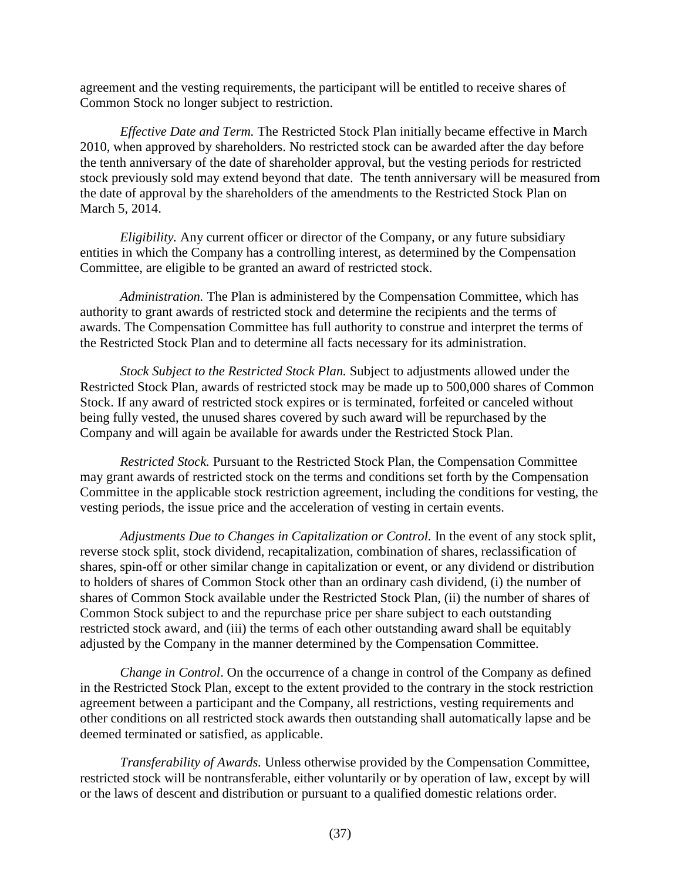agreement and the vesting requirements, the participant will be entitled to receive shares of Common Stock no longer subject to restriction.

*Effective Date and Term.* The Restricted Stock Plan initially became effective in March 2010, when approved by shareholders. No restricted stock can be awarded after the day before the tenth anniversary of the date of shareholder approval, but the vesting periods for restricted stock previously sold may extend beyond that date. The tenth anniversary will be measured from the date of approval by the shareholders of the amendments to the Restricted Stock Plan on March 5, 2014.

*Eligibility.* Any current officer or director of the Company, or any future subsidiary entities in which the Company has a controlling interest, as determined by the Compensation Committee, are eligible to be granted an award of restricted stock.

*Administration.* The Plan is administered by the Compensation Committee, which has authority to grant awards of restricted stock and determine the recipients and the terms of awards. The Compensation Committee has full authority to construe and interpret the terms of the Restricted Stock Plan and to determine all facts necessary for its administration.

*Stock Subject to the Restricted Stock Plan.* Subject to adjustments allowed under the Restricted Stock Plan, awards of restricted stock may be made up to 500,000 shares of Common Stock. If any award of restricted stock expires or is terminated, forfeited or canceled without being fully vested, the unused shares covered by such award will be repurchased by the Company and will again be available for awards under the Restricted Stock Plan.

*Restricted Stock.* Pursuant to the Restricted Stock Plan, the Compensation Committee may grant awards of restricted stock on the terms and conditions set forth by the Compensation Committee in the applicable stock restriction agreement, including the conditions for vesting, the vesting periods, the issue price and the acceleration of vesting in certain events.

*Adjustments Due to Changes in Capitalization or Control.* In the event of any stock split, reverse stock split, stock dividend, recapitalization, combination of shares, reclassification of shares, spin-off or other similar change in capitalization or event, or any dividend or distribution to holders of shares of Common Stock other than an ordinary cash dividend, (i) the number of shares of Common Stock available under the Restricted Stock Plan, (ii) the number of shares of Common Stock subject to and the repurchase price per share subject to each outstanding restricted stock award, and (iii) the terms of each other outstanding award shall be equitably adjusted by the Company in the manner determined by the Compensation Committee.

*Change in Control*. On the occurrence of a change in control of the Company as defined in the Restricted Stock Plan, except to the extent provided to the contrary in the stock restriction agreement between a participant and the Company, all restrictions, vesting requirements and other conditions on all restricted stock awards then outstanding shall automatically lapse and be deemed terminated or satisfied, as applicable.

*Transferability of Awards.* Unless otherwise provided by the Compensation Committee, restricted stock will be nontransferable, either voluntarily or by operation of law, except by will or the laws of descent and distribution or pursuant to a qualified domestic relations order.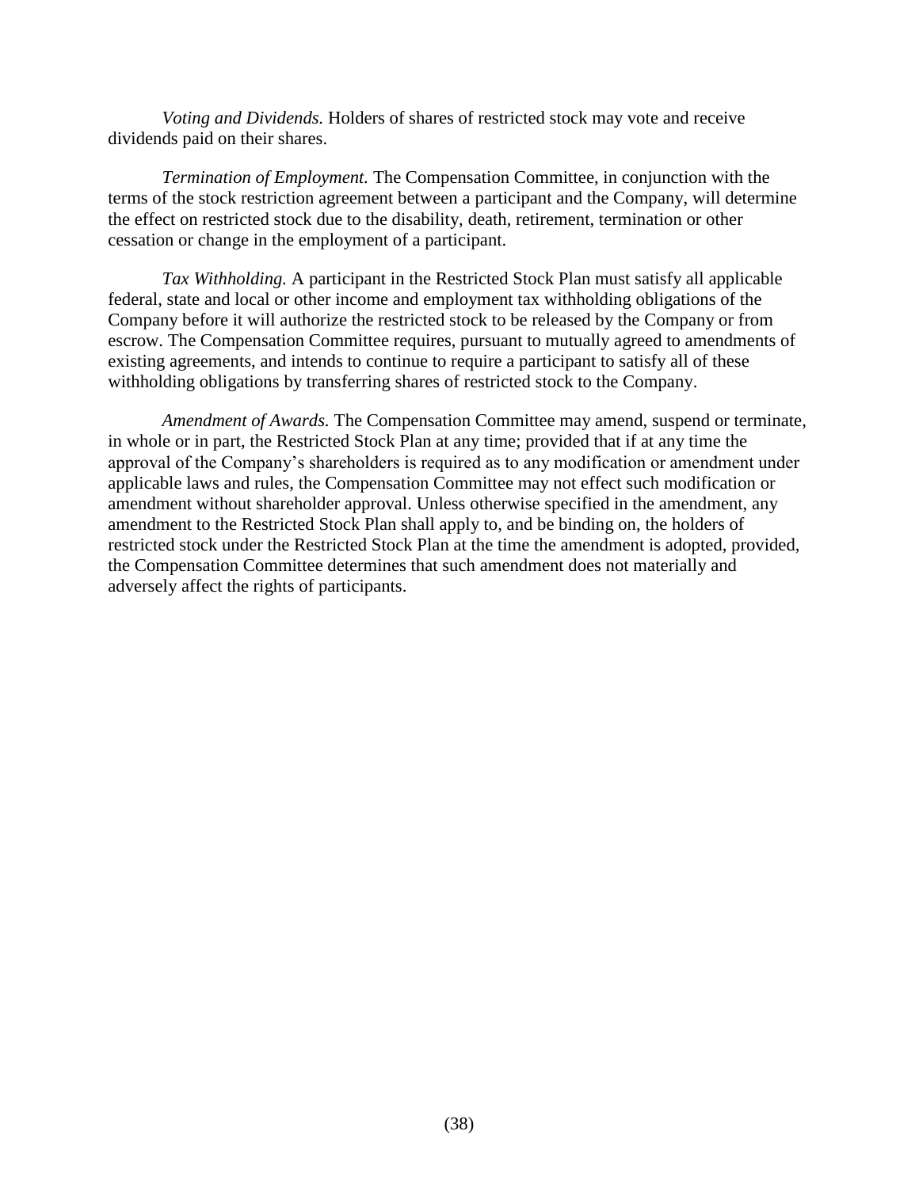*Voting and Dividends.* Holders of shares of restricted stock may vote and receive dividends paid on their shares.

*Termination of Employment.* The Compensation Committee, in conjunction with the terms of the stock restriction agreement between a participant and the Company, will determine the effect on restricted stock due to the disability, death, retirement, termination or other cessation or change in the employment of a participant.

*Tax Withholding.* A participant in the Restricted Stock Plan must satisfy all applicable federal, state and local or other income and employment tax withholding obligations of the Company before it will authorize the restricted stock to be released by the Company or from escrow. The Compensation Committee requires, pursuant to mutually agreed to amendments of existing agreements, and intends to continue to require a participant to satisfy all of these withholding obligations by transferring shares of restricted stock to the Company.

*Amendment of Awards.* The Compensation Committee may amend, suspend or terminate, in whole or in part, the Restricted Stock Plan at any time; provided that if at any time the approval of the Company's shareholders is required as to any modification or amendment under applicable laws and rules, the Compensation Committee may not effect such modification or amendment without shareholder approval. Unless otherwise specified in the amendment, any amendment to the Restricted Stock Plan shall apply to, and be binding on, the holders of restricted stock under the Restricted Stock Plan at the time the amendment is adopted, provided, the Compensation Committee determines that such amendment does not materially and adversely affect the rights of participants.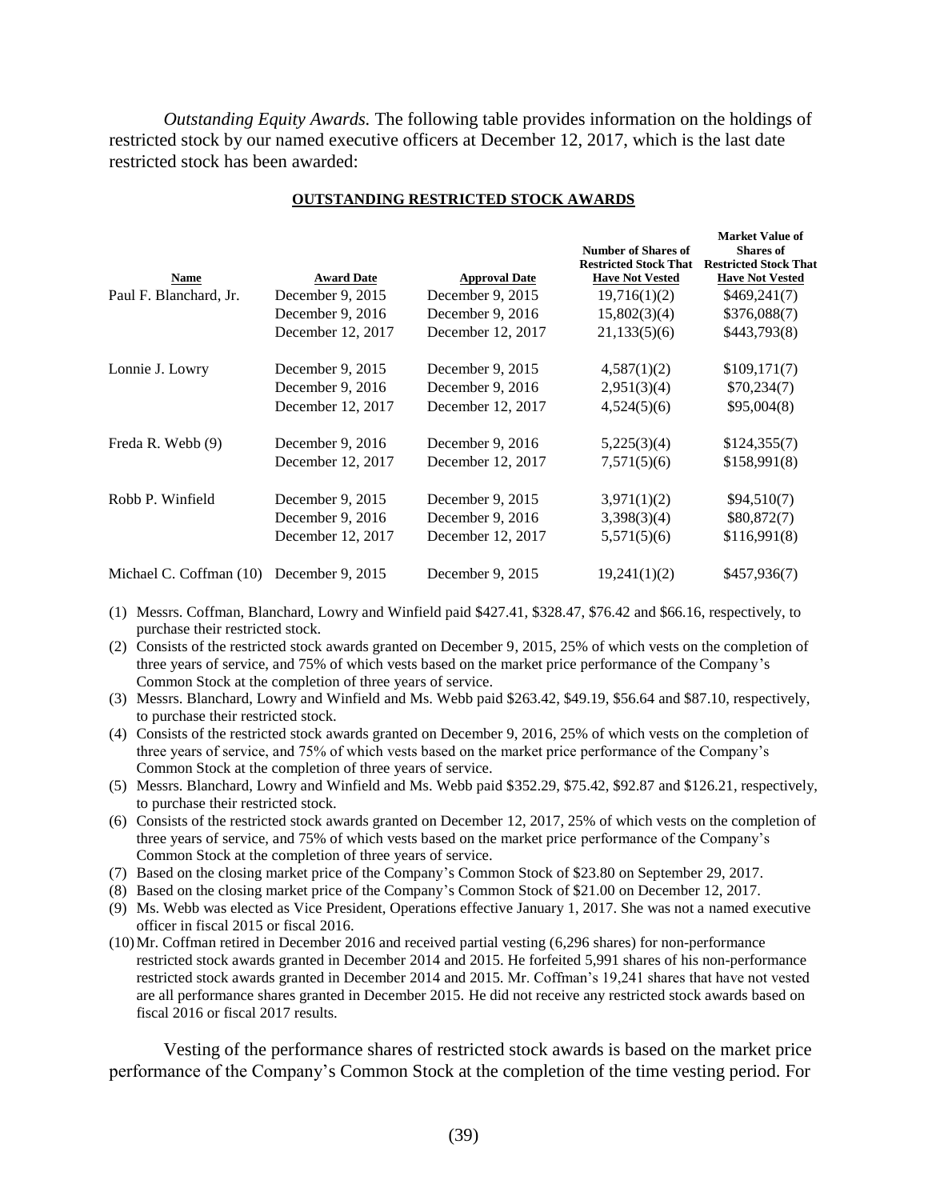*Outstanding Equity Awards.* The following table provides information on the holdings of restricted stock by our named executive officers at December 12, 2017, which is the last date restricted stock has been awarded:

**OUTSTANDING RESTRICTED STOCK AWARDS**

| Name | Award Date | Approval Date | Number of Shares of Restricted Stock That Have Not Vested | Market Value of Shares of Restricted Stock That Have Not Vested |
|---|---|---|---|---|
| Paul F. Blanchard, Jr. | December 9, 2015 | December 9, 2015 | 19,716(1)(2) | $469,241(7) |
| | December 9, 2016 | December 9, 2016 | 15,802(3)(4) | $376,088(7) |
| | December 12, 2017 | December 12, 2017 | 21,133(5)(6) | $443,793(8) |
| Lonnie J. Lowry | December 9, 2015 | December 9, 2015 | 4,587(1)(2) | $109,171(7) |
| | December 9, 2016 | December 9, 2016 | 2,951(3)(4) | $70,234(7) |
| | December 12, 2017 | December 12, 2017 | 4,524(5)(6) | $95,004(8) |
| Freda R. Webb (9) | December 9, 2016 | December 9, 2016 | 5,225(3)(4) | $124,355(7) |
| | December 12, 2017 | December 12, 2017 | 7,571(5)(6) | $158,991(8) |
| Robb P. Winfield | December 9, 2015 | December 9, 2015 | 3,971(1)(2) | $94,510(7) |
| | December 9, 2016 | December 9, 2016 | 3,398(3)(4) | $80,872(7) |
| | December 12, 2017 | December 12, 2017 | 5,571(5)(6) | $116,991(8) |
| Michael C. Coffman (10) | December 9, 2015 | December 9, 2015 | 19,241(1)(2) | $457,936(7) |

(1) Messrs. Coffman, Blanchard, Lowry and Winfield paid $427.41, $328.47, $76.42 and $66.16, respectively, to purchase their restricted stock.

(2) Consists of the restricted stock awards granted on December 9, 2015, 25% of which vests on the completion of three years of service, and 75% of which vests based on the market price performance of the Company's Common Stock at the completion of three years of service.

(3) Messrs. Blanchard, Lowry and Winfield and Ms. Webb paid $263.42, $49.19, $56.64 and $87.10, respectively, to purchase their restricted stock.

(4) Consists of the restricted stock awards granted on December 9, 2016, 25% of which vests on the completion of three years of service, and 75% of which vests based on the market price performance of the Company's Common Stock at the completion of three years of service.

(5) Messrs. Blanchard, Lowry and Winfield and Ms. Webb paid $352.29, $75.42, $92.87 and $126.21, respectively, to purchase their restricted stock.

(6) Consists of the restricted stock awards granted on December 12, 2017, 25% of which vests on the completion of three years of service, and 75% of which vests based on the market price performance of the Company's Common Stock at the completion of three years of service.

(7) Based on the closing market price of the Company's Common Stock of $23.80 on September 29, 2017.

(8) Based on the closing market price of the Company's Common Stock of $21.00 on December 12, 2017.

(9) Ms. Webb was elected as Vice President, Operations effective January 1, 2017. She was not a named executive officer in fiscal 2015 or fiscal 2016.

(10) Mr. Coffman retired in December 2016 and received partial vesting (6,296 shares) for non-performance restricted stock awards granted in December 2014 and 2015. He forfeited 5,991 shares of his non-performance restricted stock awards granted in December 2014 and 2015. Mr. Coffman's 19,241 shares that have not vested are all performance shares granted in December 2015. He did not receive any restricted stock awards based on fiscal 2016 or fiscal 2017 results.

Vesting of the performance shares of restricted stock awards is based on the market price performance of the Company's Common Stock at the completion of the time vesting period. For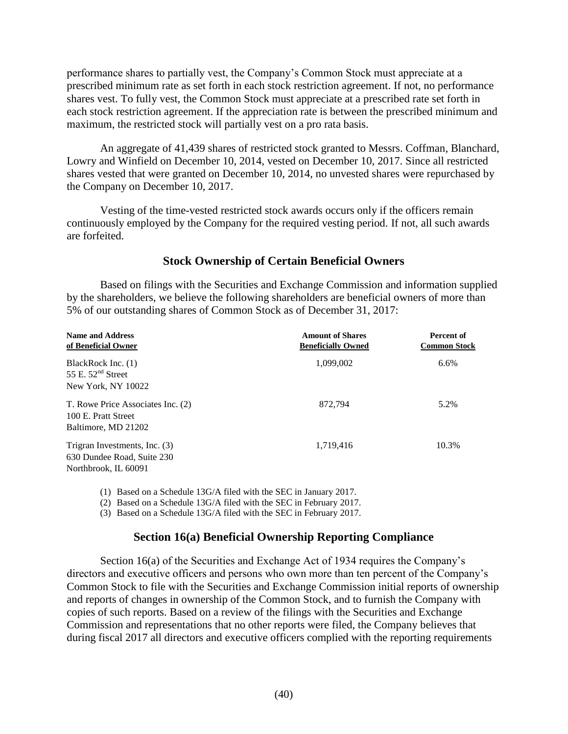performance shares to partially vest, the Company's Common Stock must appreciate at a prescribed minimum rate as set forth in each stock restriction agreement. If not, no performance shares vest. To fully vest, the Common Stock must appreciate at a prescribed rate set forth in each stock restriction agreement. If the appreciation rate is between the prescribed minimum and maximum, the restricted stock will partially vest on a pro rata basis.

An aggregate of 41,439 shares of restricted stock granted to Messrs. Coffman, Blanchard, Lowry and Winfield on December 10, 2014, vested on December 10, 2017. Since all restricted shares vested that were granted on December 10, 2014, no unvested shares were repurchased by the Company on December 10, 2017.

Vesting of the time-vested restricted stock awards occurs only if the officers remain continuously employed by the Company for the required vesting period. If not, all such awards are forfeited.

## Stock Ownership of Certain Beneficial Owners

Based on filings with the Securities and Exchange Commission and information supplied by the shareholders, we believe the following shareholders are beneficial owners of more than 5% of our outstanding shares of Common Stock as of December 31, 2017:

| Name and Address of Beneficial Owner | Amount of Shares Beneficially Owned | Percent of Common Stock |
|---|---|---|
| BlackRock Inc. (1)<br>55 E. 52nd Street<br>New York, NY 10022 | 1,099,002 | 6.6% |
| T. Rowe Price Associates Inc. (2)<br>100 E. Pratt Street<br>Baltimore, MD 21202 | 872,794 | 5.2% |
| Trigran Investments, Inc. (3)<br>630 Dundee Road, Suite 230<br>Northbrook, IL 60091 | 1,719,416 | 10.3% |

(1) Based on a Schedule 13G/A filed with the SEC in January 2017.

(2) Based on a Schedule 13G/A filed with the SEC in February 2017.

(3) Based on a Schedule 13G/A filed with the SEC in February 2017.

## Section 16(a) Beneficial Ownership Reporting Compliance

Section 16(a) of the Securities and Exchange Act of 1934 requires the Company's directors and executive officers and persons who own more than ten percent of the Company's Common Stock to file with the Securities and Exchange Commission initial reports of ownership and reports of changes in ownership of the Common Stock, and to furnish the Company with copies of such reports. Based on a review of the filings with the Securities and Exchange Commission and representations that no other reports were filed, the Company believes that during fiscal 2017 all directors and executive officers complied with the reporting requirements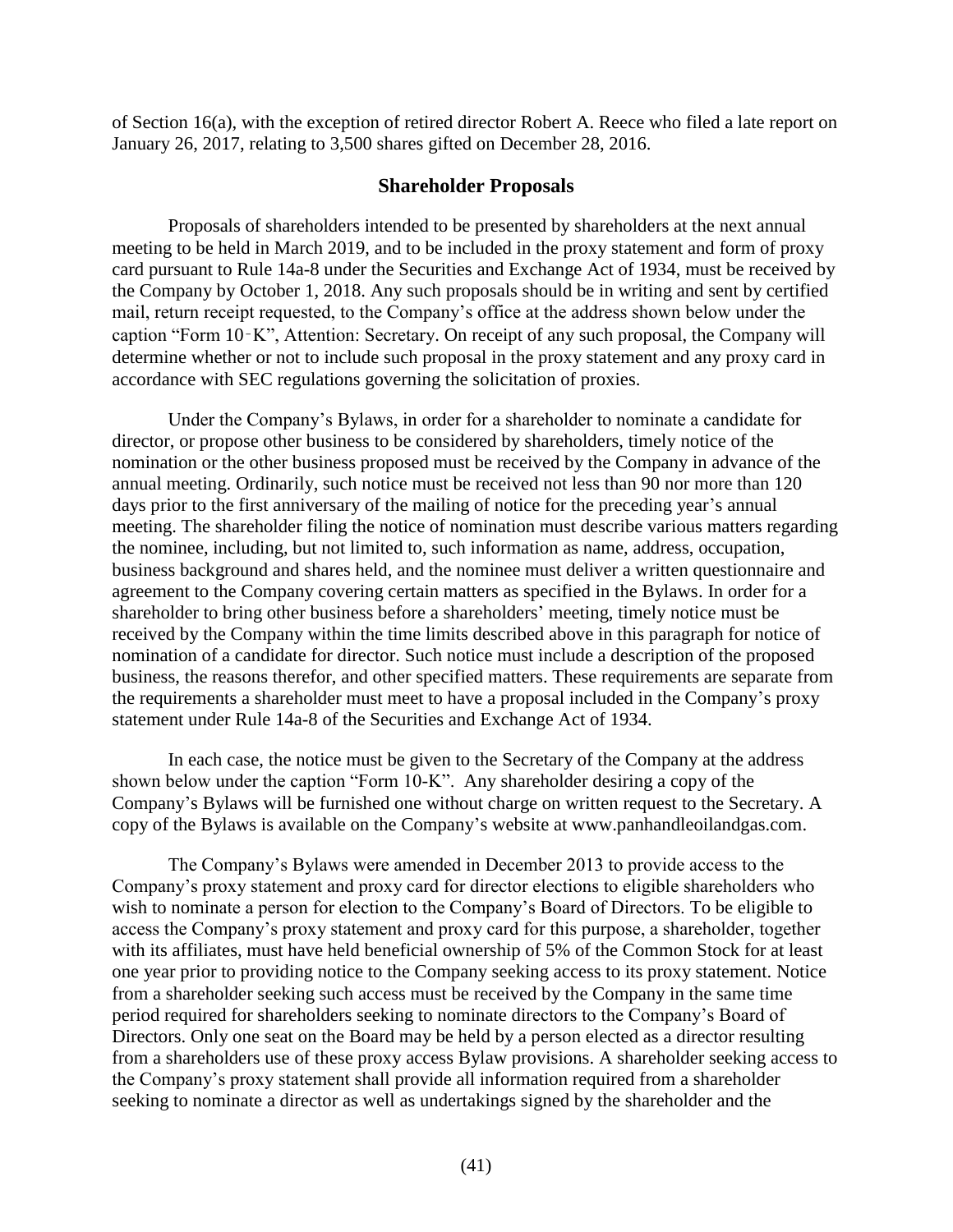of Section 16(a), with the exception of retired director Robert A. Reece who filed a late report on January 26, 2017, relating to 3,500 shares gifted on December 28, 2016.

## Shareholder Proposals

Proposals of shareholders intended to be presented by shareholders at the next annual meeting to be held in March 2019, and to be included in the proxy statement and form of proxy card pursuant to Rule 14a-8 under the Securities and Exchange Act of 1934, must be received by the Company by October 1, 2018. Any such proposals should be in writing and sent by certified mail, return receipt requested, to the Company's office at the address shown below under the caption "Form 10‑K", Attention: Secretary. On receipt of any such proposal, the Company will determine whether or not to include such proposal in the proxy statement and any proxy card in accordance with SEC regulations governing the solicitation of proxies.

Under the Company's Bylaws, in order for a shareholder to nominate a candidate for director, or propose other business to be considered by shareholders, timely notice of the nomination or the other business proposed must be received by the Company in advance of the annual meeting. Ordinarily, such notice must be received not less than 90 nor more than 120 days prior to the first anniversary of the mailing of notice for the preceding year's annual meeting. The shareholder filing the notice of nomination must describe various matters regarding the nominee, including, but not limited to, such information as name, address, occupation, business background and shares held, and the nominee must deliver a written questionnaire and agreement to the Company covering certain matters as specified in the Bylaws. In order for a shareholder to bring other business before a shareholders' meeting, timely notice must be received by the Company within the time limits described above in this paragraph for notice of nomination of a candidate for director. Such notice must include a description of the proposed business, the reasons therefor, and other specified matters. These requirements are separate from the requirements a shareholder must meet to have a proposal included in the Company's proxy statement under Rule 14a-8 of the Securities and Exchange Act of 1934.

In each case, the notice must be given to the Secretary of the Company at the address shown below under the caption "Form 10-K". Any shareholder desiring a copy of the Company's Bylaws will be furnished one without charge on written request to the Secretary. A copy of the Bylaws is available on the Company's website at www.panhandleoilandgas.com.

The Company's Bylaws were amended in December 2013 to provide access to the Company's proxy statement and proxy card for director elections to eligible shareholders who wish to nominate a person for election to the Company's Board of Directors. To be eligible to access the Company's proxy statement and proxy card for this purpose, a shareholder, together with its affiliates, must have held beneficial ownership of 5% of the Common Stock for at least one year prior to providing notice to the Company seeking access to its proxy statement. Notice from a shareholder seeking such access must be received by the Company in the same time period required for shareholders seeking to nominate directors to the Company's Board of Directors. Only one seat on the Board may be held by a person elected as a director resulting from a shareholders use of these proxy access Bylaw provisions. A shareholder seeking access to the Company's proxy statement shall provide all information required from a shareholder seeking to nominate a director as well as undertakings signed by the shareholder and the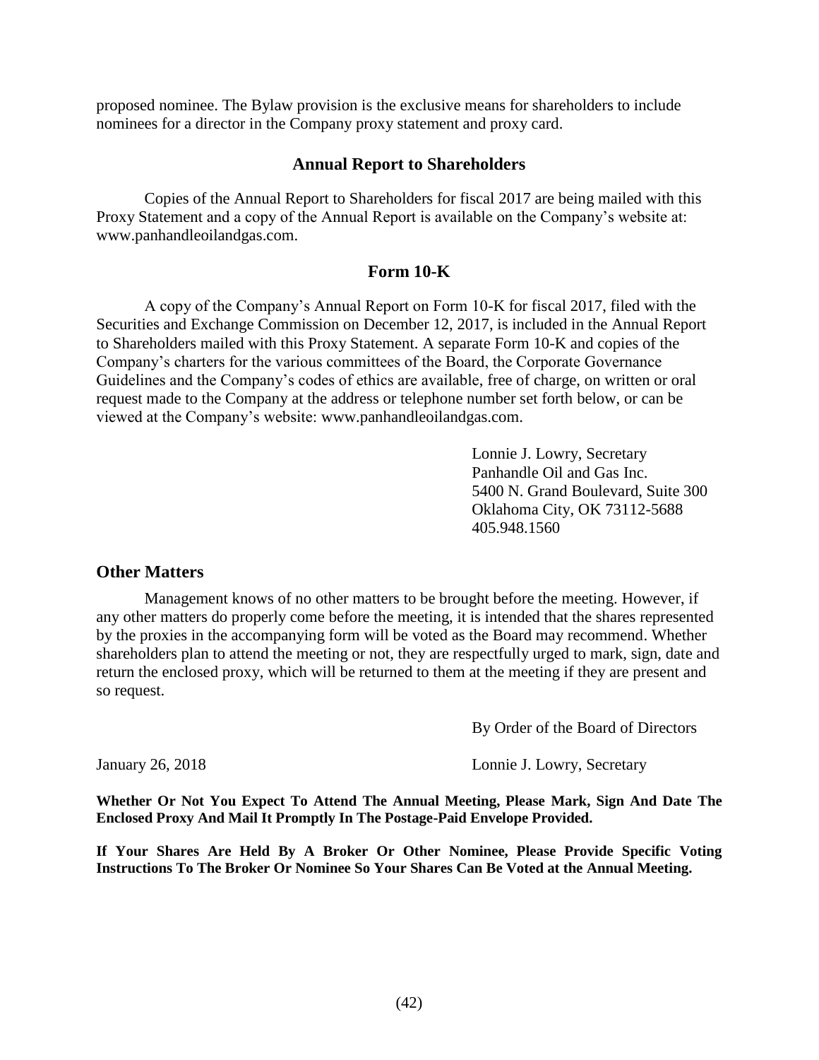proposed nominee. The Bylaw provision is the exclusive means for shareholders to include nominees for a director in the Company proxy statement and proxy card.

## Annual Report to Shareholders

Copies of the Annual Report to Shareholders for fiscal 2017 are being mailed with this Proxy Statement and a copy of the Annual Report is available on the Company's website at: www.panhandleoilandgas.com.

## Form 10-K

A copy of the Company's Annual Report on Form 10-K for fiscal 2017, filed with the Securities and Exchange Commission on December 12, 2017, is included in the Annual Report to Shareholders mailed with this Proxy Statement. A separate Form 10-K and copies of the Company's charters for the various committees of the Board, the Corporate Governance Guidelines and the Company's codes of ethics are available, free of charge, on written or oral request made to the Company at the address or telephone number set forth below, or can be viewed at the Company's website: www.panhandleoilandgas.com.

Lonnie J. Lowry, Secretary
Panhandle Oil and Gas Inc.
5400 N. Grand Boulevard, Suite 300
Oklahoma City, OK 73112-5688
405.948.1560

## Other Matters

Management knows of no other matters to be brought before the meeting. However, if any other matters do properly come before the meeting, it is intended that the shares represented by the proxies in the accompanying form will be voted as the Board may recommend. Whether shareholders plan to attend the meeting or not, they are respectfully urged to mark, sign, date and return the enclosed proxy, which will be returned to them at the meeting if they are present and so request.

By Order of the Board of Directors

January 26, 2018

Lonnie J. Lowry, Secretary

**Whether Or Not You Expect To Attend The Annual Meeting, Please Mark, Sign And Date The Enclosed Proxy And Mail It Promptly In The Postage-Paid Envelope Provided.**

**If Your Shares Are Held By A Broker Or Other Nominee, Please Provide Specific Voting Instructions To The Broker Or Nominee So Your Shares Can Be Voted at the Annual Meeting.**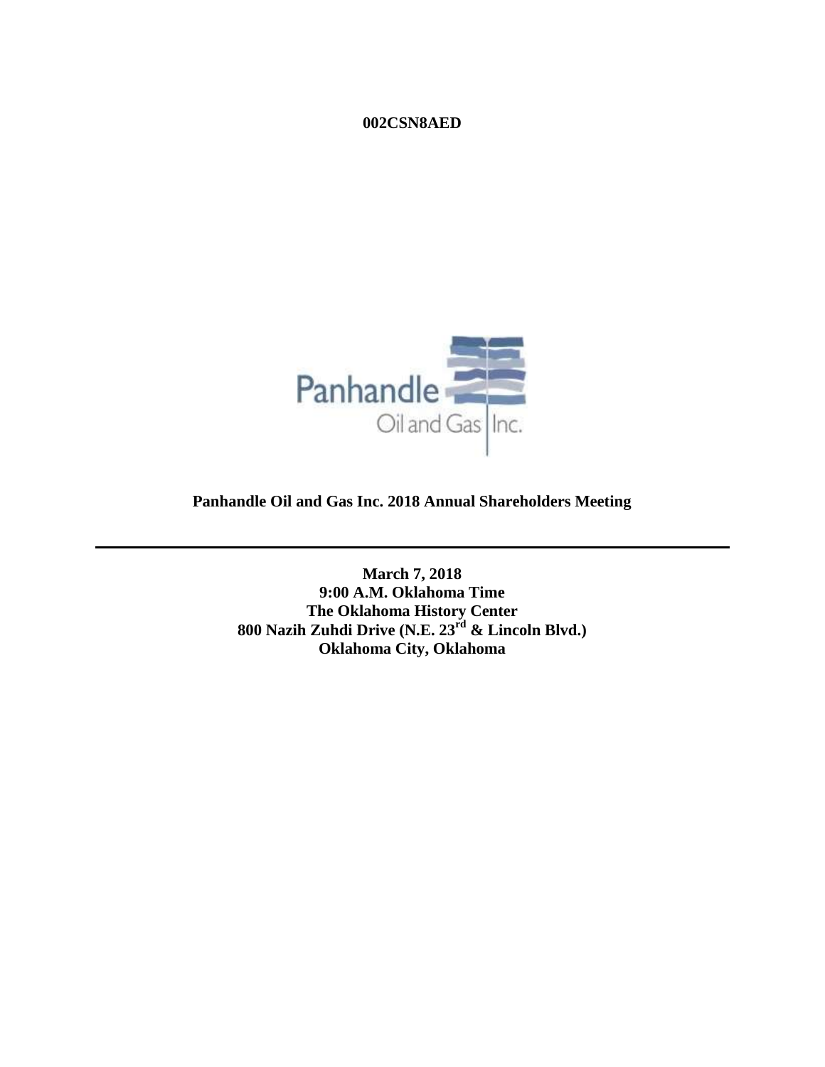**002CSN8AED**

Panhandle Oil and Gas Inc.

**Panhandle Oil and Gas Inc. 2018 Annual Shareholders Meeting**

---

**March 7, 2018**
**9:00 A.M. Oklahoma Time**
**The Oklahoma History Center**
**800 Nazih Zuhdi Drive (N.E. 23rd & Lincoln Blvd.)**
**Oklahoma City, Oklahoma**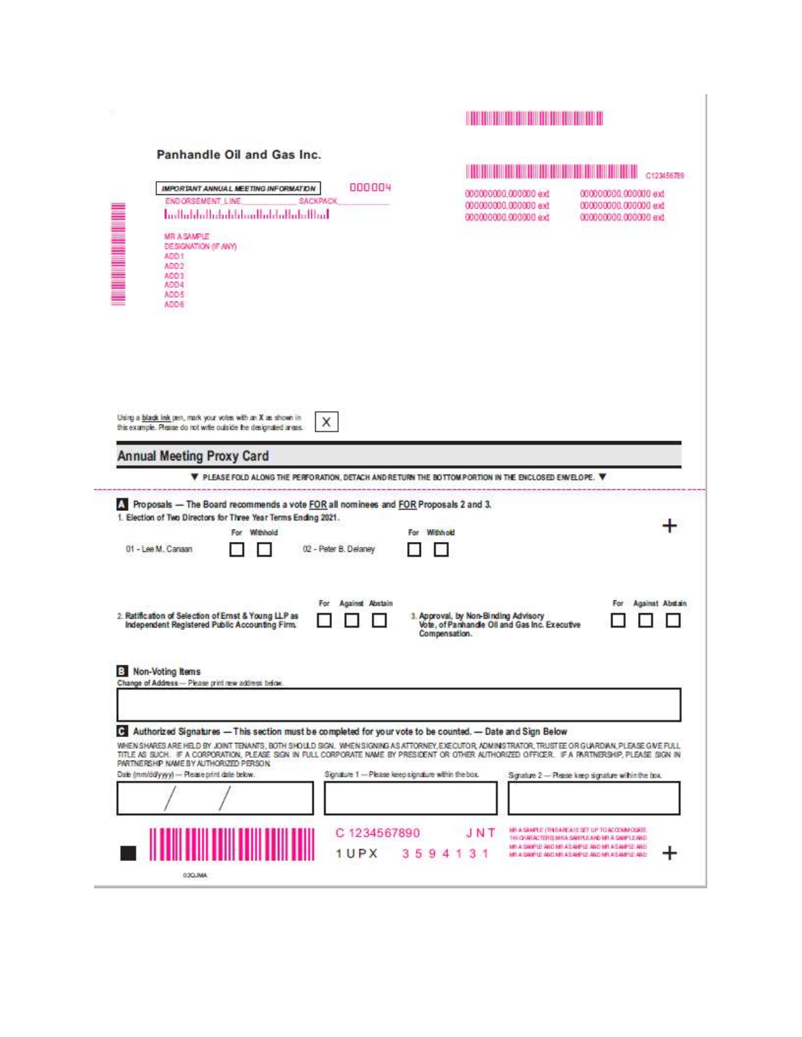Panhandle Oil and Gas Inc.

C123456789

IMPORTANT ANNUAL MEETING INFORMATION

000004

ENDORSEMENT_LINE______________ SACKPACK_______________

000000000.000000 ext 000000000.000000 ext
000000000.000000 ext 000000000.000000 ext
000000000.000000 ext 000000000.000000 ext

MR A SAMPLE
DESIGNATION (IF ANY)
ADD 1
ADD 2
ADD 3
ADD 4
ADD 5
ADD 6

Using a **black ink** pen, mark your votes with an **X** as shown in this example. Please do not write outside the designated areas. X

## Annual Meeting Proxy Card

▼ PLEASE FOLD ALONG THE PERFORATION, DETACH AND RETURN THE BOTTOM PORTION IN THE ENCLOSED ENVELOPE. ▼

**A Proposals — The Board recommends a vote FOR all nominees and FOR Proposals 2 and 3.**

1. Election of Two Directors for Three Year Terms Ending 2021.

| | For | Withhold | | For | Withhold |
|---|---|---|---|---|---|
| 01 - Lee M. Canaan | ☐ | ☐ | 02 - Peter B. Delaney | ☐ | ☐ |

| | For | Against | Abstain | | For | Against | Abstain |
|---|---|---|---|---|---|---|---|
| 2. Ratification of Selection of Ernst & Young LLP as Independent Registered Public Accounting Firm. | ☐ | ☐ | ☐ | 3. Approval, by Non-Binding Advisory Vote, of Panhandle Oil and Gas Inc. Executive Compensation. | ☐ | ☐ | ☐ |

**B Non-Voting Items**

**Change of Address** — Please print new address below.

**C Authorized Signatures — This section must be completed for your vote to be counted. — Date and Sign Below**

WHEN SHARES ARE HELD BY JOINT TENANTS, BOTH SHOULD SIGN. WHEN SIGNING AS ATTORNEY, EXECUTOR, ADMINISTRATOR, TRUSTEE OR GUARDIAN, PLEASE GIVE FULL TITLE AS SUCH. IF A CORPORATION, PLEASE SIGN IN FULL CORPORATE NAME BY PRESIDENT OR OTHER AUTHORIZED OFFICER. IF A PARTNERSHIP, PLEASE SIGN IN PARTNERSHIP NAME BY AUTHORIZED PERSON.

| Date (mm/dd/yyyy) — Please print date below. | Signature 1 — Please keep signature within the box. | Signature 2 — Please keep signature within the box. |
|---|---|---|
| / / | | |

C 1234567890 J N T

1 U P X 3 5 9 4 1 3 1

MR A SAMPLE (THIS AREA IS SET UP TO ACCOMMODATE 140 CHARACTERS) MR A SAMPLE AND MR A SAMPLE AND MR A SAMPLE AND MR A SAMPLE AND MR A SAMPLE AND MR A SAMPLE AND MR A SAMPLE AND MR A SAMPLE AND

02QJMA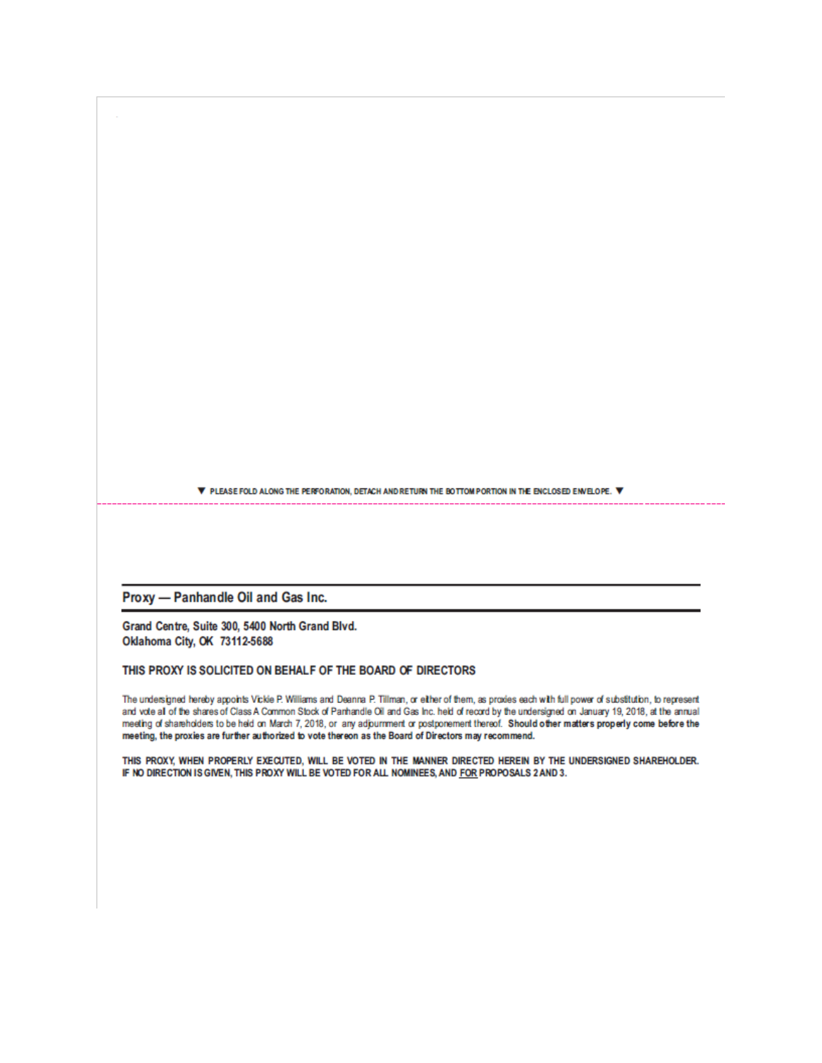▼ PLEASE FOLD ALONG THE PERFORATION, DETACH AND RETURN THE BOTTOM PORTION IN THE ENCLOSED ENVELOPE. ▼

## Proxy — Panhandle Oil and Gas Inc.

**Grand Centre, Suite 300, 5400 North Grand Blvd.**
**Oklahoma City, OK 73112-5688**

**THIS PROXY IS SOLICITED ON BEHALF OF THE BOARD OF DIRECTORS**

The undersigned hereby appoints Vickie P. Williams and Deanna P. Tillman, or either of them, as proxies each with full power of substitution, to represent and vote all of the shares of Class A Common Stock of Panhandle Oil and Gas Inc. held of record by the undersigned on January 19, 2018, at the annual meeting of shareholders to be held on March 7, 2018, or any adjournment or postponement thereof. **Should other matters properly come before the meeting, the proxies are further authorized to vote thereon as the Board of Directors may recommend.**

**THIS PROXY, WHEN PROPERLY EXECUTED, WILL BE VOTED IN THE MANNER DIRECTED HEREIN BY THE UNDERSIGNED SHAREHOLDER. IF NO DIRECTION IS GIVEN, THIS PROXY WILL BE VOTED FOR ALL NOMINEES, AND FOR PROPOSALS 2 AND 3.**